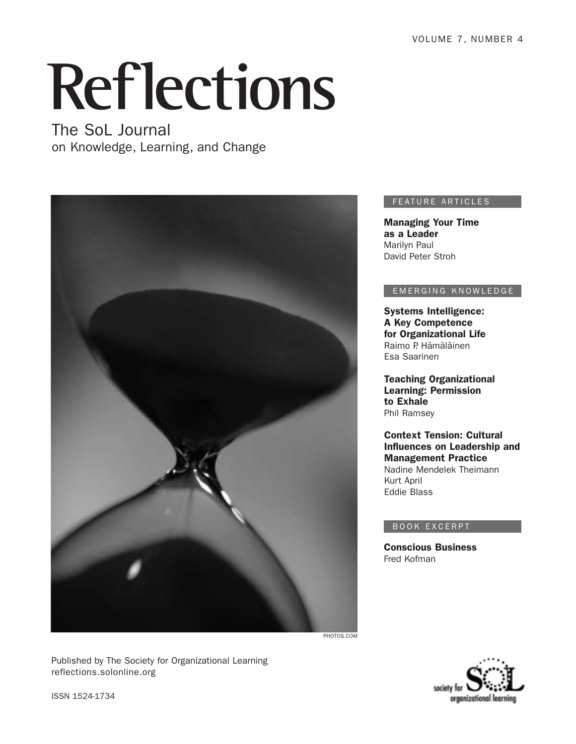VOLUME 7, NUMBER 4

# Reflections

## The SoL Journal
on Knowledge, Learning, and Change

PHOTOS.COM

### FEATURE ARTICLES

**Managing Your Time as a Leader**
Marilyn Paul
David Peter Stroh

### EMERGING KNOWLEDGE

**Systems Intelligence: A Key Competence for Organizational Life**
Raimo P. Hämäläinen
Esa Saarinen

**Teaching Organizational Learning: Permission to Exhale**
Phil Ramsey

**Context Tension: Cultural Influences on Leadership and Management Practice**
Nadine Mendelek Theimann
Kurt April
Eddie Blass

### BOOK EXCERPT

**Conscious Business**
Fred Kofman

Published by The Society for Organizational Learning
reflections.solonline.org

ISSN 1524-1734

society for SoL organizational learning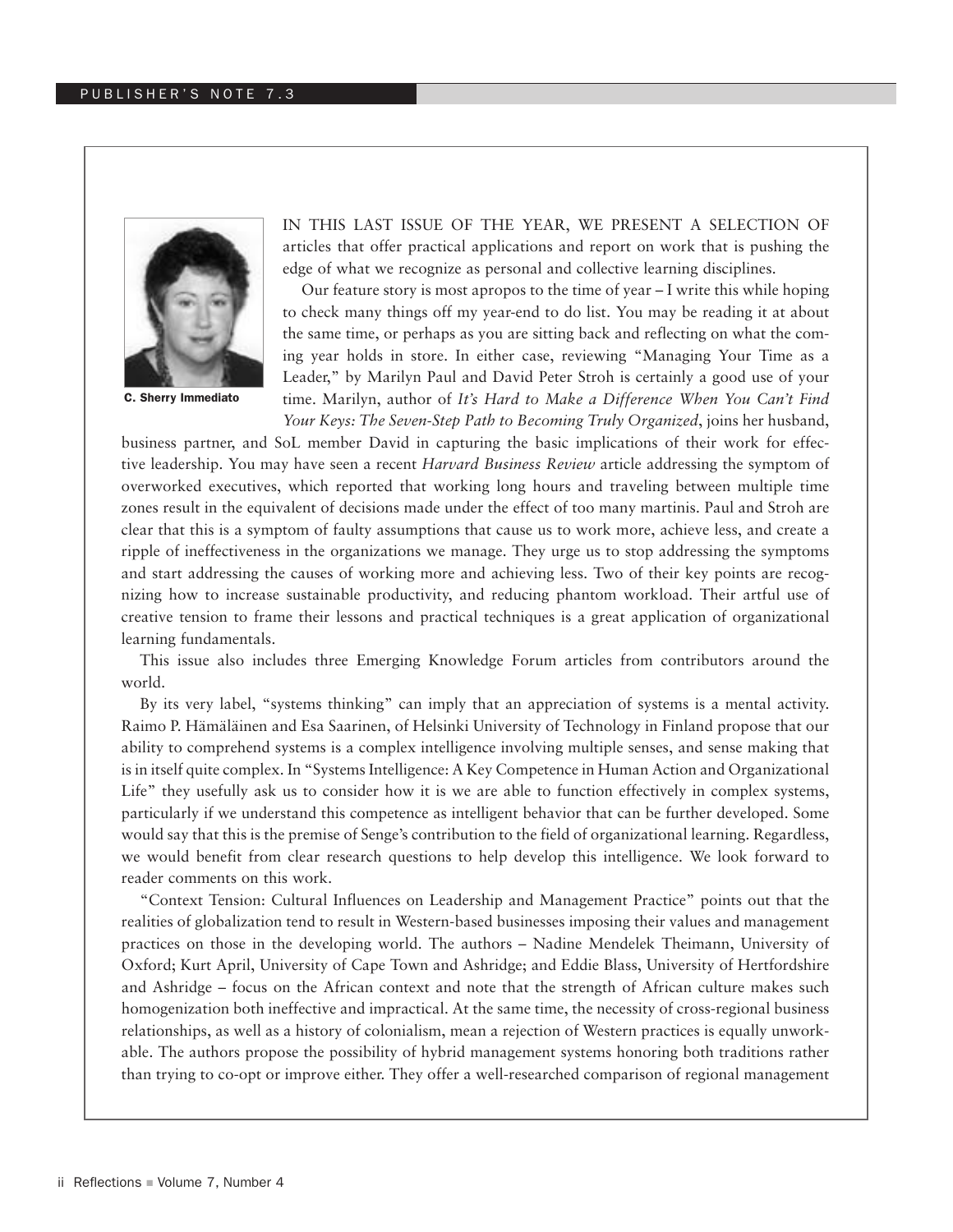## PUBLISHER'S NOTE 7.3

C. Sherry Immediato

IN THIS LAST ISSUE OF THE YEAR, WE PRESENT A SELECTION OF articles that offer practical applications and report on work that is pushing the edge of what we recognize as personal and collective learning disciplines.

Our feature story is most apropos to the time of year – I write this while hoping to check many things off my year-end to do list. You may be reading it at about the same time, or perhaps as you are sitting back and reflecting on what the coming year holds in store. In either case, reviewing "Managing Your Time as a Leader," by Marilyn Paul and David Peter Stroh is certainly a good use of your time. Marilyn, author of *It's Hard to Make a Difference When You Can't Find Your Keys: The Seven-Step Path to Becoming Truly Organized*, joins her husband, business partner, and SoL member David in capturing the basic implications of their work for effective leadership. You may have seen a recent *Harvard Business Review* article addressing the symptom of overworked executives, which reported that working long hours and traveling between multiple time zones result in the equivalent of decisions made under the effect of too many martinis. Paul and Stroh are clear that this is a symptom of faulty assumptions that cause us to work more, achieve less, and create a ripple of ineffectiveness in the organizations we manage. They urge us to stop addressing the symptoms and start addressing the causes of working more and achieving less. Two of their key points are recognizing how to increase sustainable productivity, and reducing phantom workload. Their artful use of creative tension to frame their lessons and practical techniques is a great application of organizational learning fundamentals.

This issue also includes three Emerging Knowledge Forum articles from contributors around the world.

By its very label, "systems thinking" can imply that an appreciation of systems is a mental activity. Raimo P. Hämäläinen and Esa Saarinen, of Helsinki University of Technology in Finland propose that our ability to comprehend systems is a complex intelligence involving multiple senses, and sense making that is in itself quite complex. In "Systems Intelligence: A Key Competence in Human Action and Organizational Life" they usefully ask us to consider how it is we are able to function effectively in complex systems, particularly if we understand this competence as intelligent behavior that can be further developed. Some would say that this is the premise of Senge's contribution to the field of organizational learning. Regardless, we would benefit from clear research questions to help develop this intelligence. We look forward to reader comments on this work.

"Context Tension: Cultural Influences on Leadership and Management Practice" points out that the realities of globalization tend to result in Western-based businesses imposing their values and management practices on those in the developing world. The authors – Nadine Mendelek Theimann, University of Oxford; Kurt April, University of Cape Town and Ashridge; and Eddie Blass, University of Hertfordshire and Ashridge – focus on the African context and note that the strength of African culture makes such homogenization both ineffective and impractical. At the same time, the necessity of cross-regional business relationships, as well as a history of colonialism, mean a rejection of Western practices is equally unworkable. The authors propose the possibility of hybrid management systems honoring both traditions rather than trying to co-opt or improve either. They offer a well-researched comparison of regional management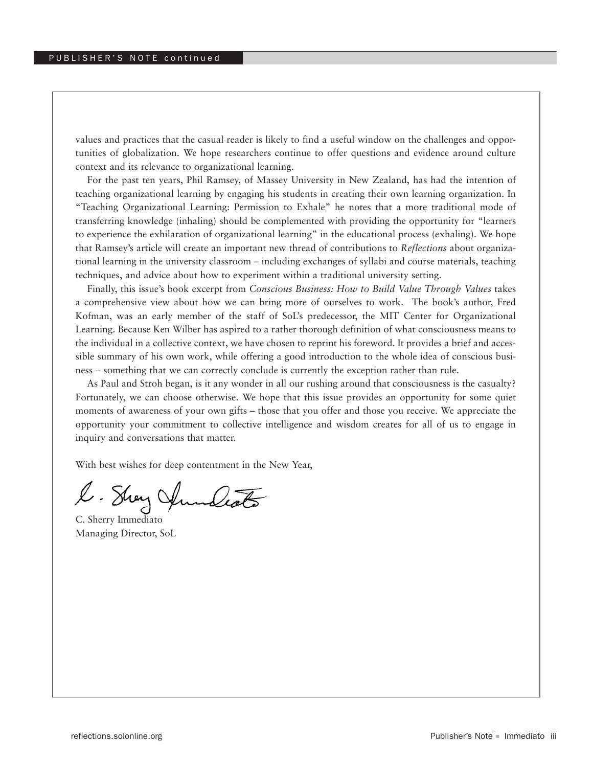values and practices that the casual reader is likely to find a useful window on the challenges and opportunities of globalization. We hope researchers continue to offer questions and evidence around culture context and its relevance to organizational learning.

For the past ten years, Phil Ramsey, of Massey University in New Zealand, has had the intention of teaching organizational learning by engaging his students in creating their own learning organization. In "Teaching Organizational Learning: Permission to Exhale" he notes that a more traditional mode of transferring knowledge (inhaling) should be complemented with providing the opportunity for "learners to experience the exhilaration of organizational learning" in the educational process (exhaling). We hope that Ramsey's article will create an important new thread of contributions to *Reflections* about organizational learning in the university classroom – including exchanges of syllabi and course materials, teaching techniques, and advice about how to experiment within a traditional university setting.

Finally, this issue's book excerpt from *Conscious Business: How to Build Value Through Values* takes a comprehensive view about how we can bring more of ourselves to work. The book's author, Fred Kofman, was an early member of the staff of SoL's predecessor, the MIT Center for Organizational Learning. Because Ken Wilber has aspired to a rather thorough definition of what consciousness means to the individual in a collective context, we have chosen to reprint his foreword. It provides a brief and accessible summary of his own work, while offering a good introduction to the whole idea of conscious business – something that we can correctly conclude is currently the exception rather than rule.

As Paul and Stroh began, is it any wonder in all our rushing around that consciousness is the casualty? Fortunately, we can choose otherwise. We hope that this issue provides an opportunity for some quiet moments of awareness of your own gifts – those that you offer and those you receive. We appreciate the opportunity your commitment to collective intelligence and wisdom creates for all of us to engage in inquiry and conversations that matter.

With best wishes for deep contentment in the New Year,

C. Sherry Immediato
Managing Director, SoL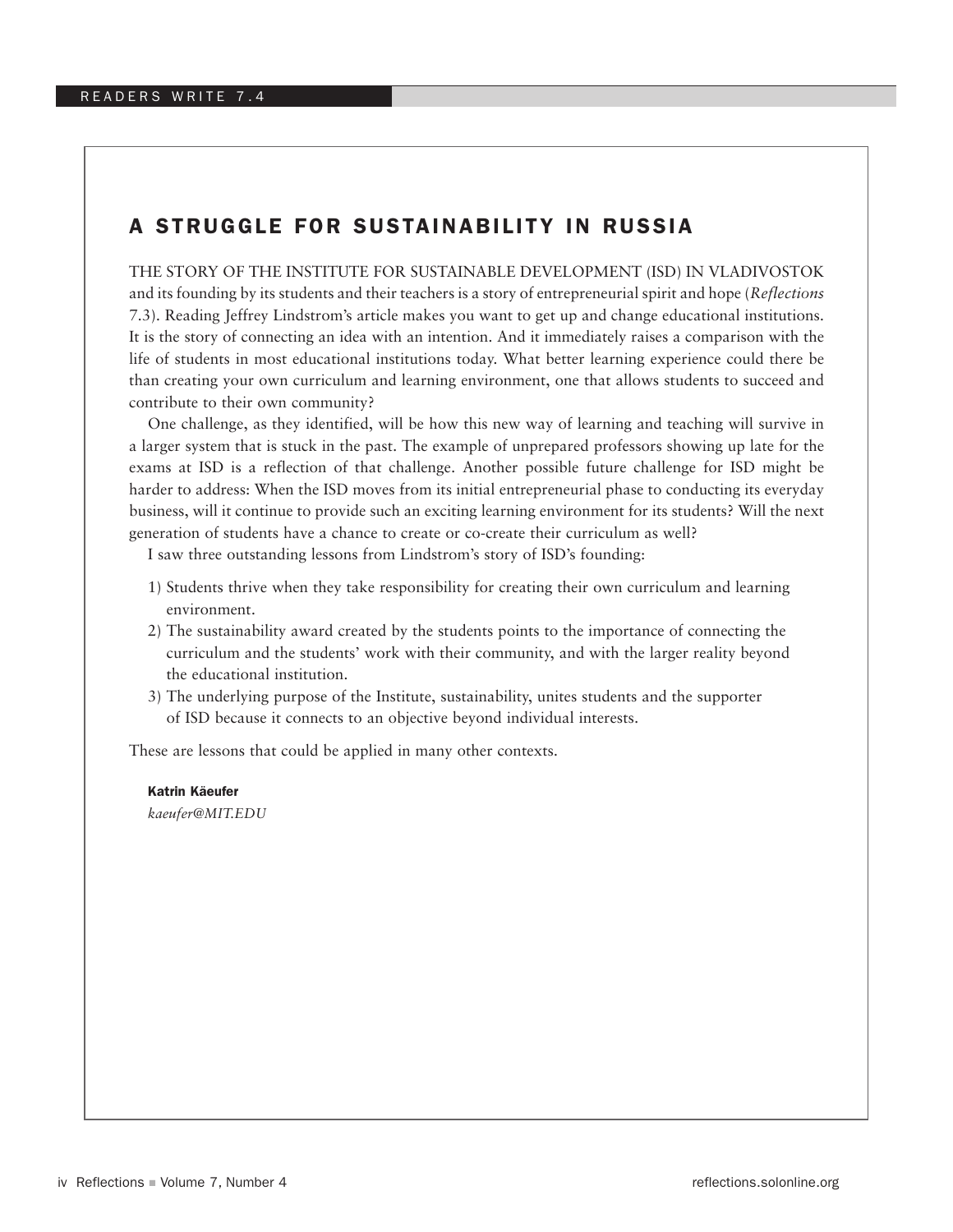## A STRUGGLE FOR SUSTAINABILITY IN RUSSIA

THE STORY OF THE INSTITUTE FOR SUSTAINABLE DEVELOPMENT (ISD) IN VLADIVOSTOK and its founding by its students and their teachers is a story of entrepreneurial spirit and hope (*Reflections* 7.3). Reading Jeffrey Lindstrom's article makes you want to get up and change educational institutions. It is the story of connecting an idea with an intention. And it immediately raises a comparison with the life of students in most educational institutions today. What better learning experience could there be than creating your own curriculum and learning environment, one that allows students to succeed and contribute to their own community?

One challenge, as they identified, will be how this new way of learning and teaching will survive in a larger system that is stuck in the past. The example of unprepared professors showing up late for the exams at ISD is a reflection of that challenge. Another possible future challenge for ISD might be harder to address: When the ISD moves from its initial entrepreneurial phase to conducting its everyday business, will it continue to provide such an exciting learning environment for its students? Will the next generation of students have a chance to create or co-create their curriculum as well?

I saw three outstanding lessons from Lindstrom's story of ISD's founding:

1) Students thrive when they take responsibility for creating their own curriculum and learning environment.
2) The sustainability award created by the students points to the importance of connecting the curriculum and the students' work with their community, and with the larger reality beyond the educational institution.
3) The underlying purpose of the Institute, sustainability, unites students and the supporter of ISD because it connects to an objective beyond individual interests.

These are lessons that could be applied in many other contexts.

**Katrin Käeufer**
*kaeufer@MIT.EDU*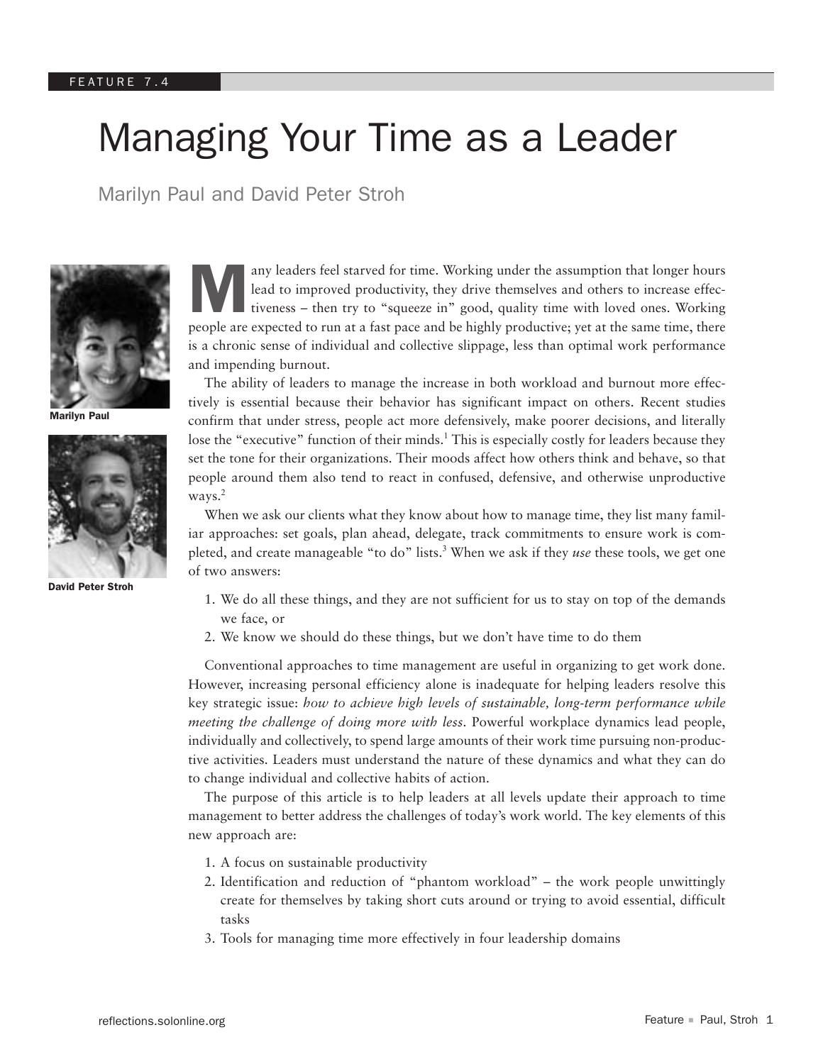FEATURE 7.4

# Managing Your Time as a Leader

Marilyn Paul and David Peter Stroh

Marilyn Paul

David Peter Stroh

Many leaders feel starved for time. Working under the assumption that longer hours lead to improved productivity, they drive themselves and others to increase effectiveness – then try to "squeeze in" good, quality time with loved ones. Working people are expected to run at a fast pace and be highly productive; yet at the same time, there is a chronic sense of individual and collective slippage, less than optimal work performance and impending burnout.

The ability of leaders to manage the increase in both workload and burnout more effectively is essential because their behavior has significant impact on others. Recent studies confirm that under stress, people act more defensively, make poorer decisions, and literally lose the "executive" function of their minds.[1] This is especially costly for leaders because they set the tone for their organizations. Their moods affect how others think and behave, so that people around them also tend to react in confused, defensive, and otherwise unproductive ways.[2]

When we ask our clients what they know about how to manage time, they list many familiar approaches: set goals, plan ahead, delegate, track commitments to ensure work is completed, and create manageable "to do" lists.[3] When we ask if they *use* these tools, we get one of two answers:

1. We do all these things, and they are not sufficient for us to stay on top of the demands we face, or
2. We know we should do these things, but we don't have time to do them

Conventional approaches to time management are useful in organizing to get work done. However, increasing personal efficiency alone is inadequate for helping leaders resolve this key strategic issue: *how to achieve high levels of sustainable, long-term performance while meeting the challenge of doing more with less*. Powerful workplace dynamics lead people, individually and collectively, to spend large amounts of their work time pursuing non-productive activities. Leaders must understand the nature of these dynamics and what they can do to change individual and collective habits of action.

The purpose of this article is to help leaders at all levels update their approach to time management to better address the challenges of today's work world. The key elements of this new approach are:

1. A focus on sustainable productivity
2. Identification and reduction of "phantom workload" – the work people unwittingly create for themselves by taking short cuts around or trying to avoid essential, difficult tasks
3. Tools for managing time more effectively in four leadership domains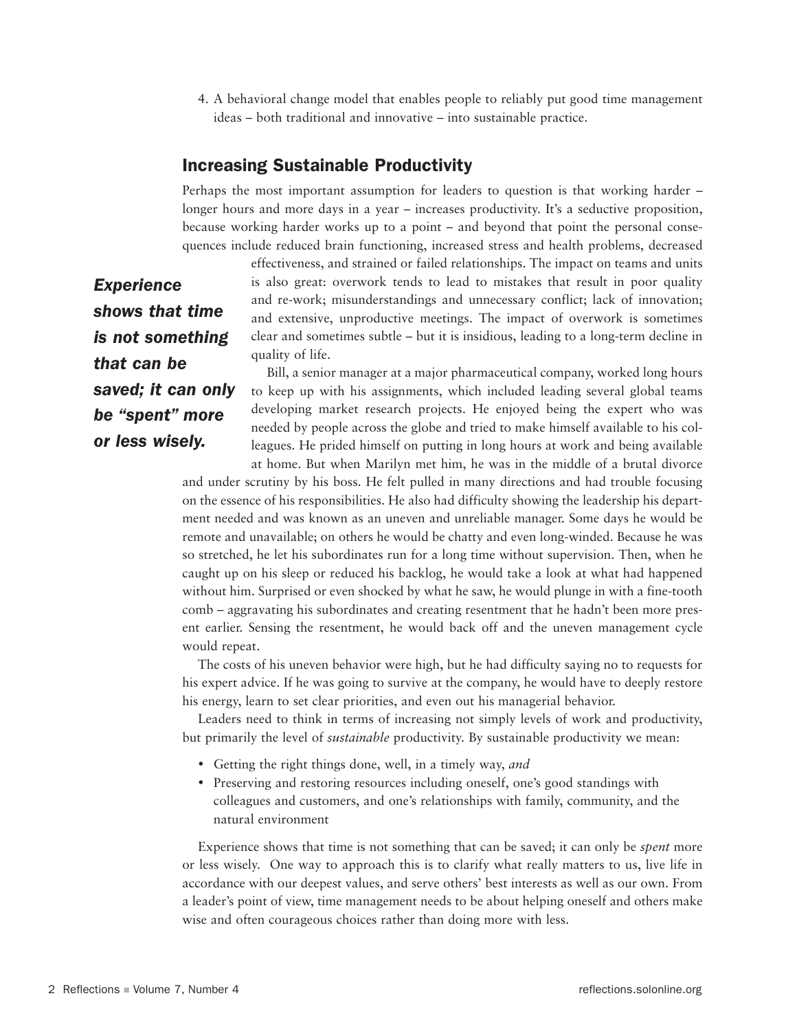4. A behavioral change model that enables people to reliably put good time management ideas – both traditional and innovative – into sustainable practice.

## Increasing Sustainable Productivity

Perhaps the most important assumption for leaders to question is that working harder – longer hours and more days in a year – increases productivity. It's a seductive proposition, because working harder works up to a point – and beyond that point the personal consequences include reduced brain functioning, increased stress and health problems, decreased effectiveness, and strained or failed relationships. The impact on teams and units is also great: overwork tends to lead to mistakes that result in poor quality and re-work; misunderstandings and unnecessary conflict; lack of innovation; and extensive, unproductive meetings. The impact of overwork is sometimes clear and sometimes subtle – but it is insidious, leading to a long-term decline in quality of life.

***Experience shows that time is not something that can be saved; it can only be "spent" more or less wisely.***

Bill, a senior manager at a major pharmaceutical company, worked long hours to keep up with his assignments, which included leading several global teams developing market research projects. He enjoyed being the expert who was needed by people across the globe and tried to make himself available to his colleagues. He prided himself on putting in long hours at work and being available at home. But when Marilyn met him, he was in the middle of a brutal divorce and under scrutiny by his boss. He felt pulled in many directions and had trouble focusing on the essence of his responsibilities. He also had difficulty showing the leadership his department needed and was known as an uneven and unreliable manager. Some days he would be remote and unavailable; on others he would be chatty and even long-winded. Because he was so stretched, he let his subordinates run for a long time without supervision. Then, when he caught up on his sleep or reduced his backlog, he would take a look at what had happened without him. Surprised or even shocked by what he saw, he would plunge in with a fine-tooth comb – aggravating his subordinates and creating resentment that he hadn't been more present earlier. Sensing the resentment, he would back off and the uneven management cycle would repeat.

The costs of his uneven behavior were high, but he had difficulty saying no to requests for his expert advice. If he was going to survive at the company, he would have to deeply restore his energy, learn to set clear priorities, and even out his managerial behavior.

Leaders need to think in terms of increasing not simply levels of work and productivity, but primarily the level of *sustainable* productivity. By sustainable productivity we mean:

- Getting the right things done, well, in a timely way, *and*
- Preserving and restoring resources including oneself, one's good standings with colleagues and customers, and one's relationships with family, community, and the natural environment

Experience shows that time is not something that can be saved; it can only be *spent* more or less wisely. One way to approach this is to clarify what really matters to us, live life in accordance with our deepest values, and serve others' best interests as well as our own. From a leader's point of view, time management needs to be about helping oneself and others make wise and often courageous choices rather than doing more with less.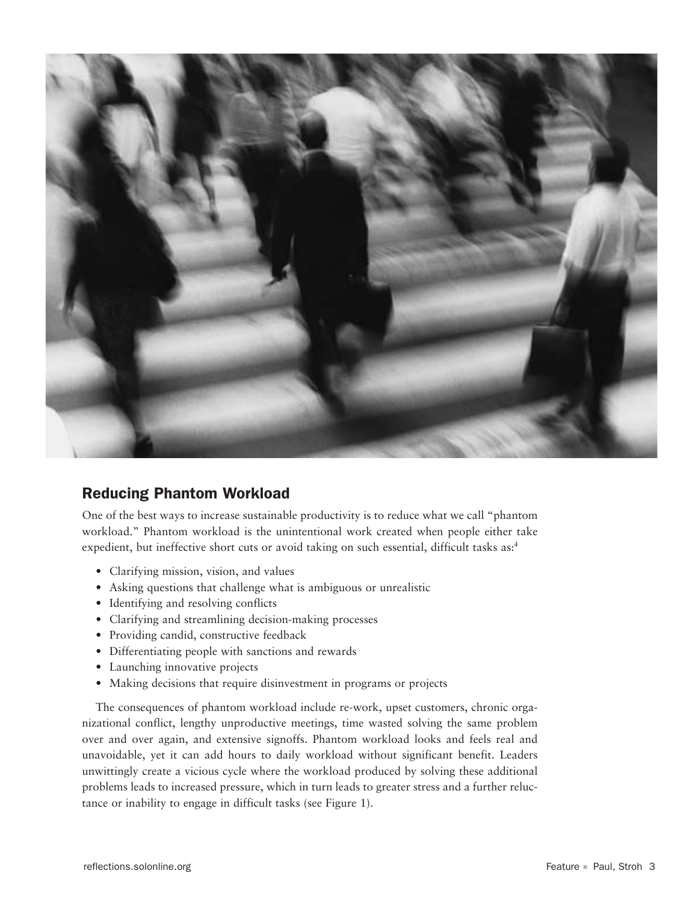## Reducing Phantom Workload

One of the best ways to increase sustainable productivity is to reduce what we call "phantom workload." Phantom workload is the unintentional work created when people either take expedient, but ineffective short cuts or avoid taking on such essential, difficult tasks as:[4]

- Clarifying mission, vision, and values
- Asking questions that challenge what is ambiguous or unrealistic
- Identifying and resolving conflicts
- Clarifying and streamlining decision-making processes
- Providing candid, constructive feedback
- Differentiating people with sanctions and rewards
- Launching innovative projects
- Making decisions that require disinvestment in programs or projects

The consequences of phantom workload include re-work, upset customers, chronic organizational conflict, lengthy unproductive meetings, time wasted solving the same problem over and over again, and extensive signoffs. Phantom workload looks and feels real and unavoidable, yet it can add hours to daily workload without significant benefit. Leaders unwittingly create a vicious cycle where the workload produced by solving these additional problems leads to increased pressure, which in turn leads to greater stress and a further reluctance or inability to engage in difficult tasks (see Figure 1).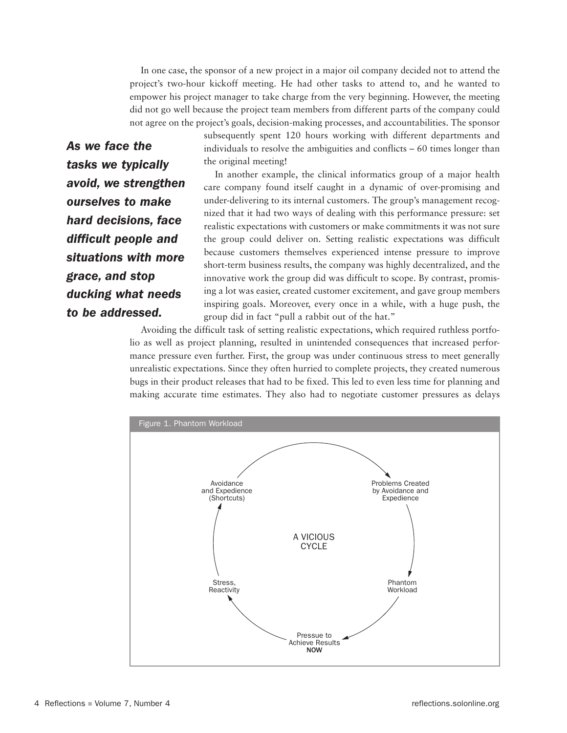In one case, the sponsor of a new project in a major oil company decided not to attend the project's two-hour kickoff meeting. He had other tasks to attend to, and he wanted to empower his project manager to take charge from the very beginning. However, the meeting did not go well because the project team members from different parts of the company could not agree on the project's goals, decision-making processes, and accountabilities. The sponsor subsequently spent 120 hours working with different departments and individuals to resolve the ambiguities and conflicts – 60 times longer than the original meeting!

***As we face the tasks we typically avoid, we strengthen ourselves to make hard decisions, face difficult people and situations with more grace, and stop ducking what needs to be addressed.***

In another example, the clinical informatics group of a major health care company found itself caught in a dynamic of over-promising and under-delivering to its internal customers. The group's management recognized that it had two ways of dealing with this performance pressure: set realistic expectations with customers or make commitments it was not sure the group could deliver on. Setting realistic expectations was difficult because customers themselves experienced intense pressure to improve short-term business results, the company was highly decentralized, and the innovative work the group did was difficult to scope. By contrast, promising a lot was easier, created customer excitement, and gave group members inspiring goals. Moreover, every once in a while, with a huge push, the group did in fact "pull a rabbit out of the hat."

Avoiding the difficult task of setting realistic expectations, which required ruthless portfolio as well as project planning, resulted in unintended consequences that increased performance pressure even further. First, the group was under continuous stress to meet generally unrealistic expectations. Since they often hurried to complete projects, they created numerous bugs in their product releases that had to be fixed. This led to even less time for planning and making accurate time estimates. They also had to negotiate customer pressures as delays

Figure 1. Phantom Workload

Avoidance and Expedience (Shortcuts)

Problems Created by Avoidance and Expedience

A VICIOUS CYCLE

Phantom Workload

Pressue to Achieve Results **NOW**

Stress, Reactivity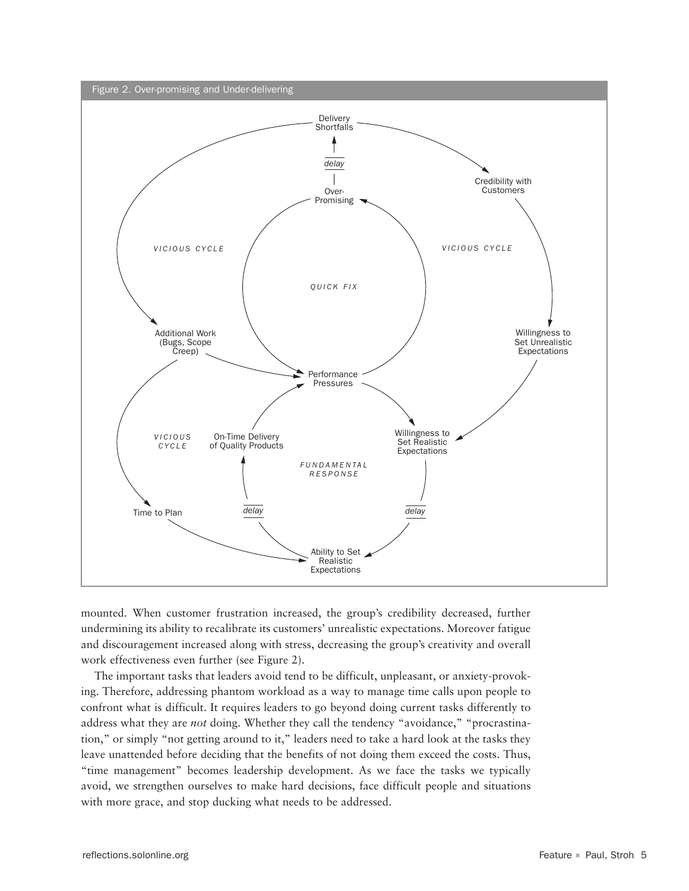Figure 2. Over-promising and Under-delivering

Delivery Shortfalls

delay

Over-Promising

Credibility with Customers

VICIOUS CYCLE

VICIOUS CYCLE

QUICK FIX

Additional Work (Bugs, Scope Creep)

Willingness to Set Unrealistic Expectations

Performance Pressures

VICIOUS CYCLE

On-Time Delivery of Quality Products

Willingness to Set Realistic Expectations

FUNDAMENTAL RESPONSE

Time to Plan

delay

delay

Ability to Set Realistic Expectations

mounted. When customer frustration increased, the group's credibility decreased, further undermining its ability to recalibrate its customers' unrealistic expectations. Moreover fatigue and discouragement increased along with stress, decreasing the group's creativity and overall work effectiveness even further (see Figure 2).

The important tasks that leaders avoid tend to be difficult, unpleasant, or anxiety-provoking. Therefore, addressing phantom workload as a way to manage time calls upon people to confront what is difficult. It requires leaders to go beyond doing current tasks differently to address what they are *not* doing. Whether they call the tendency "avoidance," "procrastination," or simply "not getting around to it," leaders need to take a hard look at the tasks they leave unattended before deciding that the benefits of not doing them exceed the costs. Thus, "time management" becomes leadership development. As we face the tasks we typically avoid, we strengthen ourselves to make hard decisions, face difficult people and situations with more grace, and stop ducking what needs to be addressed.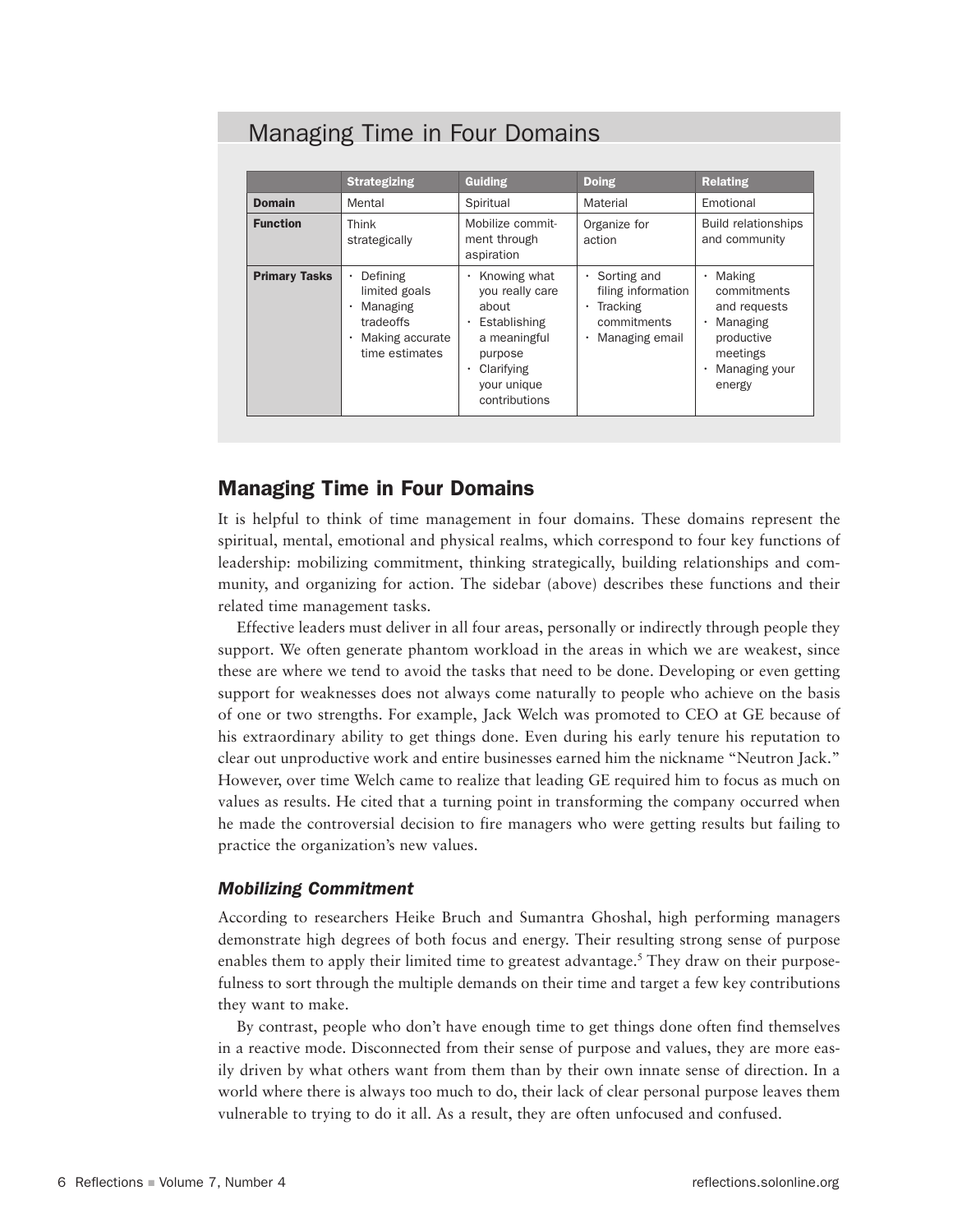## Managing Time in Four Domains

| | Strategizing | Guiding | Doing | Relating |
|---|---|---|---|---|
| **Domain** | Mental | Spiritual | Material | Emotional |
| **Function** | Think strategically | Mobilize commitment through aspiration | Organize for action | Build relationships and community |
| **Primary Tasks** | • Defining limited goals<br>• Managing tradeoffs<br>• Making accurate time estimates | • Knowing what you really care about<br>• Establishing a meaningful purpose<br>• Clarifying your unique contributions | • Sorting and filing information<br>• Tracking commitments<br>• Managing email | • Making commitments and requests<br>• Managing productive meetings<br>• Managing your energy |

## Managing Time in Four Domains

It is helpful to think of time management in four domains. These domains represent the spiritual, mental, emotional and physical realms, which correspond to four key functions of leadership: mobilizing commitment, thinking strategically, building relationships and community, and organizing for action. The sidebar (above) describes these functions and their related time management tasks.

Effective leaders must deliver in all four areas, personally or indirectly through people they support. We often generate phantom workload in the areas in which we are weakest, since these are where we tend to avoid the tasks that need to be done. Developing or even getting support for weaknesses does not always come naturally to people who achieve on the basis of one or two strengths. For example, Jack Welch was promoted to CEO at GE because of his extraordinary ability to get things done. Even during his early tenure his reputation to clear out unproductive work and entire businesses earned him the nickname "Neutron Jack." However, over time Welch came to realize that leading GE required him to focus as much on values as results. He cited that a turning point in transforming the company occurred when he made the controversial decision to fire managers who were getting results but failing to practice the organization's new values.

### *Mobilizing Commitment*

According to researchers Heike Bruch and Sumantra Ghoshal, high performing managers demonstrate high degrees of both focus and energy. Their resulting strong sense of purpose enables them to apply their limited time to greatest advantage.[5] They draw on their purposefulness to sort through the multiple demands on their time and target a few key contributions they want to make.

By contrast, people who don't have enough time to get things done often find themselves in a reactive mode. Disconnected from their sense of purpose and values, they are more easily driven by what others want from them than by their own innate sense of direction. In a world where there is always too much to do, their lack of clear personal purpose leaves them vulnerable to trying to do it all. As a result, they are often unfocused and confused.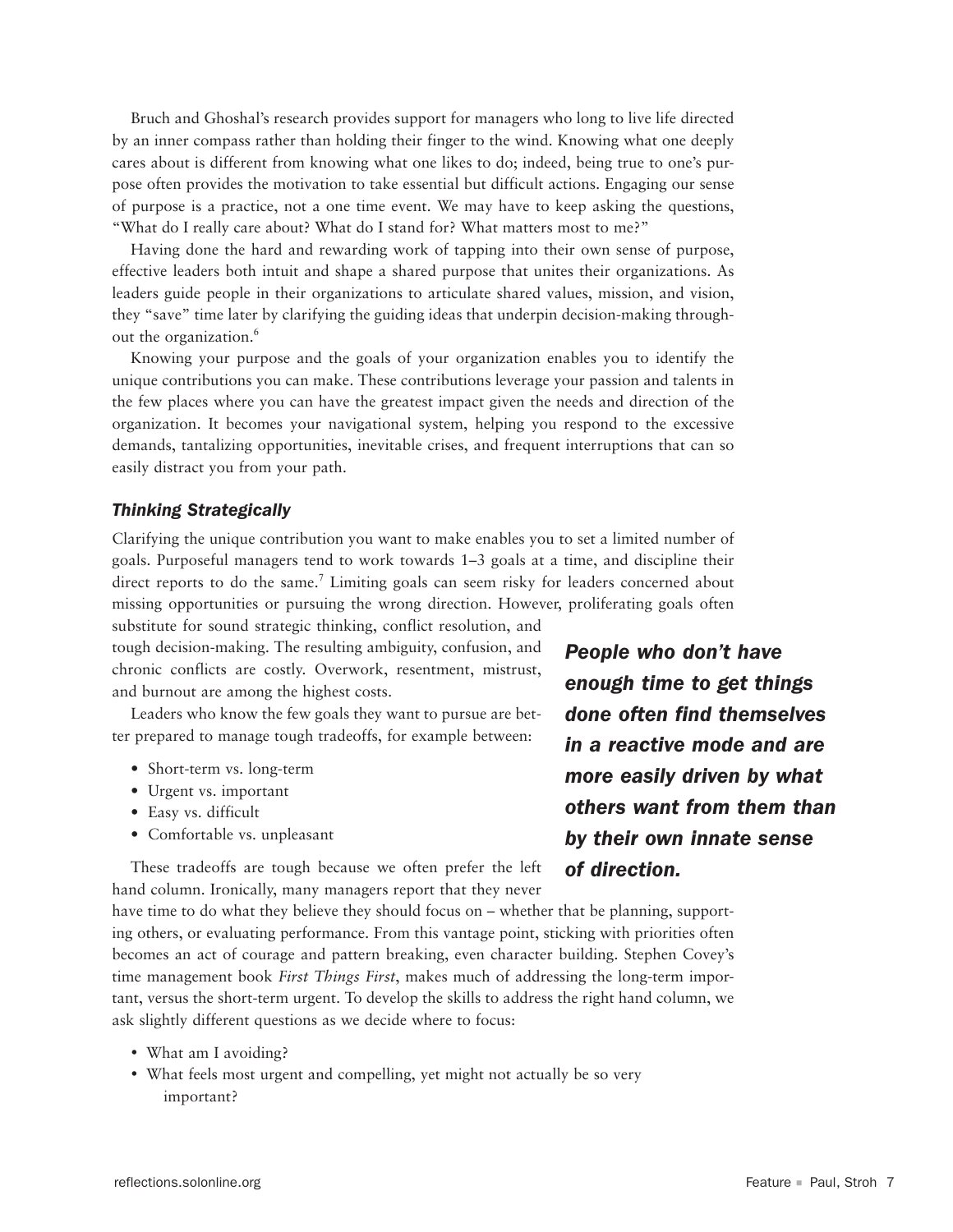Bruch and Ghoshal's research provides support for managers who long to live life directed by an inner compass rather than holding their finger to the wind. Knowing what one deeply cares about is different from knowing what one likes to do; indeed, being true to one's purpose often provides the motivation to take essential but difficult actions. Engaging our sense of purpose is a practice, not a one time event. We may have to keep asking the questions, "What do I really care about? What do I stand for? What matters most to me?"

Having done the hard and rewarding work of tapping into their own sense of purpose, effective leaders both intuit and shape a shared purpose that unites their organizations. As leaders guide people in their organizations to articulate shared values, mission, and vision, they "save" time later by clarifying the guiding ideas that underpin decision-making throughout the organization.[6]

Knowing your purpose and the goals of your organization enables you to identify the unique contributions you can make. These contributions leverage your passion and talents in the few places where you can have the greatest impact given the needs and direction of the organization. It becomes your navigational system, helping you respond to the excessive demands, tantalizing opportunities, inevitable crises, and frequent interruptions that can so easily distract you from your path.

### *Thinking Strategically*

Clarifying the unique contribution you want to make enables you to set a limited number of goals. Purposeful managers tend to work towards 1–3 goals at a time, and discipline their direct reports to do the same.[7] Limiting goals can seem risky for leaders concerned about missing opportunities or pursuing the wrong direction. However, proliferating goals often substitute for sound strategic thinking, conflict resolution, and tough decision-making. The resulting ambiguity, confusion, and chronic conflicts are costly. Overwork, resentment, mistrust, and burnout are among the highest costs.

Leaders who know the few goals they want to pursue are better prepared to manage tough tradeoffs, for example between:

- Short-term vs. long-term
- Urgent vs. important
- Easy vs. difficult
- Comfortable vs. unpleasant

These tradeoffs are tough because we often prefer the left hand column. Ironically, many managers report that they never have time to do what they believe they should focus on – whether that be planning, supporting others, or evaluating performance. From this vantage point, sticking with priorities often becomes an act of courage and pattern breaking, even character building. Stephen Covey's time management book *First Things First*, makes much of addressing the long-term important, versus the short-term urgent. To develop the skills to address the right hand column, we ask slightly different questions as we decide where to focus:

- What am I avoiding?
- What feels most urgent and compelling, yet might not actually be so very important?

***People who don't have enough time to get things done often find themselves in a reactive mode and are more easily driven by what others want from them than by their own innate sense of direction.***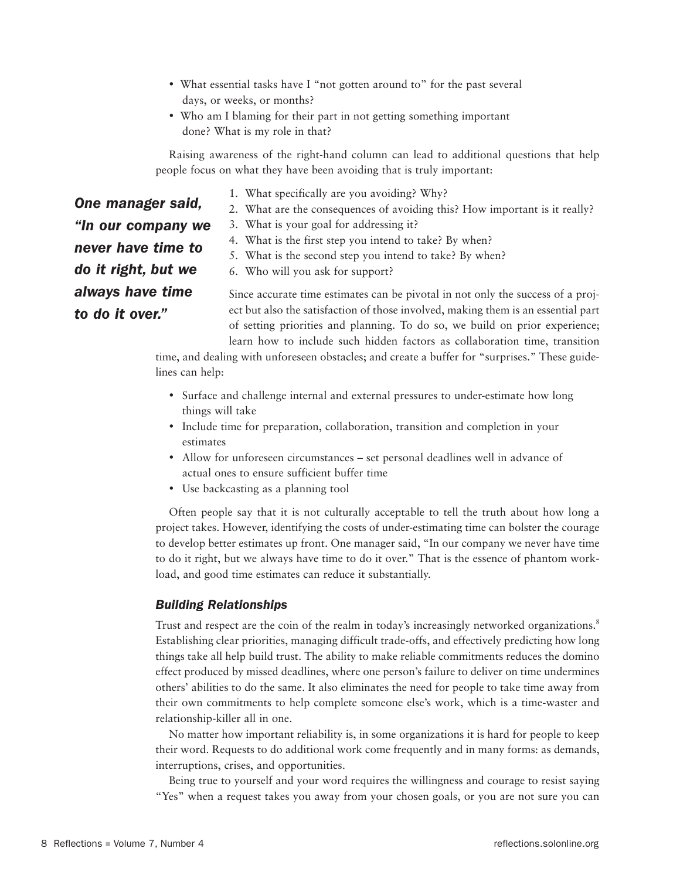- What essential tasks have I "not gotten around to" for the past several days, or weeks, or months?
- Who am I blaming for their part in not getting something important done? What is my role in that?

Raising awareness of the right-hand column can lead to additional questions that help people focus on what they have been avoiding that is truly important:

***One manager said, "In our company we never have time to do it right, but we always have time to do it over."***

1. What specifically are you avoiding? Why?
2. What are the consequences of avoiding this? How important is it really?
3. What is your goal for addressing it?
4. What is the first step you intend to take? By when?
5. What is the second step you intend to take? By when?
6. Who will you ask for support?

Since accurate time estimates can be pivotal in not only the success of a project but also the satisfaction of those involved, making them is an essential part of setting priorities and planning. To do so, we build on prior experience; learn how to include such hidden factors as collaboration time, transition time, and dealing with unforeseen obstacles; and create a buffer for "surprises." These guidelines can help:

- Surface and challenge internal and external pressures to under-estimate how long things will take
- Include time for preparation, collaboration, transition and completion in your estimates
- Allow for unforeseen circumstances – set personal deadlines well in advance of actual ones to ensure sufficient buffer time
- Use backcasting as a planning tool

Often people say that it is not culturally acceptable to tell the truth about how long a project takes. However, identifying the costs of under-estimating time can bolster the courage to develop better estimates up front. One manager said, "In our company we never have time to do it right, but we always have time to do it over." That is the essence of phantom workload, and good time estimates can reduce it substantially.

### *Building Relationships*

Trust and respect are the coin of the realm in today's increasingly networked organizations.[8] Establishing clear priorities, managing difficult trade-offs, and effectively predicting how long things take all help build trust. The ability to make reliable commitments reduces the domino effect produced by missed deadlines, where one person's failure to deliver on time undermines others' abilities to do the same. It also eliminates the need for people to take time away from their own commitments to help complete someone else's work, which is a time-waster and relationship-killer all in one.

No matter how important reliability is, in some organizations it is hard for people to keep their word. Requests to do additional work come frequently and in many forms: as demands, interruptions, crises, and opportunities.

Being true to yourself and your word requires the willingness and courage to resist saying "Yes" when a request takes you away from your chosen goals, or you are not sure you can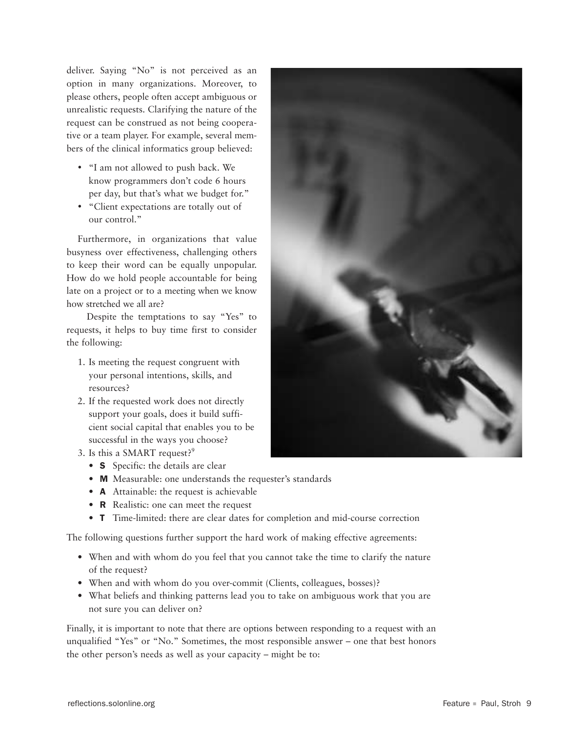deliver. Saying "No" is not perceived as an option in many organizations. Moreover, to please others, people often accept ambiguous or unrealistic requests. Clarifying the nature of the request can be construed as not being cooperative or a team player. For example, several members of the clinical informatics group believed:

- "I am not allowed to push back. We know programmers don't code 6 hours per day, but that's what we budget for."
- "Client expectations are totally out of our control."

Furthermore, in organizations that value busyness over effectiveness, challenging others to keep their word can be equally unpopular. How do we hold people accountable for being late on a project or to a meeting when we know how stretched we all are?

Despite the temptations to say "Yes" to requests, it helps to buy time first to consider the following:

1. Is meeting the request congruent with your personal intentions, skills, and resources?
2. If the requested work does not directly support your goals, does it build sufficient social capital that enables you to be successful in the ways you choose?
3. Is this a SMART request?[9]
   - **S** Specific: the details are clear
   - **M** Measurable: one understands the requester's standards
   - **A** Attainable: the request is achievable
   - **R** Realistic: one can meet the request
   - **T** Time-limited: there are clear dates for completion and mid-course correction

The following questions further support the hard work of making effective agreements:

- When and with whom do you feel that you cannot take the time to clarify the nature of the request?
- When and with whom do you over-commit (Clients, colleagues, bosses)?
- What beliefs and thinking patterns lead you to take on ambiguous work that you are not sure you can deliver on?

Finally, it is important to note that there are options between responding to a request with an unqualified "Yes" or "No." Sometimes, the most responsible answer – one that best honors the other person's needs as well as your capacity – might be to: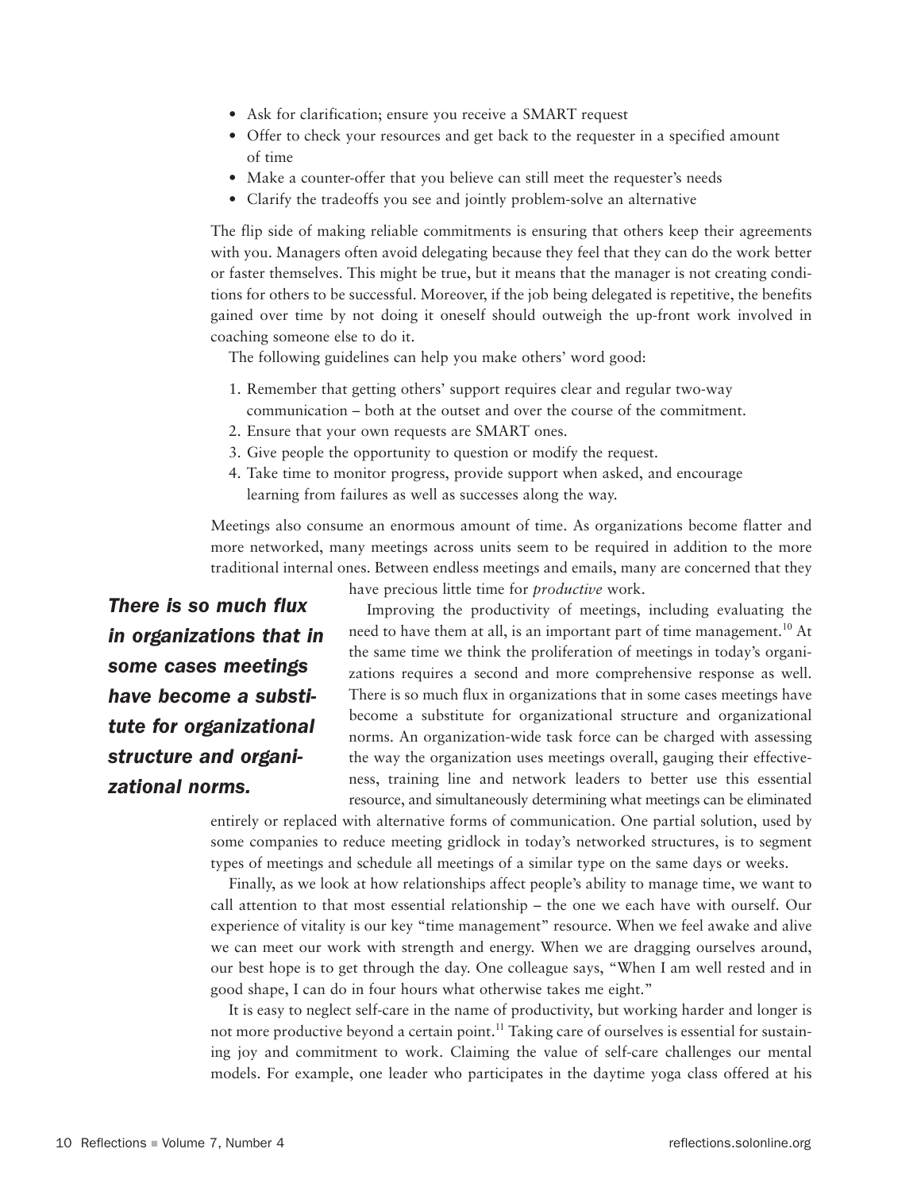- Ask for clarification; ensure you receive a SMART request
- Offer to check your resources and get back to the requester in a specified amount of time
- Make a counter-offer that you believe can still meet the requester's needs
- Clarify the tradeoffs you see and jointly problem-solve an alternative

The flip side of making reliable commitments is ensuring that others keep their agreements with you. Managers often avoid delegating because they feel that they can do the work better or faster themselves. This might be true, but it means that the manager is not creating conditions for others to be successful. Moreover, if the job being delegated is repetitive, the benefits gained over time by not doing it oneself should outweigh the up-front work involved in coaching someone else to do it.

The following guidelines can help you make others' word good:

1. Remember that getting others' support requires clear and regular two-way communication – both at the outset and over the course of the commitment.
2. Ensure that your own requests are SMART ones.
3. Give people the opportunity to question or modify the request.
4. Take time to monitor progress, provide support when asked, and encourage learning from failures as well as successes along the way.

Meetings also consume an enormous amount of time. As organizations become flatter and more networked, many meetings across units seem to be required in addition to the more traditional internal ones. Between endless meetings and emails, many are concerned that they have precious little time for *productive* work.

***There is so much flux in organizations that in some cases meetings have become a substitute for organizational structure and organizational norms.***

Improving the productivity of meetings, including evaluating the need to have them at all, is an important part of time management.[10] At the same time we think the proliferation of meetings in today's organizations requires a second and more comprehensive response as well. There is so much flux in organizations that in some cases meetings have become a substitute for organizational structure and organizational norms. An organization-wide task force can be charged with assessing the way the organization uses meetings overall, gauging their effectiveness, training line and network leaders to better use this essential resource, and simultaneously determining what meetings can be eliminated entirely or replaced with alternative forms of communication. One partial solution, used by some companies to reduce meeting gridlock in today's networked structures, is to segment types of meetings and schedule all meetings of a similar type on the same days or weeks.

Finally, as we look at how relationships affect people's ability to manage time, we want to call attention to that most essential relationship – the one we each have with ourself. Our experience of vitality is our key "time management" resource. When we feel awake and alive we can meet our work with strength and energy. When we are dragging ourselves around, our best hope is to get through the day. One colleague says, "When I am well rested and in good shape, I can do in four hours what otherwise takes me eight."

It is easy to neglect self-care in the name of productivity, but working harder and longer is not more productive beyond a certain point.[11] Taking care of ourselves is essential for sustaining joy and commitment to work. Claiming the value of self-care challenges our mental models. For example, one leader who participates in the daytime yoga class offered at his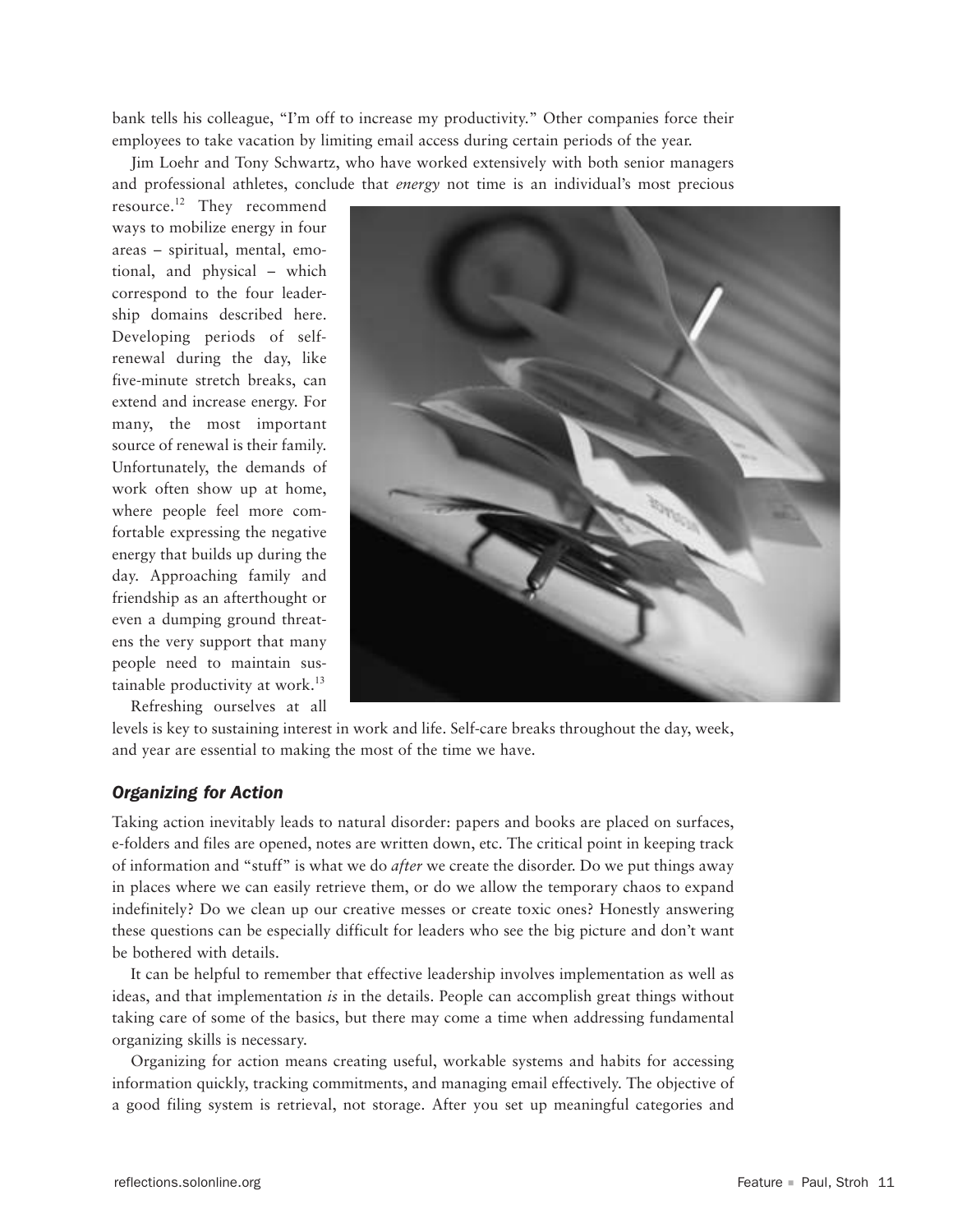bank tells his colleague, "I'm off to increase my productivity." Other companies force their employees to take vacation by limiting email access during certain periods of the year.

Jim Loehr and Tony Schwartz, who have worked extensively with both senior managers and professional athletes, conclude that *energy* not time is an individual's most precious resource.[12] They recommend ways to mobilize energy in four areas – spiritual, mental, emotional, and physical – which correspond to the four leadership domains described here. Developing periods of self-renewal during the day, like five-minute stretch breaks, can extend and increase energy. For many, the most important source of renewal is their family. Unfortunately, the demands of work often show up at home, where people feel more comfortable expressing the negative energy that builds up during the day. Approaching family and friendship as an afterthought or even a dumping ground threatens the very support that many people need to maintain sustainable productivity at work.[13]

Refreshing ourselves at all levels is key to sustaining interest in work and life. Self-care breaks throughout the day, week, and year are essential to making the most of the time we have.

### *Organizing for Action*

Taking action inevitably leads to natural disorder: papers and books are placed on surfaces, e-folders and files are opened, notes are written down, etc. The critical point in keeping track of information and "stuff" is what we do *after* we create the disorder. Do we put things away in places where we can easily retrieve them, or do we allow the temporary chaos to expand indefinitely? Do we clean up our creative messes or create toxic ones? Honestly answering these questions can be especially difficult for leaders who see the big picture and don't want be bothered with details.

It can be helpful to remember that effective leadership involves implementation as well as ideas, and that implementation *is* in the details. People can accomplish great things without taking care of some of the basics, but there may come a time when addressing fundamental organizing skills is necessary.

Organizing for action means creating useful, workable systems and habits for accessing information quickly, tracking commitments, and managing email effectively. The objective of a good filing system is retrieval, not storage. After you set up meaningful categories and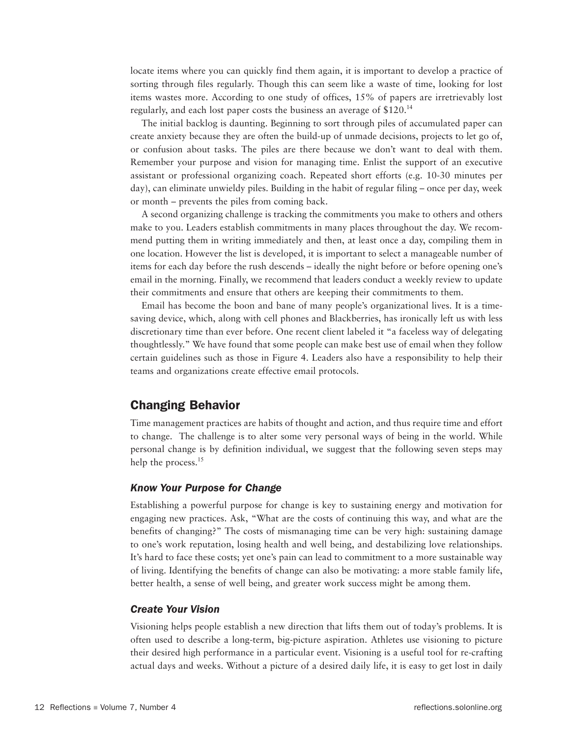locate items where you can quickly find them again, it is important to develop a practice of sorting through files regularly. Though this can seem like a waste of time, looking for lost items wastes more. According to one study of offices, 15% of papers are irretrievably lost regularly, and each lost paper costs the business an average of $120.[14]

The initial backlog is daunting. Beginning to sort through piles of accumulated paper can create anxiety because they are often the build-up of unmade decisions, projects to let go of, or confusion about tasks. The piles are there because we don't want to deal with them. Remember your purpose and vision for managing time. Enlist the support of an executive assistant or professional organizing coach. Repeated short efforts (e.g. 10-30 minutes per day), can eliminate unwieldy piles. Building in the habit of regular filing – once per day, week or month – prevents the piles from coming back.

A second organizing challenge is tracking the commitments you make to others and others make to you. Leaders establish commitments in many places throughout the day. We recommend putting them in writing immediately and then, at least once a day, compiling them in one location. However the list is developed, it is important to select a manageable number of items for each day before the rush descends – ideally the night before or before opening one's email in the morning. Finally, we recommend that leaders conduct a weekly review to update their commitments and ensure that others are keeping their commitments to them.

Email has become the boon and bane of many people's organizational lives. It is a time-saving device, which, along with cell phones and Blackberries, has ironically left us with less discretionary time than ever before. One recent client labeled it "a faceless way of delegating thoughtlessly." We have found that some people can make best use of email when they follow certain guidelines such as those in Figure 4. Leaders also have a responsibility to help their teams and organizations create effective email protocols.

## Changing Behavior

Time management practices are habits of thought and action, and thus require time and effort to change. The challenge is to alter some very personal ways of being in the world. While personal change is by definition individual, we suggest that the following seven steps may help the process.[15]

### *Know Your Purpose for Change*

Establishing a powerful purpose for change is key to sustaining energy and motivation for engaging new practices. Ask, "What are the costs of continuing this way, and what are the benefits of changing?" The costs of mismanaging time can be very high: sustaining damage to one's work reputation, losing health and well being, and destabilizing love relationships. It's hard to face these costs; yet one's pain can lead to commitment to a more sustainable way of living. Identifying the benefits of change can also be motivating: a more stable family life, better health, a sense of well being, and greater work success might be among them.

### *Create Your Vision*

Visioning helps people establish a new direction that lifts them out of today's problems. It is often used to describe a long-term, big-picture aspiration. Athletes use visioning to picture their desired high performance in a particular event. Visioning is a useful tool for re-crafting actual days and weeks. Without a picture of a desired daily life, it is easy to get lost in daily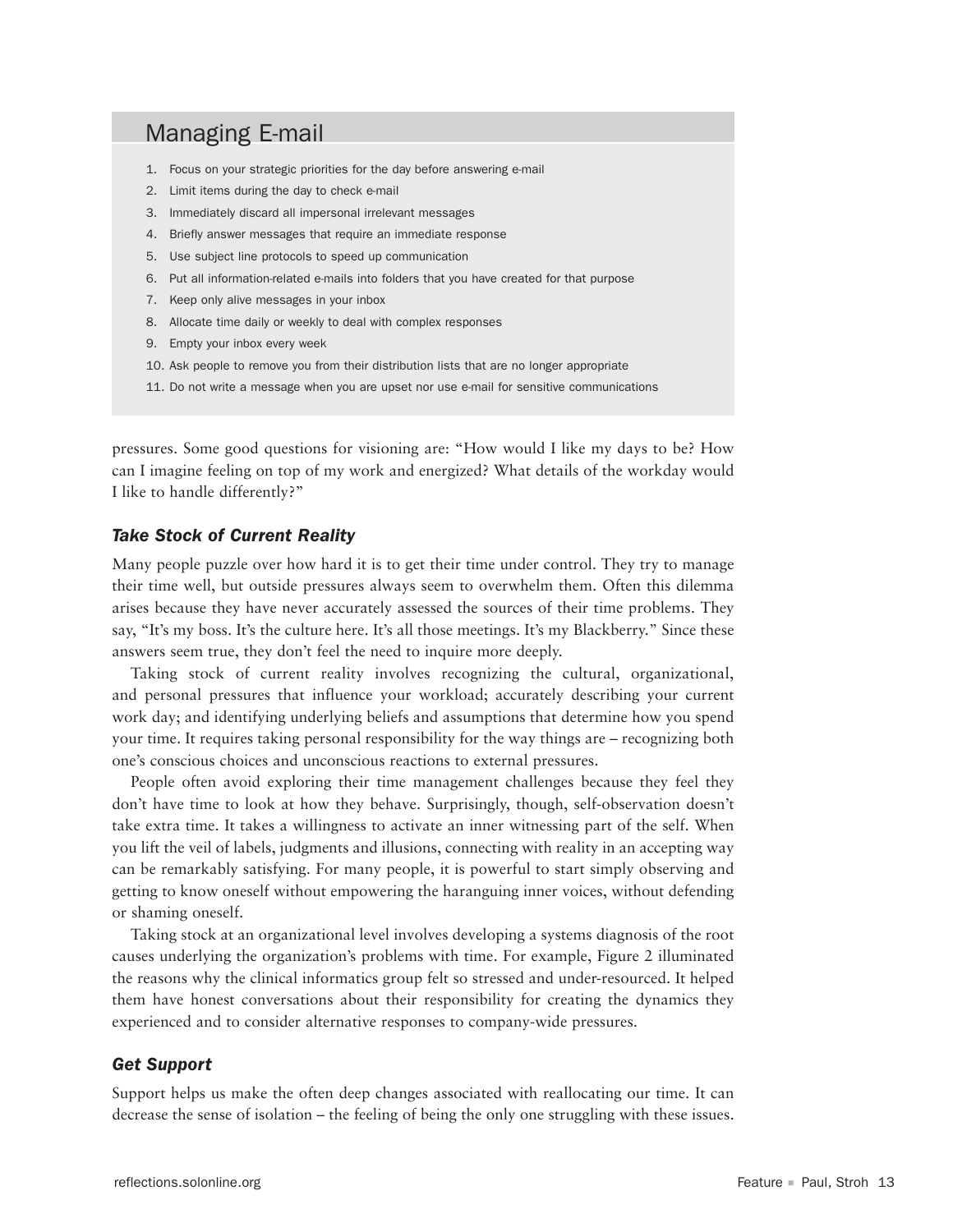## Managing E-mail

1. Focus on your strategic priorities for the day before answering e-mail
2. Limit items during the day to check e-mail
3. Immediately discard all impersonal irrelevant messages
4. Briefly answer messages that require an immediate response
5. Use subject line protocols to speed up communication
6. Put all information-related e-mails into folders that you have created for that purpose
7. Keep only alive messages in your inbox
8. Allocate time daily or weekly to deal with complex responses
9. Empty your inbox every week
10. Ask people to remove you from their distribution lists that are no longer appropriate
11. Do not write a message when you are upset nor use e-mail for sensitive communications

pressures. Some good questions for visioning are: "How would I like my days to be? How can I imagine feeling on top of my work and energized? What details of the workday would I like to handle differently?"

### *Take Stock of Current Reality*

Many people puzzle over how hard it is to get their time under control. They try to manage their time well, but outside pressures always seem to overwhelm them. Often this dilemma arises because they have never accurately assessed the sources of their time problems. They say, "It's my boss. It's the culture here. It's all those meetings. It's my Blackberry." Since these answers seem true, they don't feel the need to inquire more deeply.

Taking stock of current reality involves recognizing the cultural, organizational, and personal pressures that influence your workload; accurately describing your current work day; and identifying underlying beliefs and assumptions that determine how you spend your time. It requires taking personal responsibility for the way things are – recognizing both one's conscious choices and unconscious reactions to external pressures.

People often avoid exploring their time management challenges because they feel they don't have time to look at how they behave. Surprisingly, though, self-observation doesn't take extra time. It takes a willingness to activate an inner witnessing part of the self. When you lift the veil of labels, judgments and illusions, connecting with reality in an accepting way can be remarkably satisfying. For many people, it is powerful to start simply observing and getting to know oneself without empowering the haranguing inner voices, without defending or shaming oneself.

Taking stock at an organizational level involves developing a systems diagnosis of the root causes underlying the organization's problems with time. For example, Figure 2 illuminated the reasons why the clinical informatics group felt so stressed and under-resourced. It helped them have honest conversations about their responsibility for creating the dynamics they experienced and to consider alternative responses to company-wide pressures.

### *Get Support*

Support helps us make the often deep changes associated with reallocating our time. It can decrease the sense of isolation – the feeling of being the only one struggling with these issues.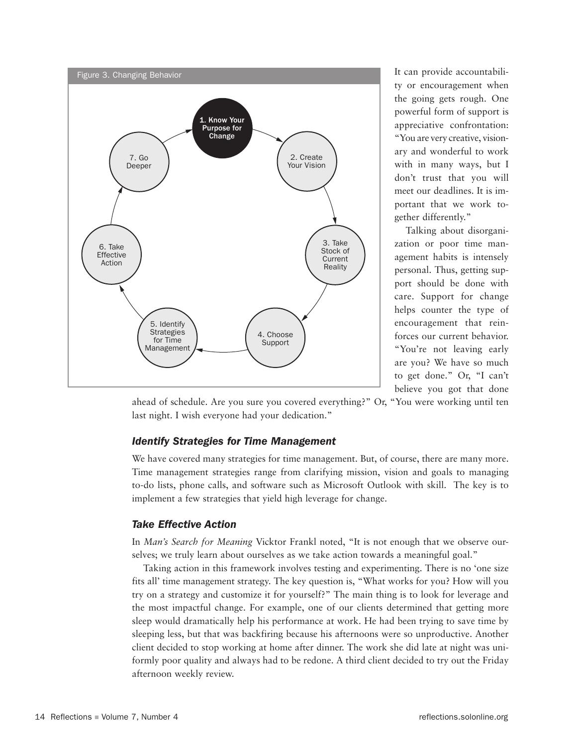Figure 3. Changing Behavior

1. Know Your Purpose for Change
2. Create Your Vision
3. Take Stock of Current Reality
4. Choose Support
5. Identify Strategies for Time Management
6. Take Effective Action
7. Go Deeper

It can provide accountability or encouragement when the going gets rough. One powerful form of support is appreciative confrontation: "You are very creative, visionary and wonderful to work with in many ways, but I don't trust that you will meet our deadlines. It is important that we work together differently."

Talking about disorganization or poor time management habits is intensely personal. Thus, getting support should be done with care. Support for change helps counter the type of encouragement that reinforces our current behavior. "You're not leaving early are you? We have so much to get done." Or, "I can't believe you got that done ahead of schedule. Are you sure you covered everything?" Or, "You were working until ten last night. I wish everyone had your dedication."

### *Identify Strategies for Time Management*

We have covered many strategies for time management. But, of course, there are many more. Time management strategies range from clarifying mission, vision and goals to managing to-do lists, phone calls, and software such as Microsoft Outlook with skill. The key is to implement a few strategies that yield high leverage for change.

### *Take Effective Action*

In *Man's Search for Meaning* Vicktor Frankl noted, "It is not enough that we observe ourselves; we truly learn about ourselves as we take action towards a meaningful goal."

Taking action in this framework involves testing and experimenting. There is no 'one size fits all' time management strategy. The key question is, "What works for you? How will you try on a strategy and customize it for yourself?" The main thing is to look for leverage and the most impactful change. For example, one of our clients determined that getting more sleep would dramatically help his performance at work. He had been trying to save time by sleeping less, but that was backfiring because his afternoons were so unproductive. Another client decided to stop working at home after dinner. The work she did late at night was uniformly poor quality and always had to be redone. A third client decided to try out the Friday afternoon weekly review.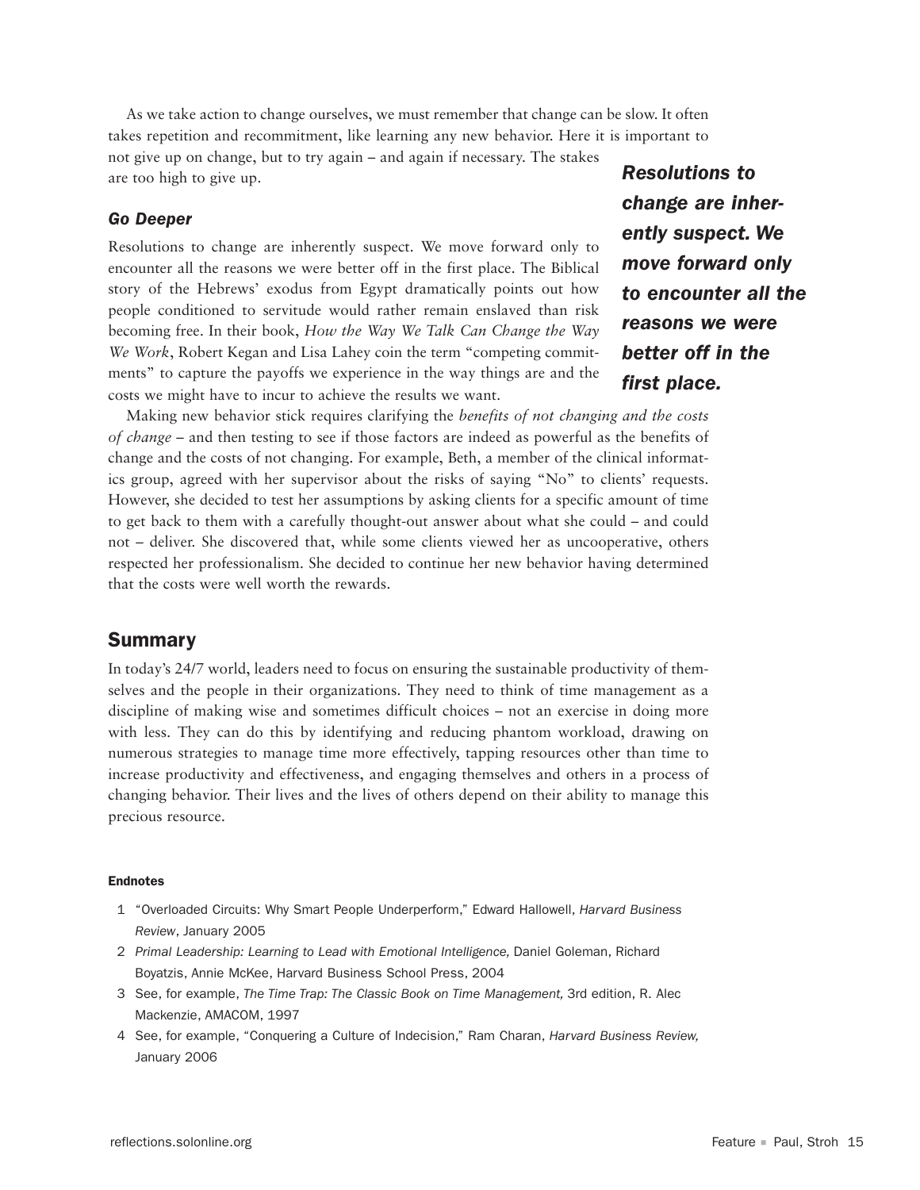As we take action to change ourselves, we must remember that change can be slow. It often takes repetition and recommitment, like learning any new behavior. Here it is important to not give up on change, but to try again – and again if necessary. The stakes are too high to give up.

### *Go Deeper*

Resolutions to change are inherently suspect. We move forward only to encounter all the reasons we were better off in the first place. The Biblical story of the Hebrews' exodus from Egypt dramatically points out how people conditioned to servitude would rather remain enslaved than risk becoming free. In their book, *How the Way We Talk Can Change the Way We Work*, Robert Kegan and Lisa Lahey coin the term "competing commitments" to capture the payoffs we experience in the way things are and the costs we might have to incur to achieve the results we want.

***Resolutions to change are inherently suspect. We move forward only to encounter all the reasons we were better off in the first place.***

Making new behavior stick requires clarifying the *benefits of not changing and the costs of change* – and then testing to see if those factors are indeed as powerful as the benefits of change and the costs of not changing. For example, Beth, a member of the clinical informatics group, agreed with her supervisor about the risks of saying "No" to clients' requests. However, she decided to test her assumptions by asking clients for a specific amount of time to get back to them with a carefully thought-out answer about what she could – and could not – deliver. She discovered that, while some clients viewed her as uncooperative, others respected her professionalism. She decided to continue her new behavior having determined that the costs were well worth the rewards.

## Summary

In today's 24/7 world, leaders need to focus on ensuring the sustainable productivity of themselves and the people in their organizations. They need to think of time management as a discipline of making wise and sometimes difficult choices – not an exercise in doing more with less. They can do this by identifying and reducing phantom workload, drawing on numerous strategies to manage time more effectively, tapping resources other than time to increase productivity and effectiveness, and engaging themselves and others in a process of changing behavior. Their lives and the lives of others depend on their ability to manage this precious resource.

#### Endnotes

1. "Overloaded Circuits: Why Smart People Underperform," Edward Hallowell, *Harvard Business Review*, January 2005
2. *Primal Leadership: Learning to Lead with Emotional Intelligence,* Daniel Goleman, Richard Boyatzis, Annie McKee, Harvard Business School Press, 2004
3. See, for example, *The Time Trap: The Classic Book on Time Management,* 3rd edition, R. Alec Mackenzie, AMACOM, 1997
4. See, for example, "Conquering a Culture of Indecision," Ram Charan, *Harvard Business Review,* January 2006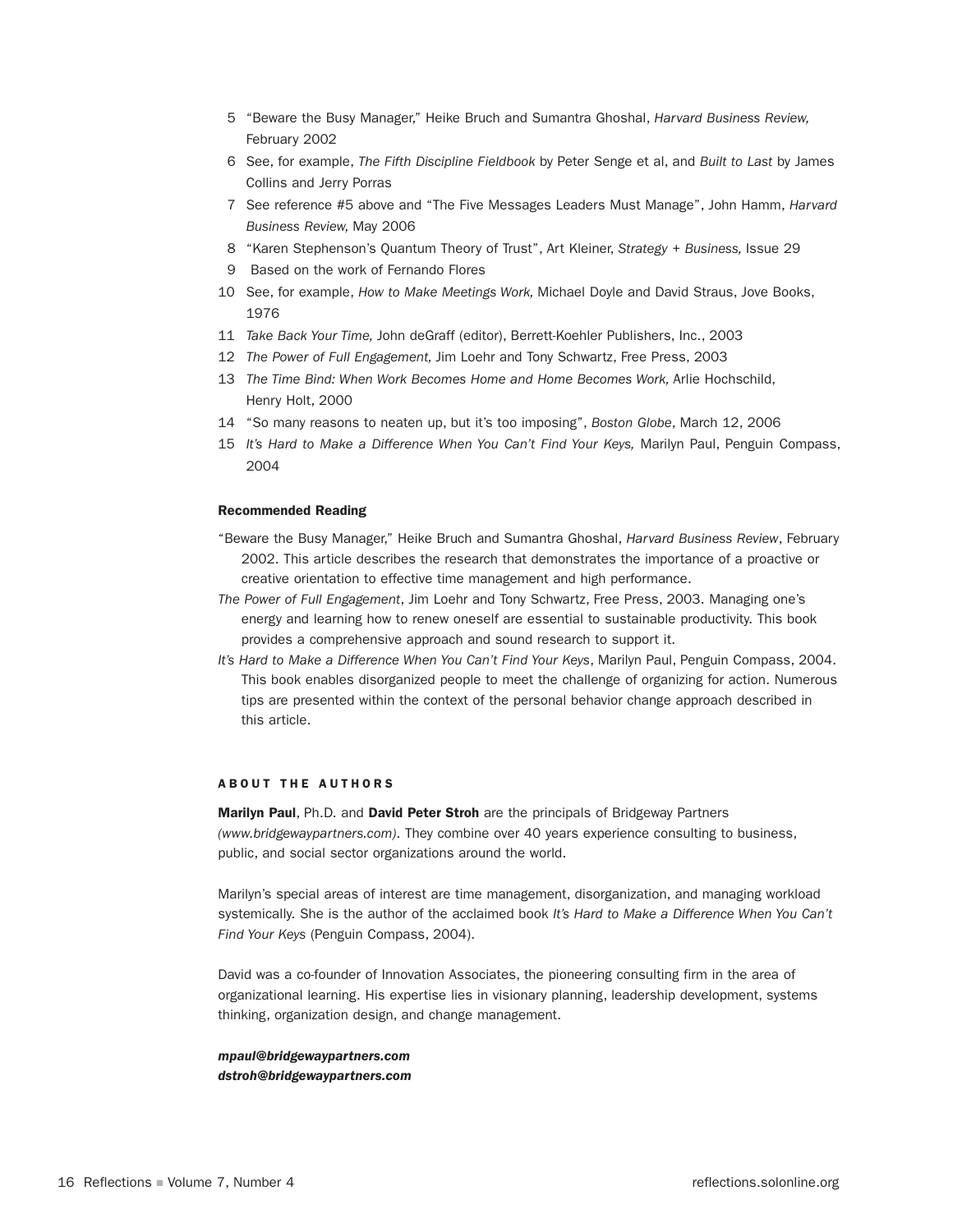5 “Beware the Busy Manager,” Heike Bruch and Sumantra Ghoshal, *Harvard Business Review,* February 2002

6 See, for example, *The Fifth Discipline Fieldbook* by Peter Senge et al, and *Built to Last* by James Collins and Jerry Porras

7 See reference #5 above and “The Five Messages Leaders Must Manage”, John Hamm, *Harvard Business Review,* May 2006

8 “Karen Stephenson’s Quantum Theory of Trust”, Art Kleiner, *Strategy + Business,* Issue 29

9 Based on the work of Fernando Flores

10 See, for example, *How to Make Meetings Work,* Michael Doyle and David Straus, Jove Books, 1976

11 *Take Back Your Time,* John deGraff (editor), Berrett-Koehler Publishers, Inc., 2003

12 *The Power of Full Engagement,* Jim Loehr and Tony Schwartz, Free Press, 2003

13 *The Time Bind: When Work Becomes Home and Home Becomes Work,* Arlie Hochschild, Henry Holt, 2000

14 “So many reasons to neaten up, but it’s too imposing”, *Boston Globe*, March 12, 2006

15 *It’s Hard to Make a Difference When You Can’t Find Your Keys,* Marilyn Paul, Penguin Compass, 2004

**Recommended Reading**

“Beware the Busy Manager,” Heike Bruch and Sumantra Ghoshal, *Harvard Business Review*, February 2002. This article describes the research that demonstrates the importance of a proactive or creative orientation to effective time management and high performance.

*The Power of Full Engagement*, Jim Loehr and Tony Schwartz, Free Press, 2003. Managing one’s energy and learning how to renew oneself are essential to sustainable productivity. This book provides a comprehensive approach and sound research to support it.

*It’s Hard to Make a Difference When You Can’t Find Your Keys*, Marilyn Paul, Penguin Compass, 2004. This book enables disorganized people to meet the challenge of organizing for action. Numerous tips are presented within the context of the personal behavior change approach described in this article.

## ABOUT THE AUTHORS

**Marilyn Paul**, Ph.D. and **David Peter Stroh** are the principals of Bridgeway Partners *(www.bridgewaypartners.com)*. They combine over 40 years experience consulting to business, public, and social sector organizations around the world.

Marilyn’s special areas of interest are time management, disorganization, and managing workload systemically. She is the author of the acclaimed book *It’s Hard to Make a Difference When You Can’t Find Your Keys* (Penguin Compass, 2004).

David was a co-founder of Innovation Associates, the pioneering consulting firm in the area of organizational learning. His expertise lies in visionary planning, leadership development, systems thinking, organization design, and change management.

***mpaul@bridgewaypartners.com***
***dstroh@bridgewaypartners.com***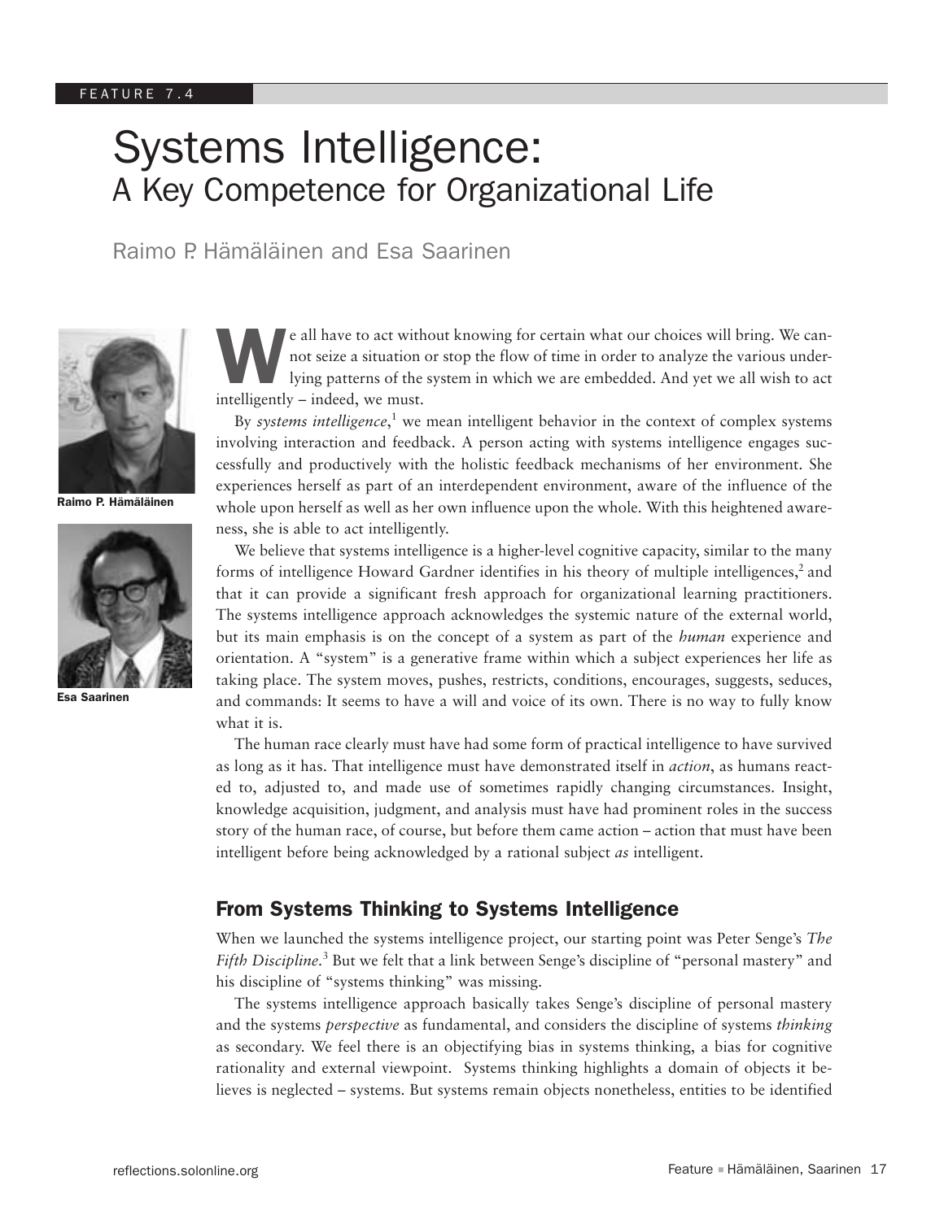FEATURE 7.4

# Systems Intelligence: A Key Competence for Organizational Life

Raimo P. Hämäläinen and Esa Saarinen

Raimo P. Hämäläinen

Esa Saarinen

We all have to act without knowing for certain what our choices will bring. We cannot seize a situation or stop the flow of time in order to analyze the various underlying patterns of the system in which we are embedded. And yet we all wish to act intelligently – indeed, we must.

By *systems intelligence*,[1] we mean intelligent behavior in the context of complex systems involving interaction and feedback. A person acting with systems intelligence engages successfully and productively with the holistic feedback mechanisms of her environment. She experiences herself as part of an interdependent environment, aware of the influence of the whole upon herself as well as her own influence upon the whole. With this heightened awareness, she is able to act intelligently.

We believe that systems intelligence is a higher-level cognitive capacity, similar to the many forms of intelligence Howard Gardner identifies in his theory of multiple intelligences,[2] and that it can provide a significant fresh approach for organizational learning practitioners. The systems intelligence approach acknowledges the systemic nature of the external world, but its main emphasis is on the concept of a system as part of the *human* experience and orientation. A "system" is a generative frame within which a subject experiences her life as taking place. The system moves, pushes, restricts, conditions, encourages, suggests, seduces, and commands: It seems to have a will and voice of its own. There is no way to fully know what it is.

The human race clearly must have had some form of practical intelligence to have survived as long as it has. That intelligence must have demonstrated itself in *action*, as humans reacted to, adjusted to, and made use of sometimes rapidly changing circumstances. Insight, knowledge acquisition, judgment, and analysis must have had prominent roles in the success story of the human race, of course, but before them came action – action that must have been intelligent before being acknowledged by a rational subject *as* intelligent.

## From Systems Thinking to Systems Intelligence

When we launched the systems intelligence project, our starting point was Peter Senge's *The Fifth Discipline*.[3] But we felt that a link between Senge's discipline of "personal mastery" and his discipline of "systems thinking" was missing.

The systems intelligence approach basically takes Senge's discipline of personal mastery and the systems *perspective* as fundamental, and considers the discipline of systems *thinking* as secondary. We feel there is an objectifying bias in systems thinking, a bias for cognitive rationality and external viewpoint. Systems thinking highlights a domain of objects it believes is neglected – systems. But systems remain objects nonetheless, entities to be identified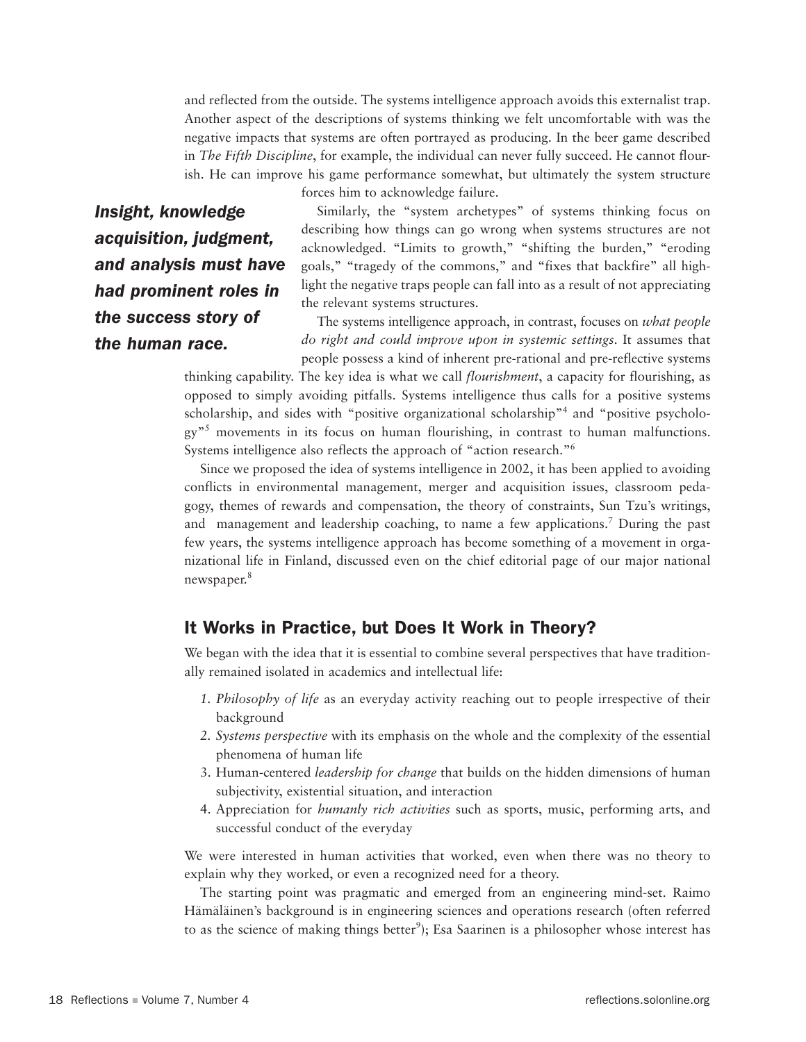and reflected from the outside. The systems intelligence approach avoids this externalist trap. Another aspect of the descriptions of systems thinking we felt uncomfortable with was the negative impacts that systems are often portrayed as producing. In the beer game described in *The Fifth Discipline*, for example, the individual can never fully succeed. He cannot flourish. He can improve his game performance somewhat, but ultimately the system structure forces him to acknowledge failure.

***Insight, knowledge acquisition, judgment, and analysis must have had prominent roles in the success story of the human race.***

Similarly, the "system archetypes" of systems thinking focus on describing how things can go wrong when systems structures are not acknowledged. "Limits to growth," "shifting the burden," "eroding goals," "tragedy of the commons," and "fixes that backfire" all highlight the negative traps people can fall into as a result of not appreciating the relevant systems structures.

The systems intelligence approach, in contrast, focuses on *what people do right and could improve upon in systemic settings*. It assumes that people possess a kind of inherent pre-rational and pre-reflective systems thinking capability. The key idea is what we call *flourishment*, a capacity for flourishing, as opposed to simply avoiding pitfalls. Systems intelligence thus calls for a positive systems scholarship, and sides with "positive organizational scholarship"[4] and "positive psychology"[5] movements in its focus on human flourishing, in contrast to human malfunctions. Systems intelligence also reflects the approach of "action research."[6]

Since we proposed the idea of systems intelligence in 2002, it has been applied to avoiding conflicts in environmental management, merger and acquisition issues, classroom pedagogy, themes of rewards and compensation, the theory of constraints, Sun Tzu's writings, and management and leadership coaching, to name a few applications.[7] During the past few years, the systems intelligence approach has become something of a movement in organizational life in Finland, discussed even on the chief editorial page of our major national newspaper.[8]

## It Works in Practice, but Does It Work in Theory?

We began with the idea that it is essential to combine several perspectives that have traditionally remained isolated in academics and intellectual life:

1. *Philosophy of life* as an everyday activity reaching out to people irrespective of their background
2. *Systems perspective* with its emphasis on the whole and the complexity of the essential phenomena of human life
3. Human-centered *leadership for change* that builds on the hidden dimensions of human subjectivity, existential situation, and interaction
4. Appreciation for *humanly rich activities* such as sports, music, performing arts, and successful conduct of the everyday

We were interested in human activities that worked, even when there was no theory to explain why they worked, or even a recognized need for a theory.

The starting point was pragmatic and emerged from an engineering mind-set. Raimo Hämäläinen's background is in engineering sciences and operations research (often referred to as the science of making things better[9]); Esa Saarinen is a philosopher whose interest has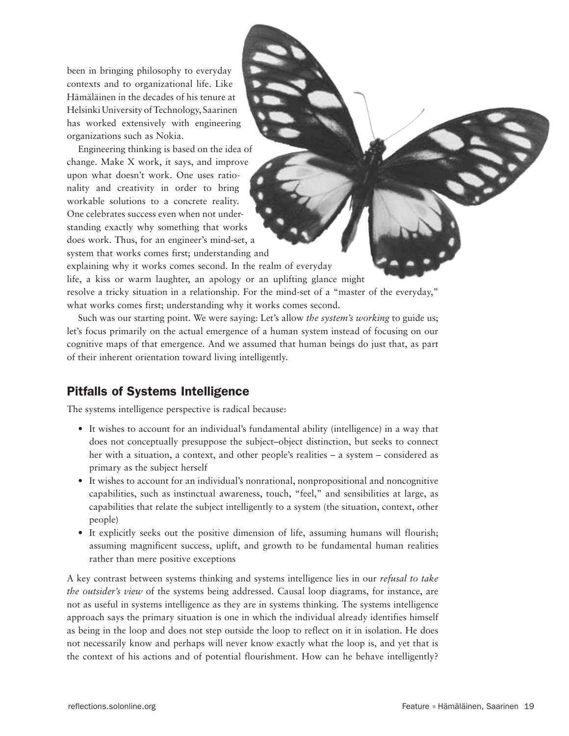been in bringing philosophy to everyday contexts and to organizational life. Like Hämäläinen in the decades of his tenure at Helsinki University of Technology, Saarinen has worked extensively with engineering organizations such as Nokia.

Engineering thinking is based on the idea of change. Make X work, it says, and improve upon what doesn't work. One uses rationality and creativity in order to bring workable solutions to a concrete reality. One celebrates success even when not understanding exactly why something that works does work. Thus, for an engineer's mind-set, a system that works comes first; understanding and explaining why it works comes second. In the realm of everyday life, a kiss or warm laughter, an apology or an uplifting glance might resolve a tricky situation in a relationship. For the mind-set of a "master of the everyday," what works comes first; understanding why it works comes second.

Such was our starting point. We were saying: Let's allow *the system's working* to guide us; let's focus primarily on the actual emergence of a human system instead of focusing on our cognitive maps of that emergence. And we assumed that human beings do just that, as part of their inherent orientation toward living intelligently.

## Pitfalls of Systems Intelligence

The systems intelligence perspective is radical because:

- It wishes to account for an individual's fundamental ability (intelligence) in a way that does not conceptually presuppose the subject–object distinction, but seeks to connect her with a situation, a context, and other people's realities – a system – considered as primary as the subject herself
- It wishes to account for an individual's nonrational, nonpropositional and noncognitive capabilities, such as instinctual awareness, touch, "feel," and sensibilities at large, as capabilities that relate the subject intelligently to a system (the situation, context, other people)
- It explicitly seeks out the positive dimension of life, assuming humans will flourish; assuming magnificent success, uplift, and growth to be fundamental human realities rather than mere positive exceptions

A key contrast between systems thinking and systems intelligence lies in our *refusal to take the outsider's view* of the systems being addressed. Causal loop diagrams, for instance, are not as useful in systems intelligence as they are in systems thinking. The systems intelligence approach says the primary situation is one in which the individual already identifies himself as being in the loop and does not step outside the loop to reflect on it in isolation. He does not necessarily know and perhaps will never know exactly what the loop is, and yet that is the context of his actions and of potential flourishment. How can he behave intelligently?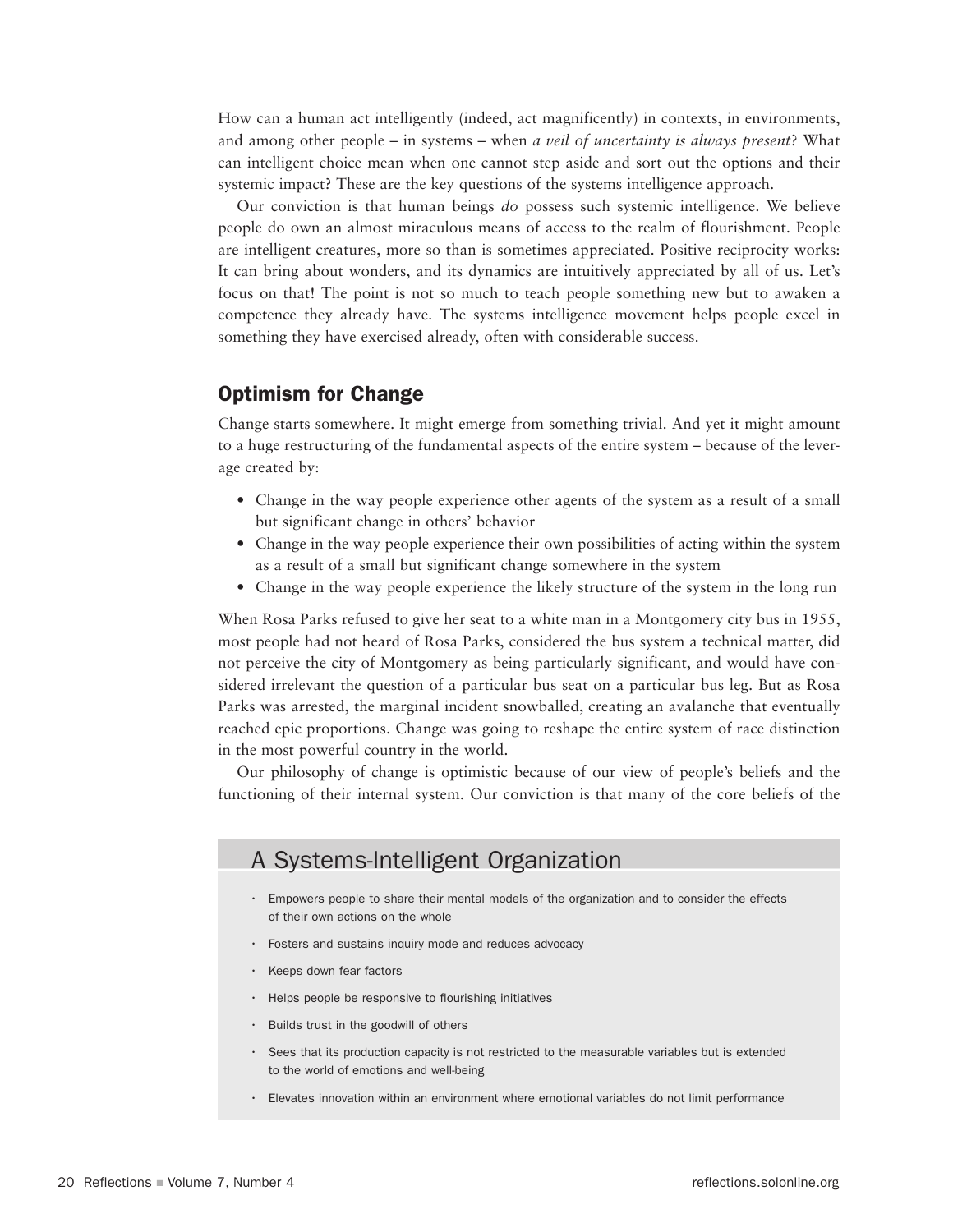How can a human act intelligently (indeed, act magnificently) in contexts, in environments, and among other people – in systems – when *a veil of uncertainty is always present*? What can intelligent choice mean when one cannot step aside and sort out the options and their systemic impact? These are the key questions of the systems intelligence approach.

Our conviction is that human beings *do* possess such systemic intelligence. We believe people do own an almost miraculous means of access to the realm of flourishment. People are intelligent creatures, more so than is sometimes appreciated. Positive reciprocity works: It can bring about wonders, and its dynamics are intuitively appreciated by all of us. Let's focus on that! The point is not so much to teach people something new but to awaken a competence they already have. The systems intelligence movement helps people excel in something they have exercised already, often with considerable success.

## Optimism for Change

Change starts somewhere. It might emerge from something trivial. And yet it might amount to a huge restructuring of the fundamental aspects of the entire system – because of the leverage created by:

- Change in the way people experience other agents of the system as a result of a small but significant change in others' behavior
- Change in the way people experience their own possibilities of acting within the system as a result of a small but significant change somewhere in the system
- Change in the way people experience the likely structure of the system in the long run

When Rosa Parks refused to give her seat to a white man in a Montgomery city bus in 1955, most people had not heard of Rosa Parks, considered the bus system a technical matter, did not perceive the city of Montgomery as being particularly significant, and would have considered irrelevant the question of a particular bus seat on a particular bus leg. But as Rosa Parks was arrested, the marginal incident snowballed, creating an avalanche that eventually reached epic proportions. Change was going to reshape the entire system of race distinction in the most powerful country in the world.

Our philosophy of change is optimistic because of our view of people's beliefs and the functioning of their internal system. Our conviction is that many of the core beliefs of the

## A Systems-Intelligent Organization

- Empowers people to share their mental models of the organization and to consider the effects of their own actions on the whole
- Fosters and sustains inquiry mode and reduces advocacy
- Keeps down fear factors
- Helps people be responsive to flourishing initiatives
- Builds trust in the goodwill of others
- Sees that its production capacity is not restricted to the measurable variables but is extended to the world of emotions and well-being
- Elevates innovation within an environment where emotional variables do not limit performance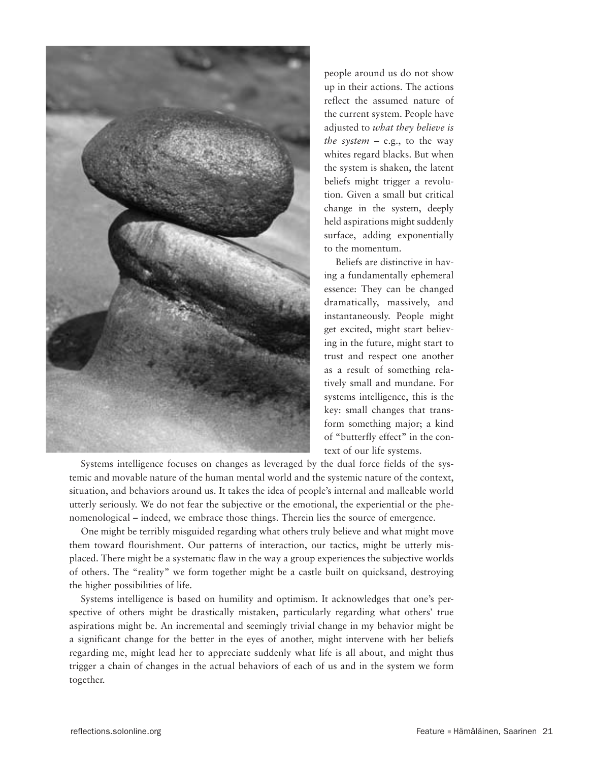people around us do not show up in their actions. The actions reflect the assumed nature of the current system. People have adjusted to *what they believe is the system* – e.g., to the way whites regard blacks. But when the system is shaken, the latent beliefs might trigger a revolution. Given a small but critical change in the system, deeply held aspirations might suddenly surface, adding exponentially to the momentum.

Beliefs are distinctive in having a fundamentally ephemeral essence: They can be changed dramatically, massively, and instantaneously. People might get excited, might start believing in the future, might start to trust and respect one another as a result of something relatively small and mundane. For systems intelligence, this is the key: small changes that transform something major; a kind of "butterfly effect" in the context of our life systems.

Systems intelligence focuses on changes as leveraged by the dual force fields of the systemic and movable nature of the human mental world and the systemic nature of the context, situation, and behaviors around us. It takes the idea of people's internal and malleable world utterly seriously. We do not fear the subjective or the emotional, the experiential or the phenomenological – indeed, we embrace those things. Therein lies the source of emergence.

One might be terribly misguided regarding what others truly believe and what might move them toward flourishment. Our patterns of interaction, our tactics, might be utterly misplaced. There might be a systematic flaw in the way a group experiences the subjective worlds of others. The "reality" we form together might be a castle built on quicksand, destroying the higher possibilities of life.

Systems intelligence is based on humility and optimism. It acknowledges that one's perspective of others might be drastically mistaken, particularly regarding what others' true aspirations might be. An incremental and seemingly trivial change in my behavior might be a significant change for the better in the eyes of another, might intervene with her beliefs regarding me, might lead her to appreciate suddenly what life is all about, and might thus trigger a chain of changes in the actual behaviors of each of us and in the system we form together.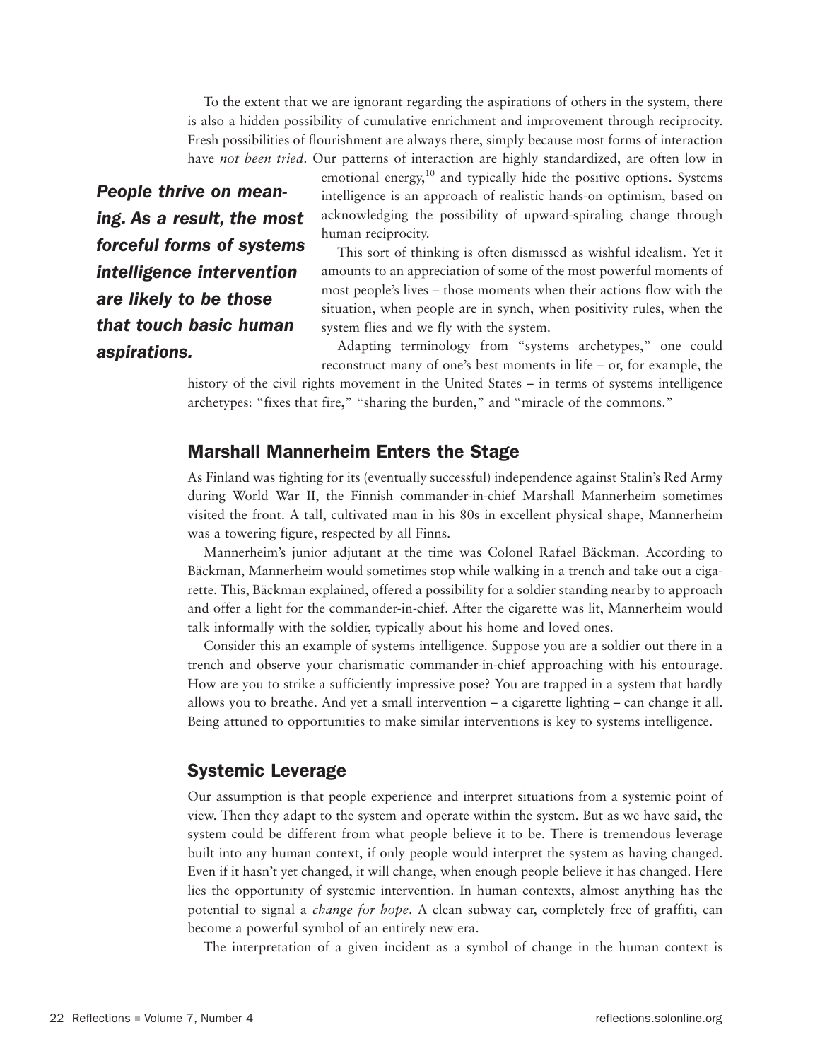To the extent that we are ignorant regarding the aspirations of others in the system, there is also a hidden possibility of cumulative enrichment and improvement through reciprocity. Fresh possibilities of flourishment are always there, simply because most forms of interaction have *not been tried*. Our patterns of interaction are highly standardized, are often low in emotional energy,[10] and typically hide the positive options. Systems intelligence is an approach of realistic hands-on optimism, based on acknowledging the possibility of upward-spiraling change through human reciprocity.

***People thrive on meaning. As a result, the most forceful forms of systems intelligence intervention are likely to be those that touch basic human aspirations.***

This sort of thinking is often dismissed as wishful idealism. Yet it amounts to an appreciation of some of the most powerful moments of most people's lives – those moments when their actions flow with the situation, when people are in synch, when positivity rules, when the system flies and we fly with the system.

Adapting terminology from "systems archetypes," one could reconstruct many of one's best moments in life – or, for example, the history of the civil rights movement in the United States – in terms of systems intelligence archetypes: "fixes that fire," "sharing the burden," and "miracle of the commons."

## Marshall Mannerheim Enters the Stage

As Finland was fighting for its (eventually successful) independence against Stalin's Red Army during World War II, the Finnish commander-in-chief Marshall Mannerheim sometimes visited the front. A tall, cultivated man in his 80s in excellent physical shape, Mannerheim was a towering figure, respected by all Finns.

Mannerheim's junior adjutant at the time was Colonel Rafael Bäckman. According to Bäckman, Mannerheim would sometimes stop while walking in a trench and take out a cigarette. This, Bäckman explained, offered a possibility for a soldier standing nearby to approach and offer a light for the commander-in-chief. After the cigarette was lit, Mannerheim would talk informally with the soldier, typically about his home and loved ones.

Consider this an example of systems intelligence. Suppose you are a soldier out there in a trench and observe your charismatic commander-in-chief approaching with his entourage. How are you to strike a sufficiently impressive pose? You are trapped in a system that hardly allows you to breathe. And yet a small intervention – a cigarette lighting – can change it all. Being attuned to opportunities to make similar interventions is key to systems intelligence.

## Systemic Leverage

Our assumption is that people experience and interpret situations from a systemic point of view. Then they adapt to the system and operate within the system. But as we have said, the system could be different from what people believe it to be. There is tremendous leverage built into any human context, if only people would interpret the system as having changed. Even if it hasn't yet changed, it will change, when enough people believe it has changed. Here lies the opportunity of systemic intervention. In human contexts, almost anything has the potential to signal a *change for hope*. A clean subway car, completely free of graffiti, can become a powerful symbol of an entirely new era.

The interpretation of a given incident as a symbol of change in the human context is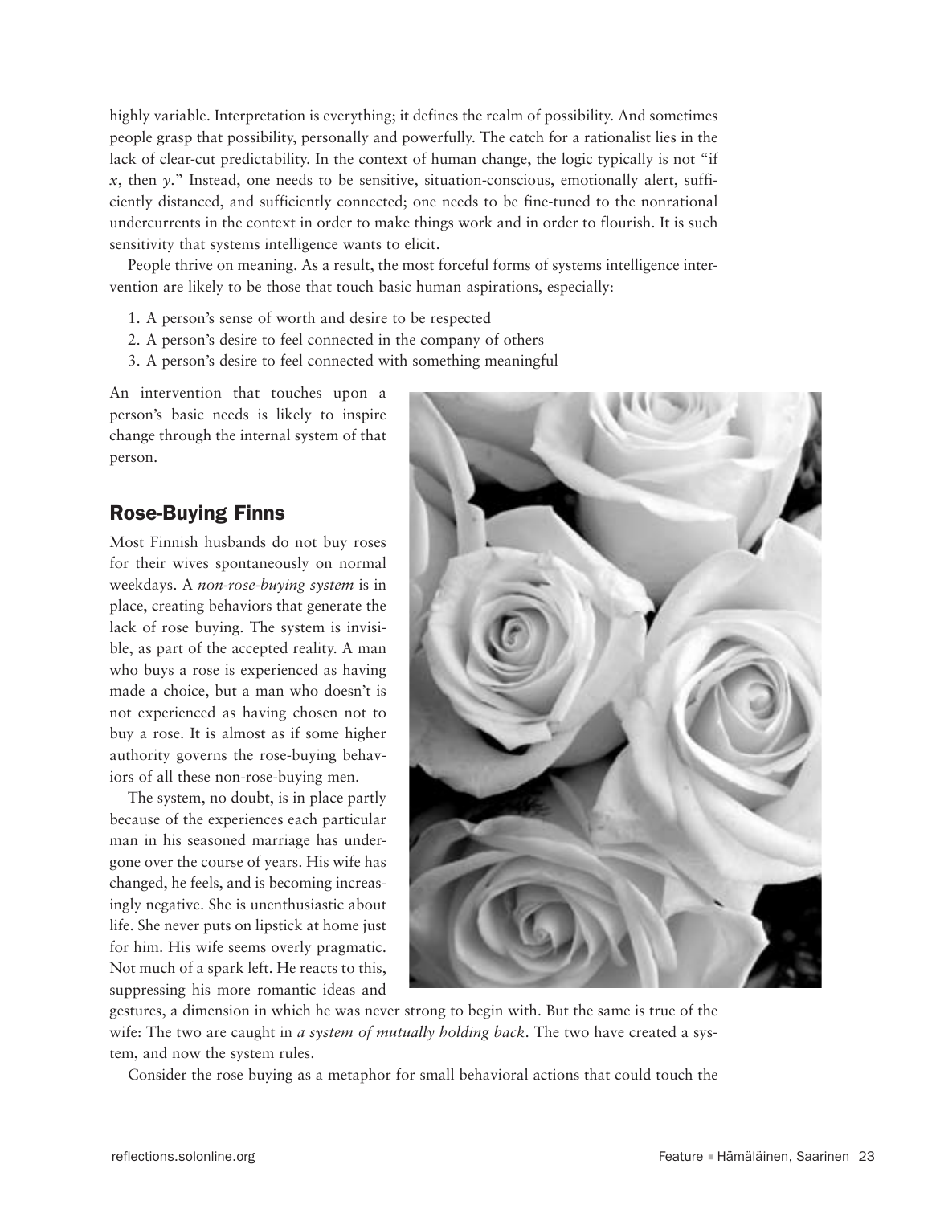highly variable. Interpretation is everything; it defines the realm of possibility. And sometimes people grasp that possibility, personally and powerfully. The catch for a rationalist lies in the lack of clear-cut predictability. In the context of human change, the logic typically is not "if *x*, then *y*." Instead, one needs to be sensitive, situation-conscious, emotionally alert, sufficiently distanced, and sufficiently connected; one needs to be fine-tuned to the nonrational undercurrents in the context in order to make things work and in order to flourish. It is such sensitivity that systems intelligence wants to elicit.

People thrive on meaning. As a result, the most forceful forms of systems intelligence intervention are likely to be those that touch basic human aspirations, especially:

1. A person's sense of worth and desire to be respected
2. A person's desire to feel connected in the company of others
3. A person's desire to feel connected with something meaningful

An intervention that touches upon a person's basic needs is likely to inspire change through the internal system of that person.

## Rose-Buying Finns

Most Finnish husbands do not buy roses for their wives spontaneously on normal weekdays. A *non-rose-buying system* is in place, creating behaviors that generate the lack of rose buying. The system is invisible, as part of the accepted reality. A man who buys a rose is experienced as having made a choice, but a man who doesn't is not experienced as having chosen not to buy a rose. It is almost as if some higher authority governs the rose-buying behaviors of all these non-rose-buying men.

The system, no doubt, is in place partly because of the experiences each particular man in his seasoned marriage has undergone over the course of years. His wife has changed, he feels, and is becoming increasingly negative. She is unenthusiastic about life. She never puts on lipstick at home just for him. His wife seems overly pragmatic. Not much of a spark left. He reacts to this, suppressing his more romantic ideas and gestures, a dimension in which he was never strong to begin with. But the same is true of the wife: The two are caught in *a system of mutually holding back*. The two have created a system, and now the system rules.

Consider the rose buying as a metaphor for small behavioral actions that could touch the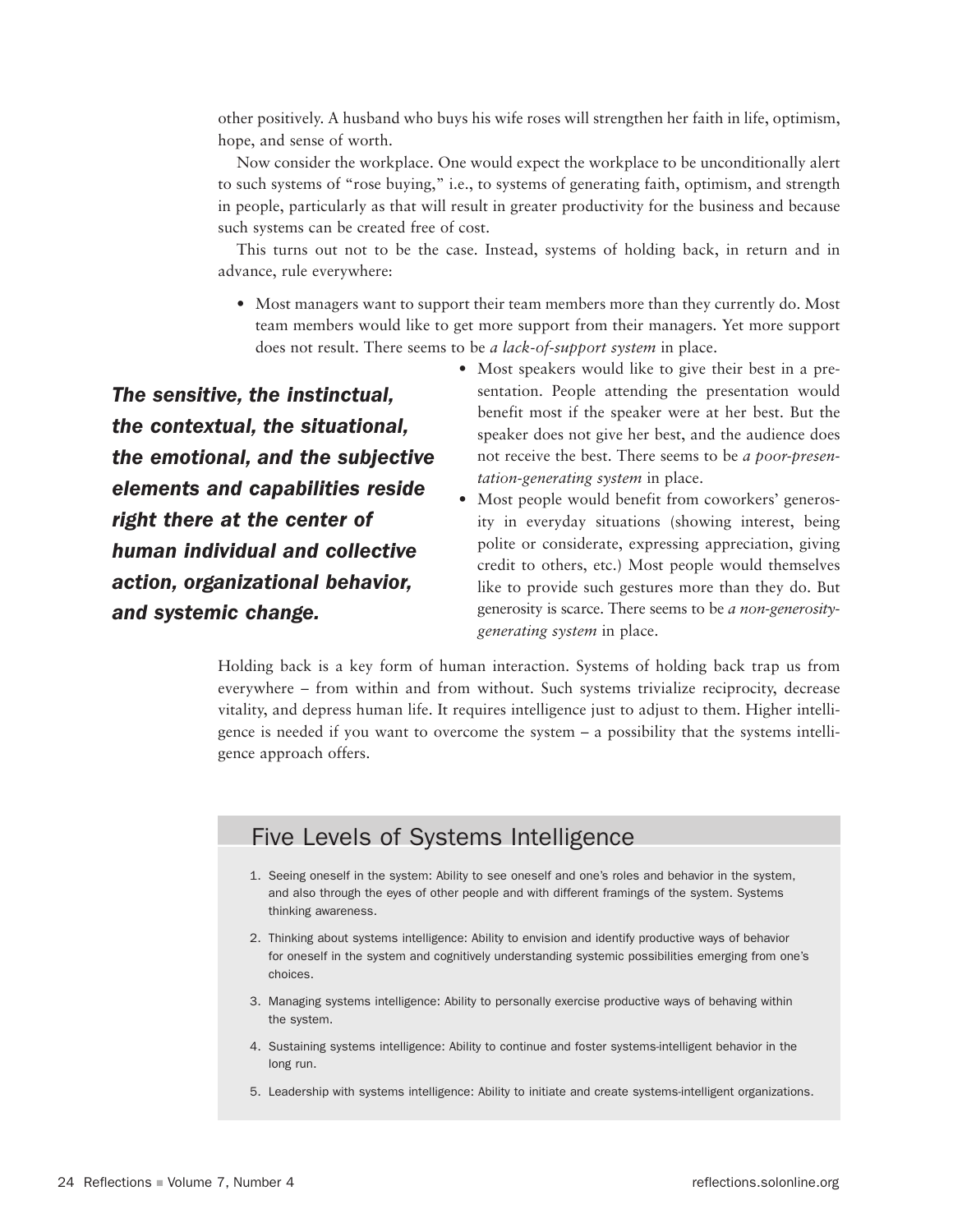other positively. A husband who buys his wife roses will strengthen her faith in life, optimism, hope, and sense of worth.

Now consider the workplace. One would expect the workplace to be unconditionally alert to such systems of "rose buying," i.e., to systems of generating faith, optimism, and strength in people, particularly as that will result in greater productivity for the business and because such systems can be created free of cost.

This turns out not to be the case. Instead, systems of holding back, in return and in advance, rule everywhere:

- Most managers want to support their team members more than they currently do. Most team members would like to get more support from their managers. Yet more support does not result. There seems to be *a lack-of-support system* in place.
- Most speakers would like to give their best in a presentation. People attending the presentation would benefit most if the speaker were at her best. But the speaker does not give her best, and the audience does not receive the best. There seems to be *a poor-presentation-generating system* in place.
- Most people would benefit from coworkers' generosity in everyday situations (showing interest, being polite or considerate, expressing appreciation, giving credit to others, etc.) Most people would themselves like to provide such gestures more than they do. But generosity is scarce. There seems to be *a non-generosity-generating system* in place.

***The sensitive, the instinctual, the contextual, the situational, the emotional, and the subjective elements and capabilities reside right there at the center of human individual and collective action, organizational behavior, and systemic change.***

Holding back is a key form of human interaction. Systems of holding back trap us from everywhere – from within and from without. Such systems trivialize reciprocity, decrease vitality, and depress human life. It requires intelligence just to adjust to them. Higher intelligence is needed if you want to overcome the system – a possibility that the systems intelligence approach offers.

## Five Levels of Systems Intelligence

1. Seeing oneself in the system: Ability to see oneself and one's roles and behavior in the system, and also through the eyes of other people and with different framings of the system. Systems thinking awareness.
2. Thinking about systems intelligence: Ability to envision and identify productive ways of behavior for oneself in the system and cognitively understanding systemic possibilities emerging from one's choices.
3. Managing systems intelligence: Ability to personally exercise productive ways of behaving within the system.
4. Sustaining systems intelligence: Ability to continue and foster systems-intelligent behavior in the long run.
5. Leadership with systems intelligence: Ability to initiate and create systems-intelligent organizations.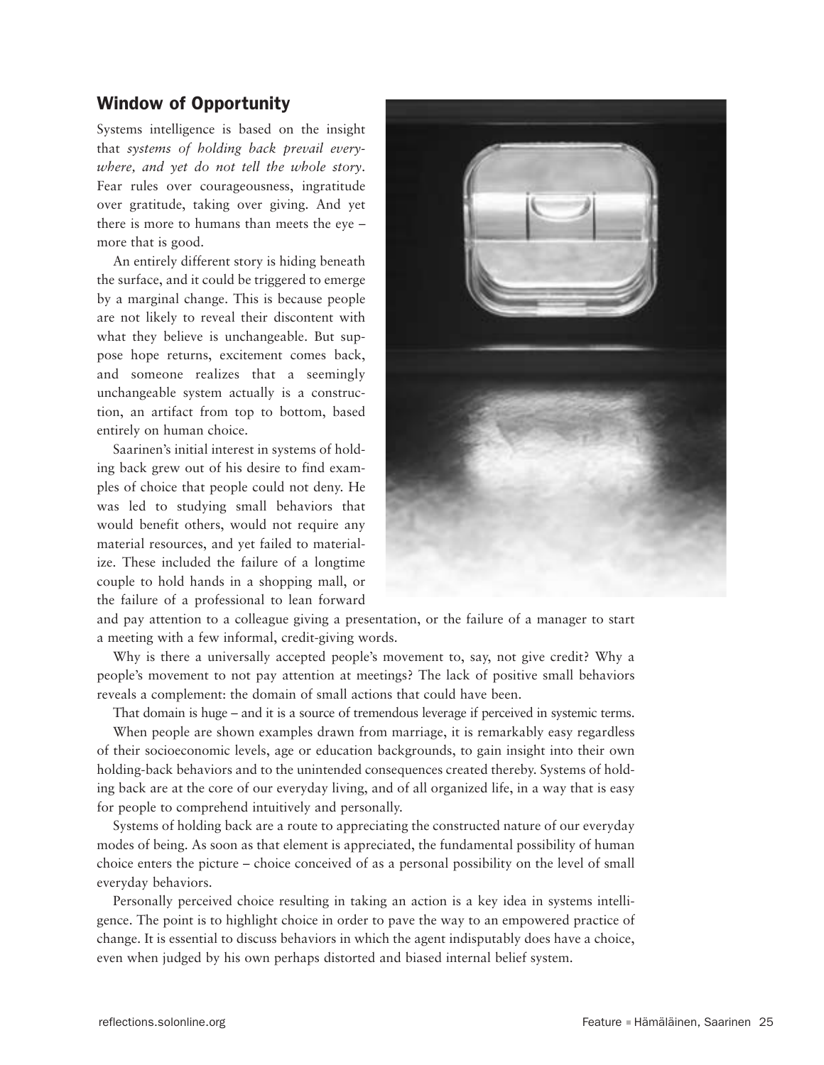## Window of Opportunity

Systems intelligence is based on the insight that *systems of holding back prevail everywhere, and yet do not tell the whole story*. Fear rules over courageousness, ingratitude over gratitude, taking over giving. And yet there is more to humans than meets the eye – more that is good.

An entirely different story is hiding beneath the surface, and it could be triggered to emerge by a marginal change. This is because people are not likely to reveal their discontent with what they believe is unchangeable. But suppose hope returns, excitement comes back, and someone realizes that a seemingly unchangeable system actually is a construction, an artifact from top to bottom, based entirely on human choice.

Saarinen's initial interest in systems of holding back grew out of his desire to find examples of choice that people could not deny. He was led to studying small behaviors that would benefit others, would not require any material resources, and yet failed to materialize. These included the failure of a longtime couple to hold hands in a shopping mall, or the failure of a professional to lean forward and pay attention to a colleague giving a presentation, or the failure of a manager to start a meeting with a few informal, credit-giving words.

Why is there a universally accepted people's movement to, say, not give credit? Why a people's movement to not pay attention at meetings? The lack of positive small behaviors reveals a complement: the domain of small actions that could have been.

That domain is huge – and it is a source of tremendous leverage if perceived in systemic terms.

When people are shown examples drawn from marriage, it is remarkably easy regardless of their socioeconomic levels, age or education backgrounds, to gain insight into their own holding-back behaviors and to the unintended consequences created thereby. Systems of holding back are at the core of our everyday living, and of all organized life, in a way that is easy for people to comprehend intuitively and personally.

Systems of holding back are a route to appreciating the constructed nature of our everyday modes of being. As soon as that element is appreciated, the fundamental possibility of human choice enters the picture – choice conceived of as a personal possibility on the level of small everyday behaviors.

Personally perceived choice resulting in taking an action is a key idea in systems intelligence. The point is to highlight choice in order to pave the way to an empowered practice of change. It is essential to discuss behaviors in which the agent indisputably does have a choice, even when judged by his own perhaps distorted and biased internal belief system.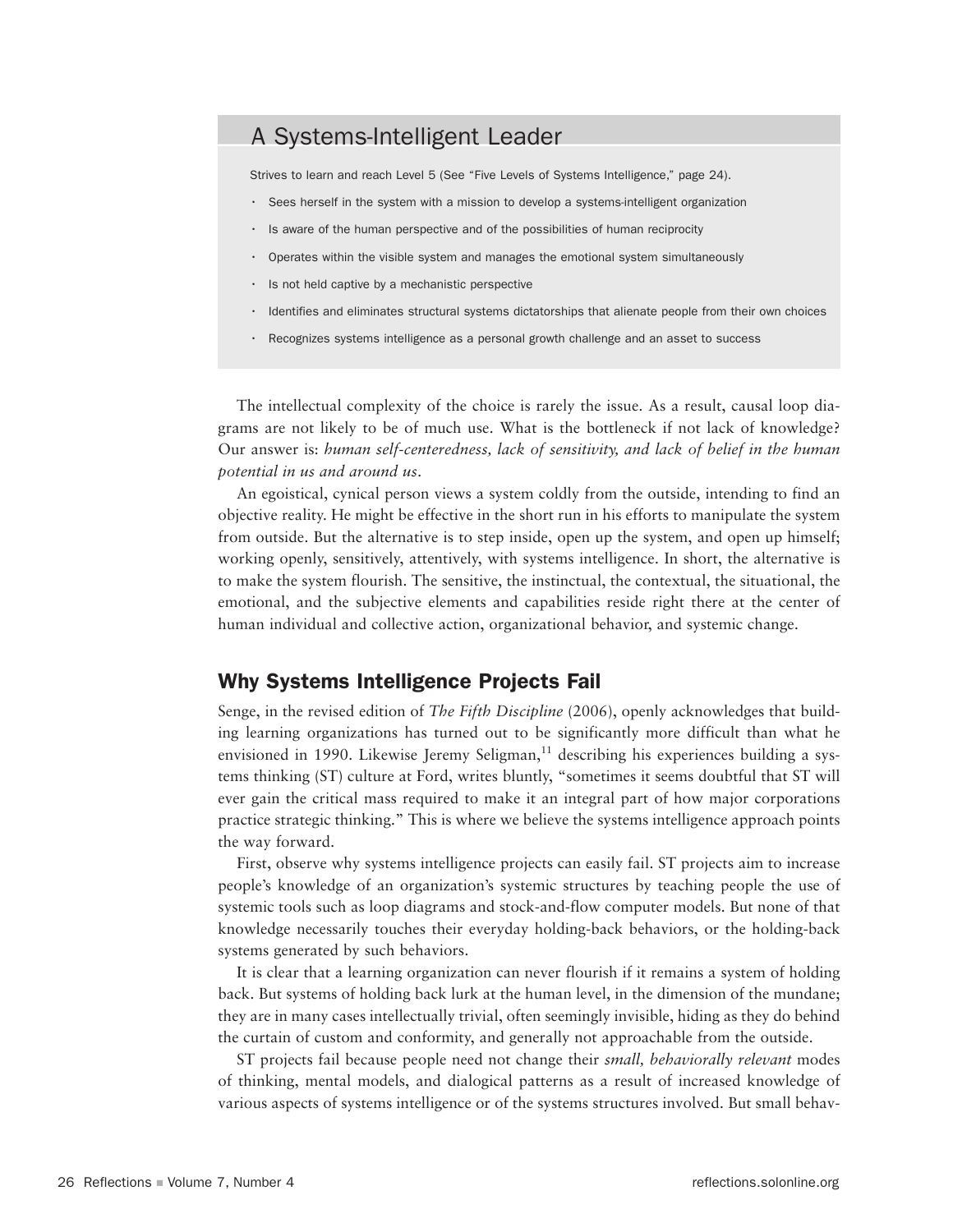## A Systems-Intelligent Leader

Strives to learn and reach Level 5 (See "Five Levels of Systems Intelligence," page 24).

- Sees herself in the system with a mission to develop a systems-intelligent organization
- Is aware of the human perspective and of the possibilities of human reciprocity
- Operates within the visible system and manages the emotional system simultaneously
- Is not held captive by a mechanistic perspective
- Identifies and eliminates structural systems dictatorships that alienate people from their own choices
- Recognizes systems intelligence as a personal growth challenge and an asset to success

The intellectual complexity of the choice is rarely the issue. As a result, causal loop diagrams are not likely to be of much use. What is the bottleneck if not lack of knowledge? Our answer is: *human self-centeredness, lack of sensitivity, and lack of belief in the human potential in us and around us*.

An egoistical, cynical person views a system coldly from the outside, intending to find an objective reality. He might be effective in the short run in his efforts to manipulate the system from outside. But the alternative is to step inside, open up the system, and open up himself; working openly, sensitively, attentively, with systems intelligence. In short, the alternative is to make the system flourish. The sensitive, the instinctual, the contextual, the situational, the emotional, and the subjective elements and capabilities reside right there at the center of human individual and collective action, organizational behavior, and systemic change.

## Why Systems Intelligence Projects Fail

Senge, in the revised edition of *The Fifth Discipline* (2006), openly acknowledges that building learning organizations has turned out to be significantly more difficult than what he envisioned in 1990. Likewise Jeremy Seligman,[11] describing his experiences building a systems thinking (ST) culture at Ford, writes bluntly, "sometimes it seems doubtful that ST will ever gain the critical mass required to make it an integral part of how major corporations practice strategic thinking." This is where we believe the systems intelligence approach points the way forward.

First, observe why systems intelligence projects can easily fail. ST projects aim to increase people's knowledge of an organization's systemic structures by teaching people the use of systemic tools such as loop diagrams and stock-and-flow computer models. But none of that knowledge necessarily touches their everyday holding-back behaviors, or the holding-back systems generated by such behaviors.

It is clear that a learning organization can never flourish if it remains a system of holding back. But systems of holding back lurk at the human level, in the dimension of the mundane; they are in many cases intellectually trivial, often seemingly invisible, hiding as they do behind the curtain of custom and conformity, and generally not approachable from the outside.

ST projects fail because people need not change their *small, behaviorally relevant* modes of thinking, mental models, and dialogical patterns as a result of increased knowledge of various aspects of systems intelligence or of the systems structures involved. But small behav-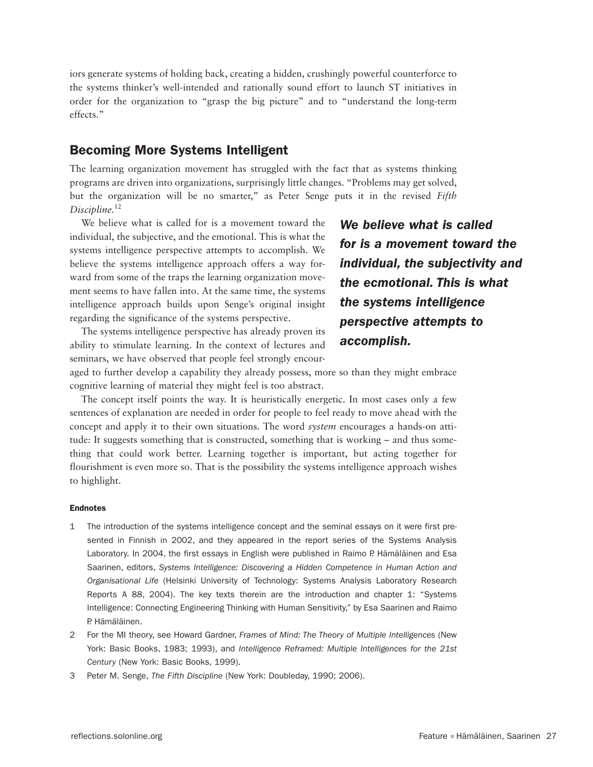iors generate systems of holding back, creating a hidden, crushingly powerful counterforce to the systems thinker's well-intended and rationally sound effort to launch ST initiatives in order for the organization to "grasp the big picture" and to "understand the long-term effects."

## Becoming More Systems Intelligent

The learning organization movement has struggled with the fact that as systems thinking programs are driven into organizations, surprisingly little changes. "Problems may get solved, but the organization will be no smarter," as Peter Senge puts it in the revised *Fifth Discipline.*[12]

We believe what is called for is a movement toward the individual, the subjective, and the emotional. This is what the systems intelligence perspective attempts to accomplish. We believe the systems intelligence approach offers a way forward from some of the traps the learning organization movement seems to have fallen into. At the same time, the systems intelligence approach builds upon Senge's original insight regarding the significance of the systems perspective.

***We believe what is called for is a movement toward the individual, the subjectivity and the ecmotional. This is what the systems intelligence perspective attempts to accomplish.***

The systems intelligence perspective has already proven its ability to stimulate learning. In the context of lectures and seminars, we have observed that people feel strongly encouraged to further develop a capability they already possess, more so than they might embrace cognitive learning of material they might feel is too abstract.

The concept itself points the way. It is heuristically energetic. In most cases only a few sentences of explanation are needed in order for people to feel ready to move ahead with the concept and apply it to their own situations. The word *system* encourages a hands-on attitude: It suggests something that is constructed, something that is working – and thus something that could work better. Learning together is important, but acting together for flourishment is even more so. That is the possibility the systems intelligence approach wishes to highlight.

#### Endnotes

1 The introduction of the systems intelligence concept and the seminal essays on it were first presented in Finnish in 2002, and they appeared in the report series of the Systems Analysis Laboratory. In 2004, the first essays in English were published in Raimo P. Hämäläinen and Esa Saarinen, editors, *Systems Intelligence: Discovering a Hidden Competence in Human Action and Organisational Life* (Helsinki University of Technology: Systems Analysis Laboratory Research Reports A 88, 2004). The key texts therein are the introduction and chapter 1: "Systems Intelligence: Connecting Engineering Thinking with Human Sensitivity," by Esa Saarinen and Raimo P. Hämäläinen.

2 For the MI theory, see Howard Gardner, *Frames of Mind: The Theory of Multiple Intelligences* (New York: Basic Books, 1983; 1993), and *Intelligence Reframed: Multiple Intelligences for the 21st Century* (New York: Basic Books, 1999).

3 Peter M. Senge, *The Fifth Discipline* (New York: Doubleday, 1990; 2006).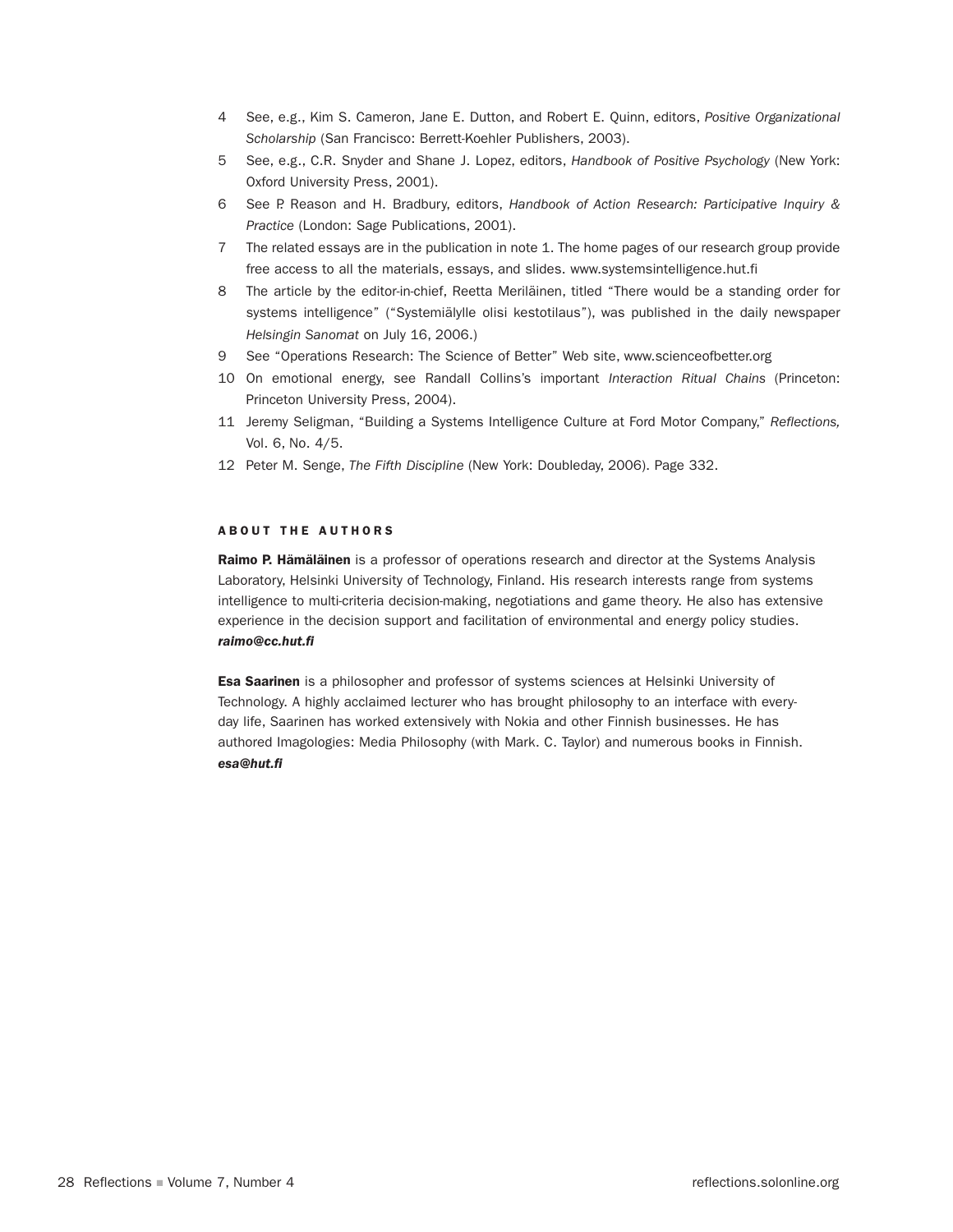4 See, e.g., Kim S. Cameron, Jane E. Dutton, and Robert E. Quinn, editors, *Positive Organizational Scholarship* (San Francisco: Berrett-Koehler Publishers, 2003).

5 See, e.g., C.R. Snyder and Shane J. Lopez, editors, *Handbook of Positive Psychology* (New York: Oxford University Press, 2001).

6 See P. Reason and H. Bradbury, editors, *Handbook of Action Research: Participative Inquiry & Practice* (London: Sage Publications, 2001).

7 The related essays are in the publication in note 1. The home pages of our research group provide free access to all the materials, essays, and slides. www.systemsintelligence.hut.fi

8 The article by the editor-in-chief, Reetta Meriläinen, titled "There would be a standing order for systems intelligence" ("Systemiälylle olisi kestotilaus"), was published in the daily newspaper *Helsingin Sanomat* on July 16, 2006.)

9 See "Operations Research: The Science of Better" Web site, www.scienceofbetter.org

10 On emotional energy, see Randall Collins's important *Interaction Ritual Chains* (Princeton: Princeton University Press, 2004).

11 Jeremy Seligman, "Building a Systems Intelligence Culture at Ford Motor Company," *Reflections,* Vol. 6, No. 4/5.

12 Peter M. Senge, *The Fifth Discipline* (New York: Doubleday, 2006). Page 332.

## ABOUT THE AUTHORS

**Raimo P. Hämäläinen** is a professor of operations research and director at the Systems Analysis Laboratory, Helsinki University of Technology, Finland. His research interests range from systems intelligence to multi-criteria decision-making, negotiations and game theory. He also has extensive experience in the decision support and facilitation of environmental and energy policy studies. ***raimo@cc.hut.fi***

**Esa Saarinen** is a philosopher and professor of systems sciences at Helsinki University of Technology. A highly acclaimed lecturer who has brought philosophy to an interface with everyday life, Saarinen has worked extensively with Nokia and other Finnish businesses. He has authored Imagologies: Media Philosophy (with Mark. C. Taylor) and numerous books in Finnish. ***esa@hut.fi***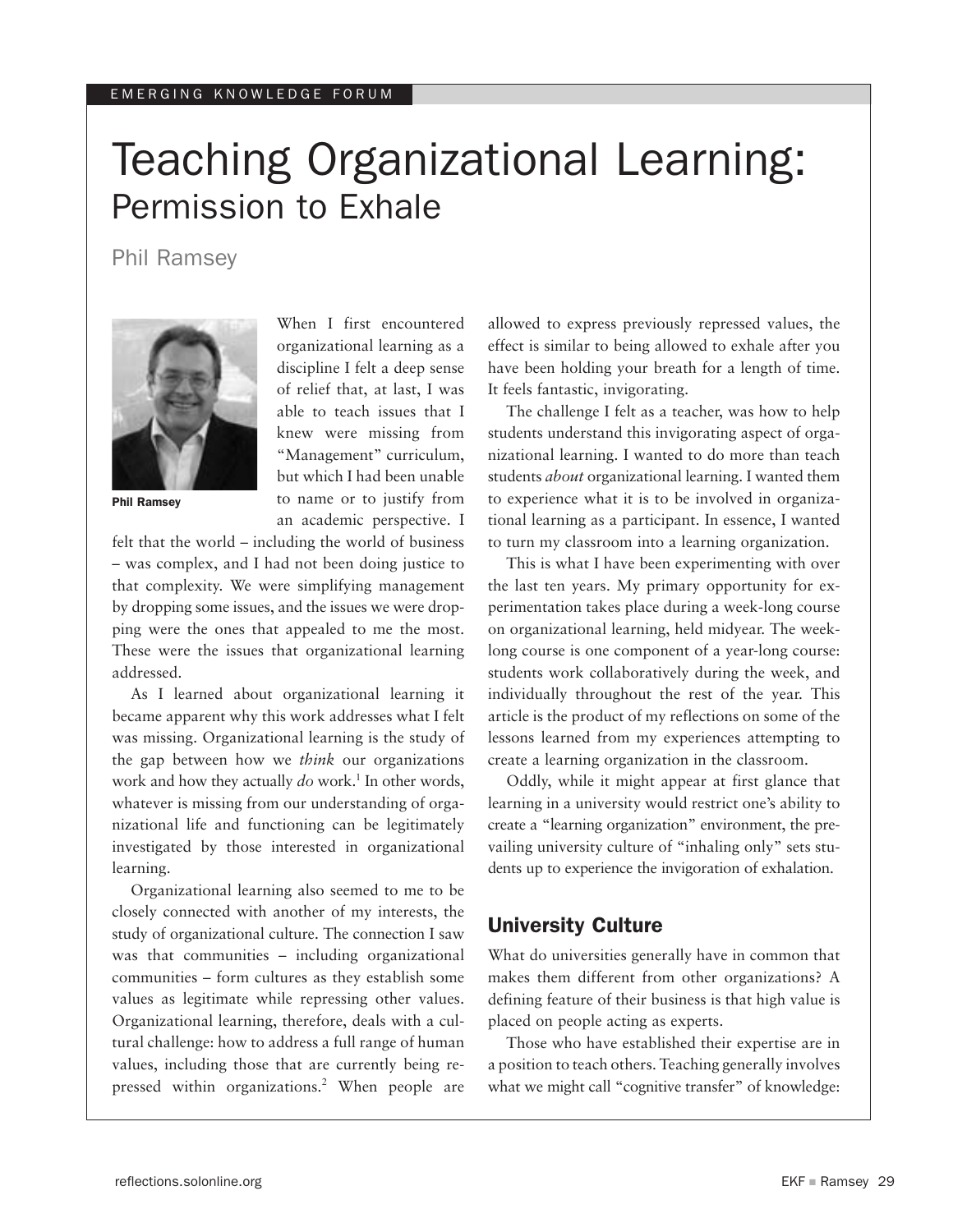EMERGING KNOWLEDGE FORUM

# Teaching Organizational Learning: Permission to Exhale

Phil Ramsey

Phil Ramsey

When I first encountered organizational learning as a discipline I felt a deep sense of relief that, at last, I was able to teach issues that I knew were missing from "Management" curriculum, but which I had been unable to name or to justify from an academic perspective. I felt that the world – including the world of business – was complex, and I had not been doing justice to that complexity. We were simplifying management by dropping some issues, and the issues we were dropping were the ones that appealed to me the most. These were the issues that organizational learning addressed.

As I learned about organizational learning it became apparent why this work addresses what I felt was missing. Organizational learning is the study of the gap between how we *think* our organizations work and how they actually *do* work.[1] In other words, whatever is missing from our understanding of organizational life and functioning can be legitimately investigated by those interested in organizational learning.

Organizational learning also seemed to me to be closely connected with another of my interests, the study of organizational culture. The connection I saw was that communities – including organizational communities – form cultures as they establish some values as legitimate while repressing other values. Organizational learning, therefore, deals with a cultural challenge: how to address a full range of human values, including those that are currently being repressed within organizations.[2] When people are allowed to express previously repressed values, the effect is similar to being allowed to exhale after you have been holding your breath for a length of time. It feels fantastic, invigorating.

The challenge I felt as a teacher, was how to help students understand this invigorating aspect of organizational learning. I wanted to do more than teach students *about* organizational learning. I wanted them to experience what it is to be involved in organizational learning as a participant. In essence, I wanted to turn my classroom into a learning organization.

This is what I have been experimenting with over the last ten years. My primary opportunity for experimentation takes place during a week-long course on organizational learning, held midyear. The week-long course is one component of a year-long course: students work collaboratively during the week, and individually throughout the rest of the year. This article is the product of my reflections on some of the lessons learned from my experiences attempting to create a learning organization in the classroom.

Oddly, while it might appear at first glance that learning in a university would restrict one's ability to create a "learning organization" environment, the prevailing university culture of "inhaling only" sets students up to experience the invigoration of exhalation.

## University Culture

What do universities generally have in common that makes them different from other organizations? A defining feature of their business is that high value is placed on people acting as experts.

Those who have established their expertise are in a position to teach others. Teaching generally involves what we might call "cognitive transfer" of knowledge: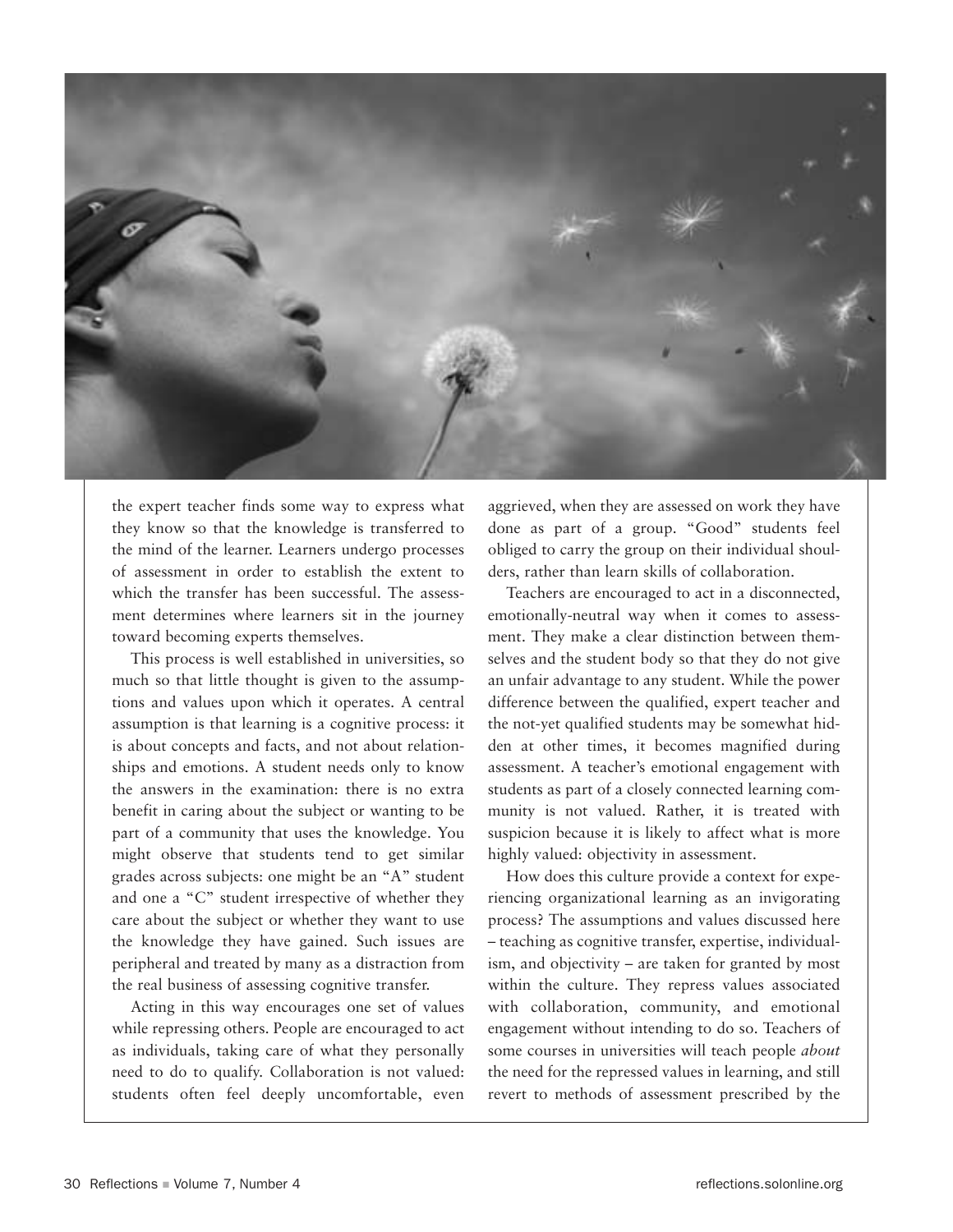the expert teacher finds some way to express what they know so that the knowledge is transferred to the mind of the learner. Learners undergo processes of assessment in order to establish the extent to which the transfer has been successful. The assessment determines where learners sit in the journey toward becoming experts themselves.

This process is well established in universities, so much so that little thought is given to the assumptions and values upon which it operates. A central assumption is that learning is a cognitive process: it is about concepts and facts, and not about relationships and emotions. A student needs only to know the answers in the examination: there is no extra benefit in caring about the subject or wanting to be part of a community that uses the knowledge. You might observe that students tend to get similar grades across subjects: one might be an "A" student and one a "C" student irrespective of whether they care about the subject or whether they want to use the knowledge they have gained. Such issues are peripheral and treated by many as a distraction from the real business of assessing cognitive transfer.

Acting in this way encourages one set of values while repressing others. People are encouraged to act as individuals, taking care of what they personally need to do to qualify. Collaboration is not valued: students often feel deeply uncomfortable, even aggrieved, when they are assessed on work they have done as part of a group. "Good" students feel obliged to carry the group on their individual shoulders, rather than learn skills of collaboration.

Teachers are encouraged to act in a disconnected, emotionally-neutral way when it comes to assessment. They make a clear distinction between themselves and the student body so that they do not give an unfair advantage to any student. While the power difference between the qualified, expert teacher and the not-yet qualified students may be somewhat hidden at other times, it becomes magnified during assessment. A teacher's emotional engagement with students as part of a closely connected learning community is not valued. Rather, it is treated with suspicion because it is likely to affect what is more highly valued: objectivity in assessment.

How does this culture provide a context for experiencing organizational learning as an invigorating process? The assumptions and values discussed here – teaching as cognitive transfer, expertise, individualism, and objectivity – are taken for granted by most within the culture. They repress values associated with collaboration, community, and emotional engagement without intending to do so. Teachers of some courses in universities will teach people *about* the need for the repressed values in learning, and still revert to methods of assessment prescribed by the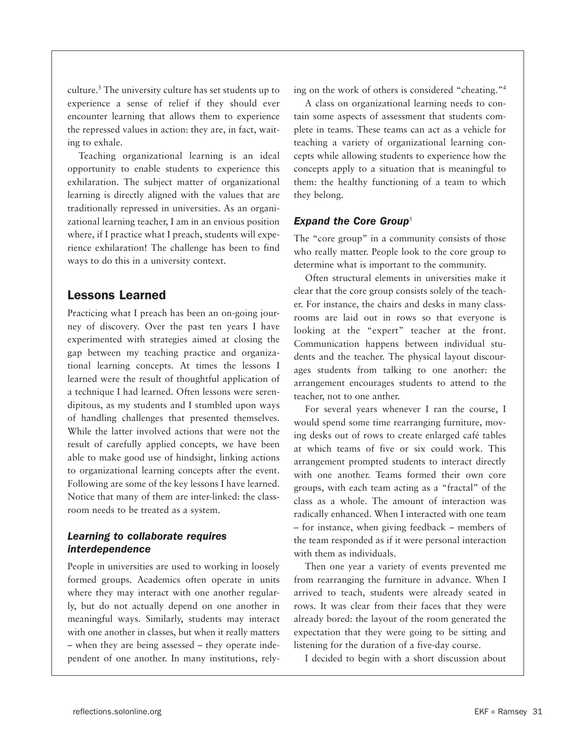culture.[3] The university culture has set students up to experience a sense of relief if they should ever encounter learning that allows them to experience the repressed values in action: they are, in fact, waiting to exhale.

Teaching organizational learning is an ideal opportunity to enable students to experience this exhilaration. The subject matter of organizational learning is directly aligned with the values that are traditionally repressed in universities. As an organizational learning teacher, I am in an envious position where, if I practice what I preach, students will experience exhilaration! The challenge has been to find ways to do this in a university context.

## Lessons Learned

Practicing what I preach has been an on-going journey of discovery. Over the past ten years I have experimented with strategies aimed at closing the gap between my teaching practice and organizational learning concepts. At times the lessons I learned were the result of thoughtful application of a technique I had learned. Often lessons were serendipitous, as my students and I stumbled upon ways of handling challenges that presented themselves. While the latter involved actions that were not the result of carefully applied concepts, we have been able to make good use of hindsight, linking actions to organizational learning concepts after the event. Following are some of the key lessons I have learned. Notice that many of them are inter-linked: the classroom needs to be treated as a system.

### *Learning to collaborate requires interdependence*

People in universities are used to working in loosely formed groups. Academics often operate in units where they may interact with one another regularly, but do not actually depend on one another in meaningful ways. Similarly, students may interact with one another in classes, but when it really matters – when they are being assessed – they operate independent of one another. In many institutions, relying on the work of others is considered "cheating."[4]

A class on organizational learning needs to contain some aspects of assessment that students complete in teams. These teams can act as a vehicle for teaching a variety of organizational learning concepts while allowing students to experience how the concepts apply to a situation that is meaningful to them: the healthy functioning of a team to which they belong.

### *Expand the Core Group*[5]

The "core group" in a community consists of those who really matter. People look to the core group to determine what is important to the community.

Often structural elements in universities make it clear that the core group consists solely of the teacher. For instance, the chairs and desks in many classrooms are laid out in rows so that everyone is looking at the "expert" teacher at the front. Communication happens between individual students and the teacher. The physical layout discourages students from talking to one another: the arrangement encourages students to attend to the teacher, not to one anther.

For several years whenever I ran the course, I would spend some time rearranging furniture, moving desks out of rows to create enlarged café tables at which teams of five or six could work. This arrangement prompted students to interact directly with one another. Teams formed their own core groups, with each team acting as a "fractal" of the class as a whole. The amount of interaction was radically enhanced. When I interacted with one team – for instance, when giving feedback – members of the team responded as if it were personal interaction with them as individuals.

Then one year a variety of events prevented me from rearranging the furniture in advance. When I arrived to teach, students were already seated in rows. It was clear from their faces that they were already bored: the layout of the room generated the expectation that they were going to be sitting and listening for the duration of a five-day course.

I decided to begin with a short discussion about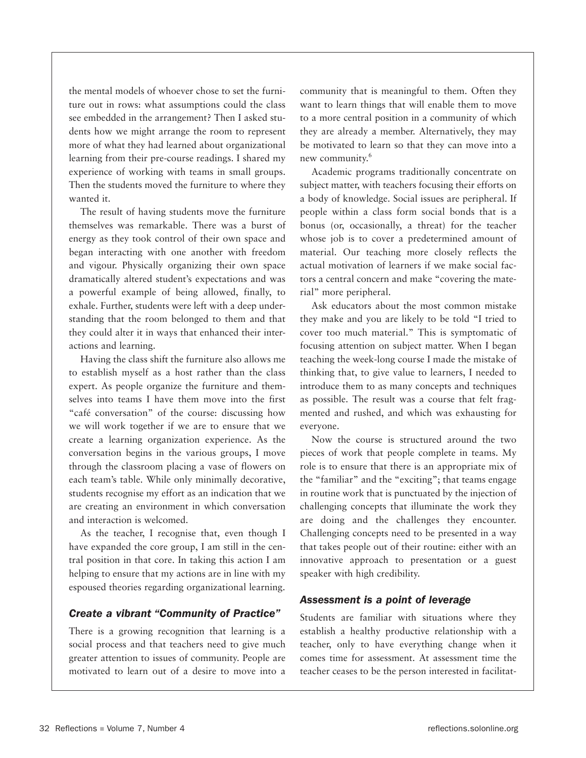the mental models of whoever chose to set the furniture out in rows: what assumptions could the class see embedded in the arrangement? Then I asked students how we might arrange the room to represent more of what they had learned about organizational learning from their pre-course readings. I shared my experience of working with teams in small groups. Then the students moved the furniture to where they wanted it.

The result of having students move the furniture themselves was remarkable. There was a burst of energy as they took control of their own space and began interacting with one another with freedom and vigour. Physically organizing their own space dramatically altered student's expectations and was a powerful example of being allowed, finally, to exhale. Further, students were left with a deep understanding that the room belonged to them and that they could alter it in ways that enhanced their interactions and learning.

Having the class shift the furniture also allows me to establish myself as a host rather than the class expert. As people organize the furniture and themselves into teams I have them move into the first "café conversation" of the course: discussing how we will work together if we are to ensure that we create a learning organization experience. As the conversation begins in the various groups, I move through the classroom placing a vase of flowers on each team's table. While only minimally decorative, students recognise my effort as an indication that we are creating an environment in which conversation and interaction is welcomed.

As the teacher, I recognise that, even though I have expanded the core group, I am still in the central position in that core. In taking this action I am helping to ensure that my actions are in line with my espoused theories regarding organizational learning.

### *Create a vibrant "Community of Practice"*

There is a growing recognition that learning is a social process and that teachers need to give much greater attention to issues of community. People are motivated to learn out of a desire to move into a community that is meaningful to them. Often they want to learn things that will enable them to move to a more central position in a community of which they are already a member. Alternatively, they may be motivated to learn so that they can move into a new community.[6]

Academic programs traditionally concentrate on subject matter, with teachers focusing their efforts on a body of knowledge. Social issues are peripheral. If people within a class form social bonds that is a bonus (or, occasionally, a threat) for the teacher whose job is to cover a predetermined amount of material. Our teaching more closely reflects the actual motivation of learners if we make social factors a central concern and make "covering the material" more peripheral.

Ask educators about the most common mistake they make and you are likely to be told "I tried to cover too much material." This is symptomatic of focusing attention on subject matter. When I began teaching the week-long course I made the mistake of thinking that, to give value to learners, I needed to introduce them to as many concepts and techniques as possible. The result was a course that felt fragmented and rushed, and which was exhausting for everyone.

Now the course is structured around the two pieces of work that people complete in teams. My role is to ensure that there is an appropriate mix of the "familiar" and the "exciting"; that teams engage in routine work that is punctuated by the injection of challenging concepts that illuminate the work they are doing and the challenges they encounter. Challenging concepts need to be presented in a way that takes people out of their routine: either with an innovative approach to presentation or a guest speaker with high credibility.

### *Assessment is a point of leverage*

Students are familiar with situations where they establish a healthy productive relationship with a teacher, only to have everything change when it comes time for assessment. At assessment time the teacher ceases to be the person interested in facilitat-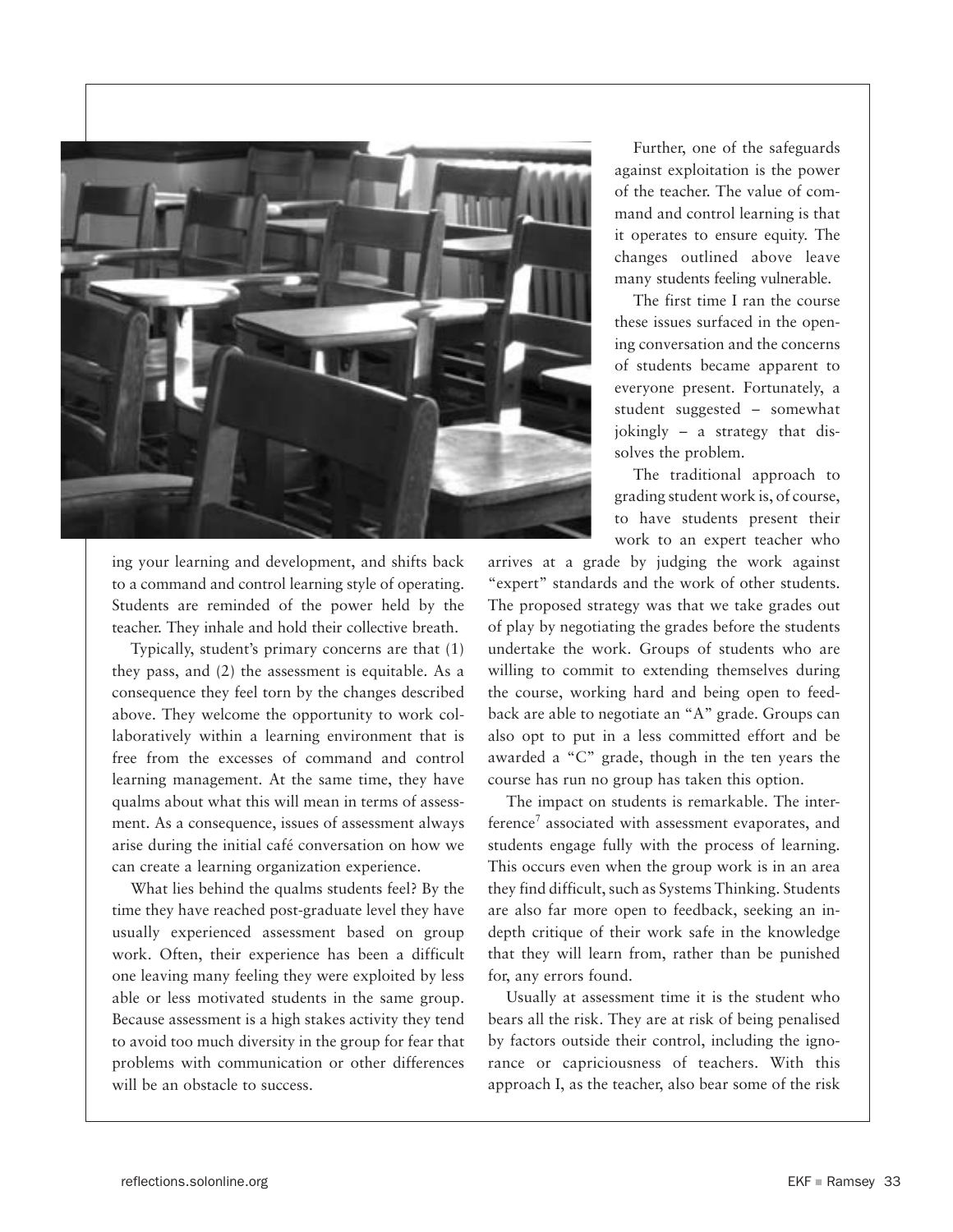ing your learning and development, and shifts back to a command and control learning style of operating. Students are reminded of the power held by the teacher. They inhale and hold their collective breath.

Typically, student's primary concerns are that (1) they pass, and (2) the assessment is equitable. As a consequence they feel torn by the changes described above. They welcome the opportunity to work collaboratively within a learning environment that is free from the excesses of command and control learning management. At the same time, they have qualms about what this will mean in terms of assessment. As a consequence, issues of assessment always arise during the initial café conversation on how we can create a learning organization experience.

What lies behind the qualms students feel? By the time they have reached post-graduate level they have usually experienced assessment based on group work. Often, their experience has been a difficult one leaving many feeling they were exploited by less able or less motivated students in the same group. Because assessment is a high stakes activity they tend to avoid too much diversity in the group for fear that problems with communication or other differences will be an obstacle to success.

Further, one of the safeguards against exploitation is the power of the teacher. The value of command and control learning is that it operates to ensure equity. The changes outlined above leave many students feeling vulnerable.

The first time I ran the course these issues surfaced in the opening conversation and the concerns of students became apparent to everyone present. Fortunately, a student suggested – somewhat jokingly – a strategy that dissolves the problem.

The traditional approach to grading student work is, of course, to have students present their work to an expert teacher who arrives at a grade by judging the work against "expert" standards and the work of other students. The proposed strategy was that we take grades out of play by negotiating the grades before the students undertake the work. Groups of students who are willing to commit to extending themselves during the course, working hard and being open to feedback are able to negotiate an "A" grade. Groups can also opt to put in a less committed effort and be awarded a "C" grade, though in the ten years the course has run no group has taken this option.

The impact on students is remarkable. The interference[7] associated with assessment evaporates, and students engage fully with the process of learning. This occurs even when the group work is in an area they find difficult, such as Systems Thinking. Students are also far more open to feedback, seeking an in-depth critique of their work safe in the knowledge that they will learn from, rather than be punished for, any errors found.

Usually at assessment time it is the student who bears all the risk. They are at risk of being penalised by factors outside their control, including the ignorance or capriciousness of teachers. With this approach I, as the teacher, also bear some of the risk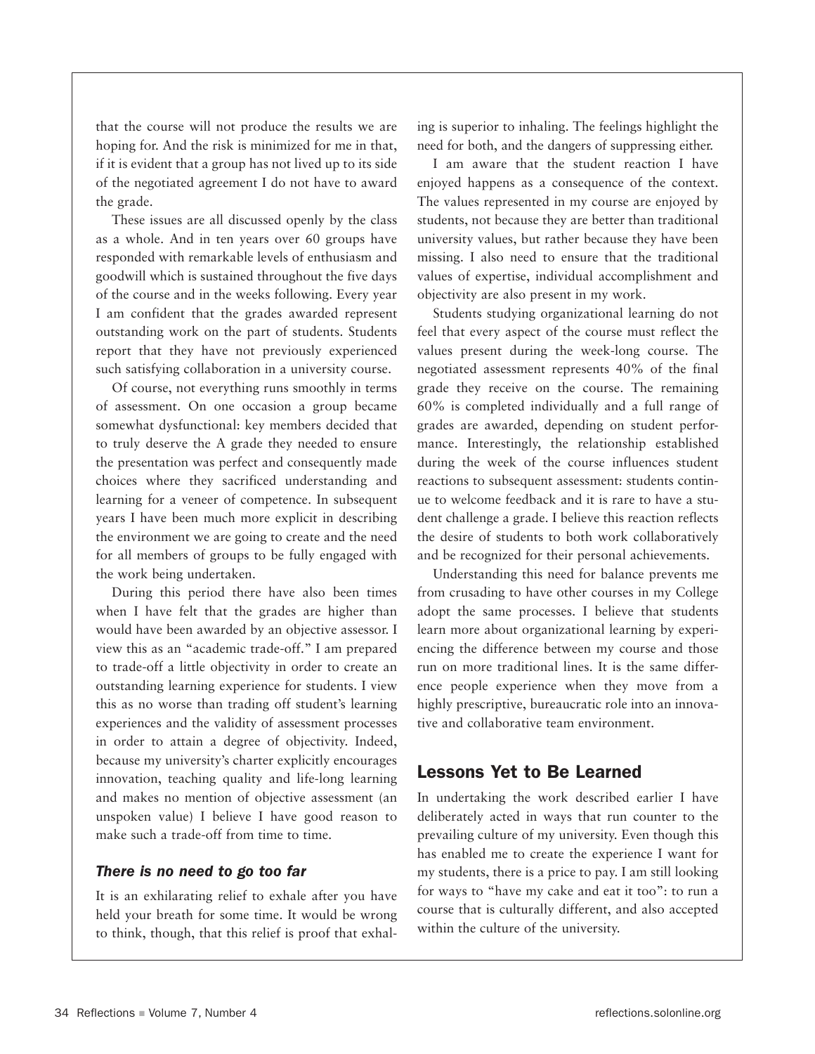that the course will not produce the results we are hoping for. And the risk is minimized for me in that, if it is evident that a group has not lived up to its side of the negotiated agreement I do not have to award the grade.

These issues are all discussed openly by the class as a whole. And in ten years over 60 groups have responded with remarkable levels of enthusiasm and goodwill which is sustained throughout the five days of the course and in the weeks following. Every year I am confident that the grades awarded represent outstanding work on the part of students. Students report that they have not previously experienced such satisfying collaboration in a university course.

Of course, not everything runs smoothly in terms of assessment. On one occasion a group became somewhat dysfunctional: key members decided that to truly deserve the A grade they needed to ensure the presentation was perfect and consequently made choices where they sacrificed understanding and learning for a veneer of competence. In subsequent years I have been much more explicit in describing the environment we are going to create and the need for all members of groups to be fully engaged with the work being undertaken.

During this period there have also been times when I have felt that the grades are higher than would have been awarded by an objective assessor. I view this as an "academic trade-off." I am prepared to trade-off a little objectivity in order to create an outstanding learning experience for students. I view this as no worse than trading off student's learning experiences and the validity of assessment processes in order to attain a degree of objectivity. Indeed, because my university's charter explicitly encourages innovation, teaching quality and life-long learning and makes no mention of objective assessment (an unspoken value) I believe I have good reason to make such a trade-off from time to time.

### *There is no need to go too far*

It is an exhilarating relief to exhale after you have held your breath for some time. It would be wrong to think, though, that this relief is proof that exhaling is superior to inhaling. The feelings highlight the need for both, and the dangers of suppressing either.

I am aware that the student reaction I have enjoyed happens as a consequence of the context. The values represented in my course are enjoyed by students, not because they are better than traditional university values, but rather because they have been missing. I also need to ensure that the traditional values of expertise, individual accomplishment and objectivity are also present in my work.

Students studying organizational learning do not feel that every aspect of the course must reflect the values present during the week-long course. The negotiated assessment represents 40% of the final grade they receive on the course. The remaining 60% is completed individually and a full range of grades are awarded, depending on student performance. Interestingly, the relationship established during the week of the course influences student reactions to subsequent assessment: students continue to welcome feedback and it is rare to have a student challenge a grade. I believe this reaction reflects the desire of students to both work collaboratively and be recognized for their personal achievements.

Understanding this need for balance prevents me from crusading to have other courses in my College adopt the same processes. I believe that students learn more about organizational learning by experiencing the difference between my course and those run on more traditional lines. It is the same difference people experience when they move from a highly prescriptive, bureaucratic role into an innovative and collaborative team environment.

## Lessons Yet to Be Learned

In undertaking the work described earlier I have deliberately acted in ways that run counter to the prevailing culture of my university. Even though this has enabled me to create the experience I want for my students, there is a price to pay. I am still looking for ways to "have my cake and eat it too": to run a course that is culturally different, and also accepted within the culture of the university.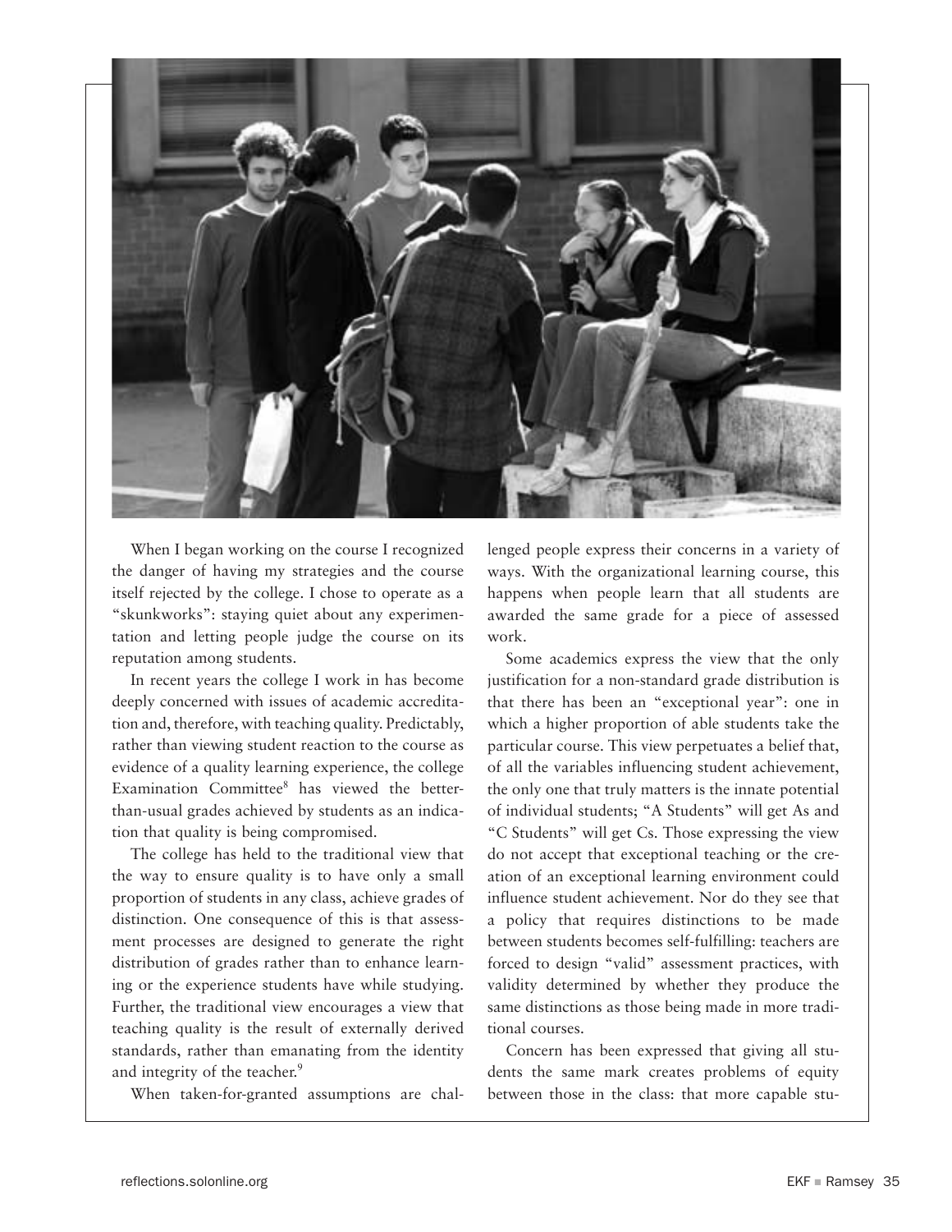When I began working on the course I recognized the danger of having my strategies and the course itself rejected by the college. I chose to operate as a "skunkworks": staying quiet about any experimentation and letting people judge the course on its reputation among students.

In recent years the college I work in has become deeply concerned with issues of academic accreditation and, therefore, with teaching quality. Predictably, rather than viewing student reaction to the course as evidence of a quality learning experience, the college Examination Committee[8] has viewed the better-than-usual grades achieved by students as an indication that quality is being compromised.

The college has held to the traditional view that the way to ensure quality is to have only a small proportion of students in any class, achieve grades of distinction. One consequence of this is that assessment processes are designed to generate the right distribution of grades rather than to enhance learning or the experience students have while studying. Further, the traditional view encourages a view that teaching quality is the result of externally derived standards, rather than emanating from the identity and integrity of the teacher.[9]

When taken-for-granted assumptions are challenged people express their concerns in a variety of ways. With the organizational learning course, this happens when people learn that all students are awarded the same grade for a piece of assessed work.

Some academics express the view that the only justification for a non-standard grade distribution is that there has been an "exceptional year": one in which a higher proportion of able students take the particular course. This view perpetuates a belief that, of all the variables influencing student achievement, the only one that truly matters is the innate potential of individual students; "A Students" will get As and "C Students" will get Cs. Those expressing the view do not accept that exceptional teaching or the creation of an exceptional learning environment could influence student achievement. Nor do they see that a policy that requires distinctions to be made between students becomes self-fulfilling: teachers are forced to design "valid" assessment practices, with validity determined by whether they produce the same distinctions as those being made in more traditional courses.

Concern has been expressed that giving all students the same mark creates problems of equity between those in the class: that more capable stu-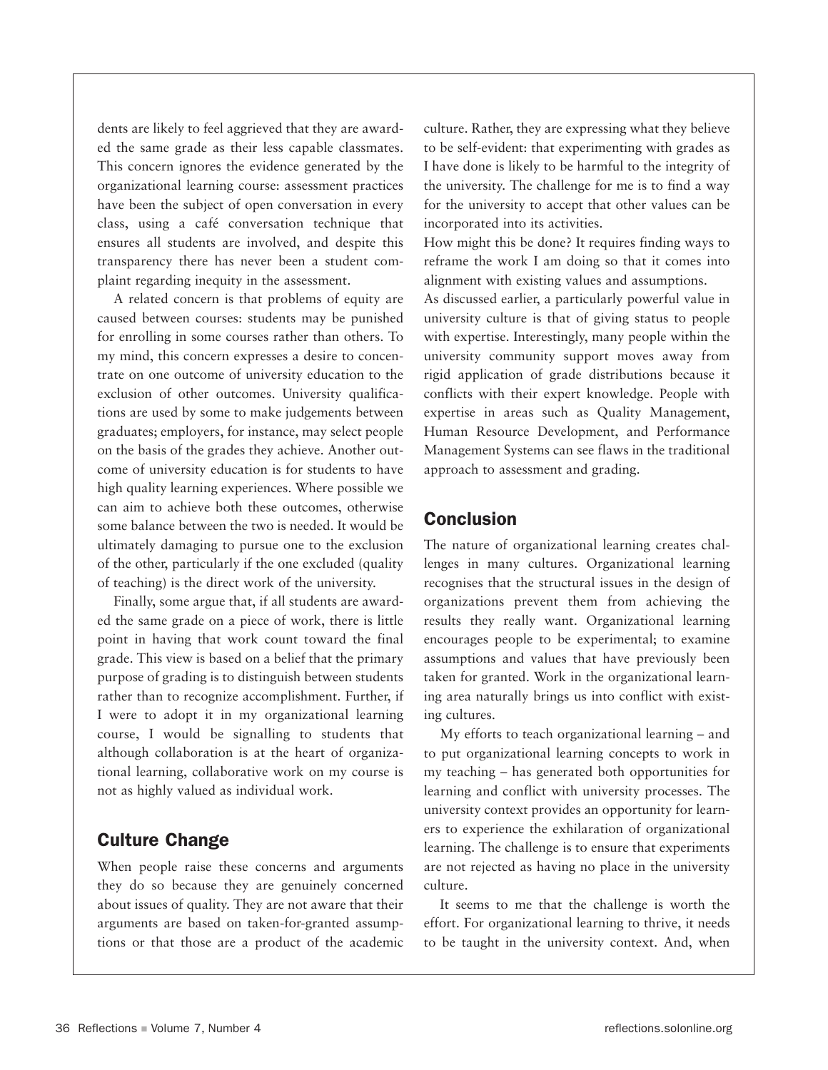dents are likely to feel aggrieved that they are awarded the same grade as their less capable classmates. This concern ignores the evidence generated by the organizational learning course: assessment practices have been the subject of open conversation in every class, using a café conversation technique that ensures all students are involved, and despite this transparency there has never been a student complaint regarding inequity in the assessment.

A related concern is that problems of equity are caused between courses: students may be punished for enrolling in some courses rather than others. To my mind, this concern expresses a desire to concentrate on one outcome of university education to the exclusion of other outcomes. University qualifications are used by some to make judgements between graduates; employers, for instance, may select people on the basis of the grades they achieve. Another outcome of university education is for students to have high quality learning experiences. Where possible we can aim to achieve both these outcomes, otherwise some balance between the two is needed. It would be ultimately damaging to pursue one to the exclusion of the other, particularly if the one excluded (quality of teaching) is the direct work of the university.

Finally, some argue that, if all students are awarded the same grade on a piece of work, there is little point in having that work count toward the final grade. This view is based on a belief that the primary purpose of grading is to distinguish between students rather than to recognize accomplishment. Further, if I were to adopt it in my organizational learning course, I would be signalling to students that although collaboration is at the heart of organizational learning, collaborative work on my course is not as highly valued as individual work.

## Culture Change

When people raise these concerns and arguments they do so because they are genuinely concerned about issues of quality. They are not aware that their arguments are based on taken-for-granted assumptions or that those are a product of the academic culture. Rather, they are expressing what they believe to be self-evident: that experimenting with grades as I have done is likely to be harmful to the integrity of the university. The challenge for me is to find a way for the university to accept that other values can be incorporated into its activities.

How might this be done? It requires finding ways to reframe the work I am doing so that it comes into alignment with existing values and assumptions.

As discussed earlier, a particularly powerful value in university culture is that of giving status to people with expertise. Interestingly, many people within the university community support moves away from rigid application of grade distributions because it conflicts with their expert knowledge. People with expertise in areas such as Quality Management, Human Resource Development, and Performance Management Systems can see flaws in the traditional approach to assessment and grading.

## Conclusion

The nature of organizational learning creates challenges in many cultures. Organizational learning recognises that the structural issues in the design of organizations prevent them from achieving the results they really want. Organizational learning encourages people to be experimental; to examine assumptions and values that have previously been taken for granted. Work in the organizational learning area naturally brings us into conflict with existing cultures.

My efforts to teach organizational learning – and to put organizational learning concepts to work in my teaching – has generated both opportunities for learning and conflict with university processes. The university context provides an opportunity for learners to experience the exhilaration of organizational learning. The challenge is to ensure that experiments are not rejected as having no place in the university culture.

It seems to me that the challenge is worth the effort. For organizational learning to thrive, it needs to be taught in the university context. And, when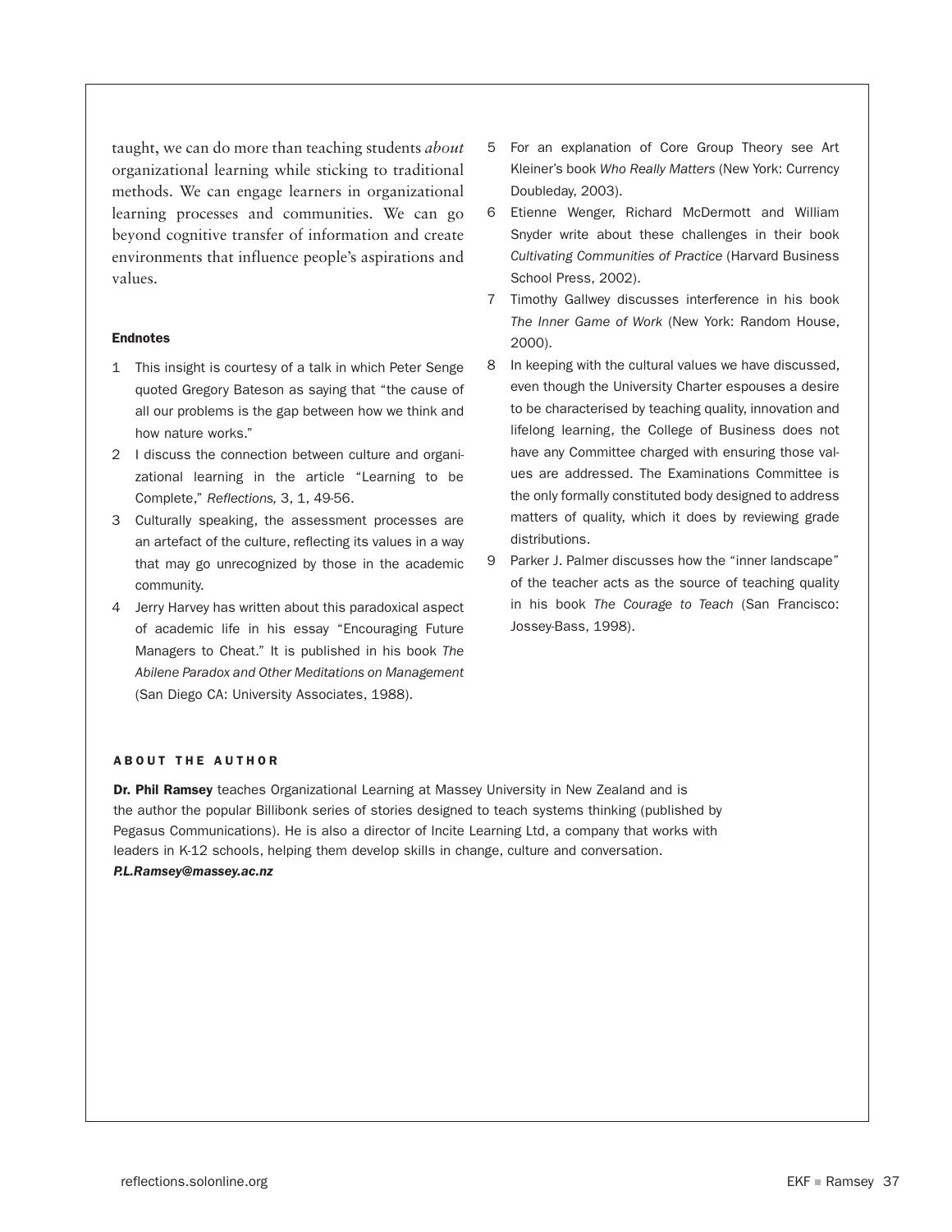taught, we can do more than teaching students *about* organizational learning while sticking to traditional methods. We can engage learners in organizational learning processes and communities. We can go beyond cognitive transfer of information and create environments that influence people's aspirations and values.

### Endnotes

1. This insight is courtesy of a talk in which Peter Senge quoted Gregory Bateson as saying that "the cause of all our problems is the gap between how we think and how nature works."
2. I discuss the connection between culture and organizational learning in the article "Learning to be Complete," *Reflections,* 3, 1, 49-56.
3. Culturally speaking, the assessment processes are an artefact of the culture, reflecting its values in a way that may go unrecognized by those in the academic community.
4. Jerry Harvey has written about this paradoxical aspect of academic life in his essay "Encouraging Future Managers to Cheat." It is published in his book *The Abilene Paradox and Other Meditations on Management* (San Diego CA: University Associates, 1988).
5. For an explanation of Core Group Theory see Art Kleiner's book *Who Really Matters* (New York: Currency Doubleday, 2003).
6. Etienne Wenger, Richard McDermott and William Snyder write about these challenges in their book *Cultivating Communities of Practice* (Harvard Business School Press, 2002).
7. Timothy Gallwey discusses interference in his book *The Inner Game of Work* (New York: Random House, 2000).
8. In keeping with the cultural values we have discussed, even though the University Charter espouses a desire to be characterised by teaching quality, innovation and lifelong learning, the College of Business does not have any Committee charged with ensuring those values are addressed. The Examinations Committee is the only formally constituted body designed to address matters of quality, which it does by reviewing grade distributions.
9. Parker J. Palmer discusses how the "inner landscape" of the teacher acts as the source of teaching quality in his book *The Courage to Teach* (San Francisco: Jossey-Bass, 1998).

### ABOUT THE AUTHOR

**Dr. Phil Ramsey** teaches Organizational Learning at Massey University in New Zealand and is the author the popular Billibonk series of stories designed to teach systems thinking (published by Pegasus Communications). He is also a director of Incite Learning Ltd, a company that works with leaders in K-12 schools, helping them develop skills in change, culture and conversation.
***P.L.Ramsey@massey.ac.nz***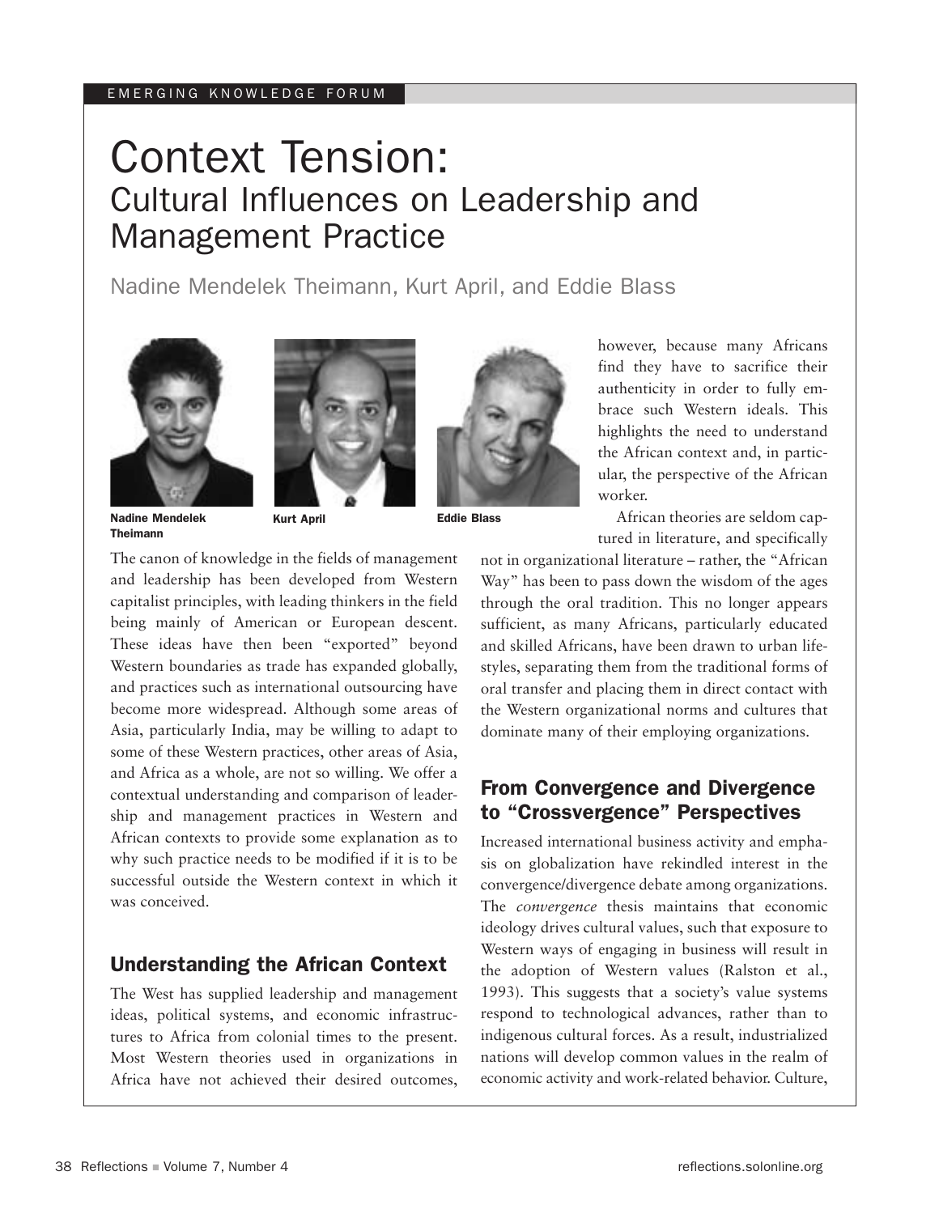EMERGING KNOWLEDGE FORUM

# Context Tension:
## Cultural Influences on Leadership and Management Practice

Nadine Mendelek Theimann, Kurt April, and Eddie Blass

Nadine Mendelek Theimann

Kurt April

Eddie Blass

The canon of knowledge in the fields of management and leadership has been developed from Western capitalist principles, with leading thinkers in the field being mainly of American or European descent. These ideas have then been "exported" beyond Western boundaries as trade has expanded globally, and practices such as international outsourcing have become more widespread. Although some areas of Asia, particularly India, may be willing to adapt to some of these Western practices, other areas of Asia, and Africa as a whole, are not so willing. We offer a contextual understanding and comparison of leadership and management practices in Western and African contexts to provide some explanation as to why such practice needs to be modified if it is to be successful outside the Western context in which it was conceived.

## Understanding the African Context

The West has supplied leadership and management ideas, political systems, and economic infrastructures to Africa from colonial times to the present. Most Western theories used in organizations in Africa have not achieved their desired outcomes, however, because many Africans find they have to sacrifice their authenticity in order to fully embrace such Western ideals. This highlights the need to understand the African context and, in particular, the perspective of the African worker.

African theories are seldom captured in literature, and specifically not in organizational literature – rather, the "African Way" has been to pass down the wisdom of the ages through the oral tradition. This no longer appears sufficient, as many Africans, particularly educated and skilled Africans, have been drawn to urban lifestyles, separating them from the traditional forms of oral transfer and placing them in direct contact with the Western organizational norms and cultures that dominate many of their employing organizations.

## From Convergence and Divergence to "Crossvergence" Perspectives

Increased international business activity and emphasis on globalization have rekindled interest in the convergence/divergence debate among organizations. The *convergence* thesis maintains that economic ideology drives cultural values, such that exposure to Western ways of engaging in business will result in the adoption of Western values (Ralston et al., 1993). This suggests that a society's value systems respond to technological advances, rather than to indigenous cultural forces. As a result, industrialized nations will develop common values in the realm of economic activity and work-related behavior. Culture,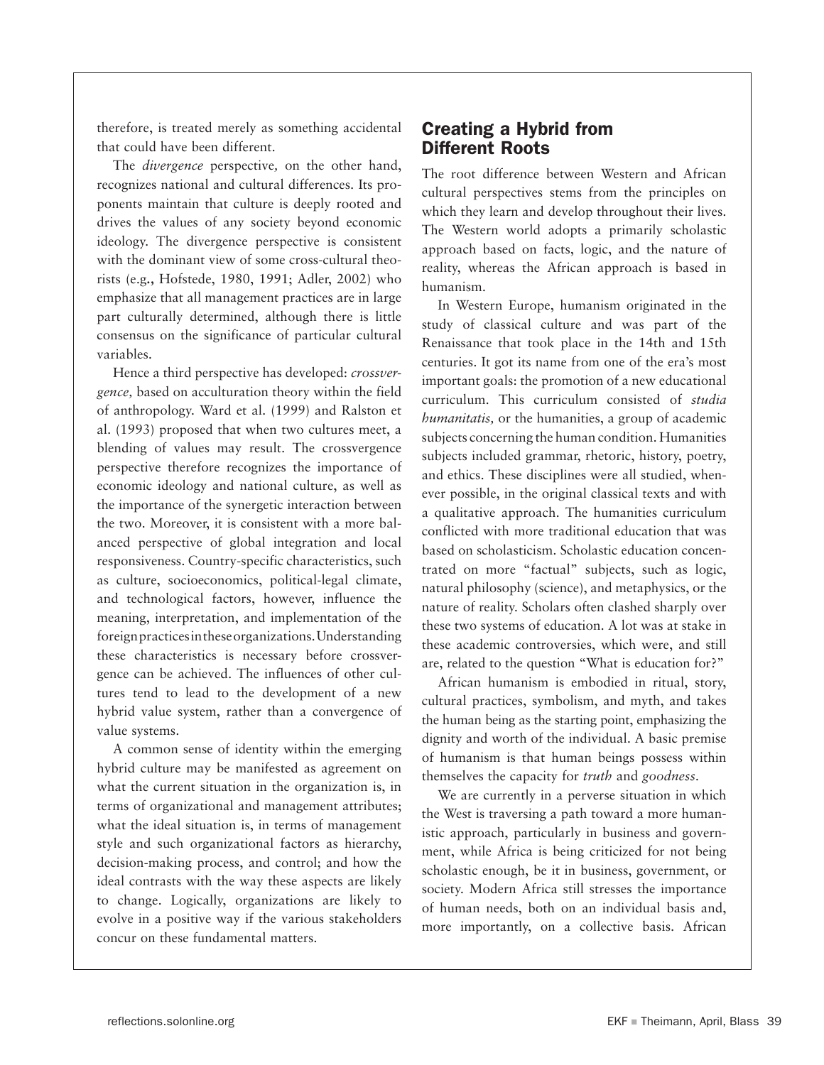therefore, is treated merely as something accidental that could have been different.

The *divergence* perspective, on the other hand, recognizes national and cultural differences. Its proponents maintain that culture is deeply rooted and drives the values of any society beyond economic ideology. The divergence perspective is consistent with the dominant view of some cross-cultural theorists (e.g., Hofstede, 1980, 1991; Adler, 2002) who emphasize that all management practices are in large part culturally determined, although there is little consensus on the significance of particular cultural variables.

Hence a third perspective has developed: *crossvergence,* based on acculturation theory within the field of anthropology. Ward et al. (1999) and Ralston et al. (1993) proposed that when two cultures meet, a blending of values may result. The crossvergence perspective therefore recognizes the importance of economic ideology and national culture, as well as the importance of the synergetic interaction between the two. Moreover, it is consistent with a more balanced perspective of global integration and local responsiveness. Country-specific characteristics, such as culture, socioeconomics, political-legal climate, and technological factors, however, influence the meaning, interpretation, and implementation of the foreign practices in these organizations. Understanding these characteristics is necessary before crossvergence can be achieved. The influences of other cultures tend to lead to the development of a new hybrid value system, rather than a convergence of value systems.

A common sense of identity within the emerging hybrid culture may be manifested as agreement on what the current situation in the organization is, in terms of organizational and management attributes; what the ideal situation is, in terms of management style and such organizational factors as hierarchy, decision-making process, and control; and how the ideal contrasts with the way these aspects are likely to change. Logically, organizations are likely to evolve in a positive way if the various stakeholders concur on these fundamental matters.

## Creating a Hybrid from Different Roots

The root difference between Western and African cultural perspectives stems from the principles on which they learn and develop throughout their lives. The Western world adopts a primarily scholastic approach based on facts, logic, and the nature of reality, whereas the African approach is based in humanism.

In Western Europe, humanism originated in the study of classical culture and was part of the Renaissance that took place in the 14th and 15th centuries. It got its name from one of the era's most important goals: the promotion of a new educational curriculum. This curriculum consisted of *studia humanitatis,* or the humanities, a group of academic subjects concerning the human condition. Humanities subjects included grammar, rhetoric, history, poetry, and ethics. These disciplines were all studied, whenever possible, in the original classical texts and with a qualitative approach. The humanities curriculum conflicted with more traditional education that was based on scholasticism. Scholastic education concentrated on more "factual" subjects, such as logic, natural philosophy (science), and metaphysics, or the nature of reality. Scholars often clashed sharply over these two systems of education. A lot was at stake in these academic controversies, which were, and still are, related to the question "What is education for?"

African humanism is embodied in ritual, story, cultural practices, symbolism, and myth, and takes the human being as the starting point, emphasizing the dignity and worth of the individual. A basic premise of humanism is that human beings possess within themselves the capacity for *truth* and *goodness*.

We are currently in a perverse situation in which the West is traversing a path toward a more humanistic approach, particularly in business and government, while Africa is being criticized for not being scholastic enough, be it in business, government, or society. Modern Africa still stresses the importance of human needs, both on an individual basis and, more importantly, on a collective basis. African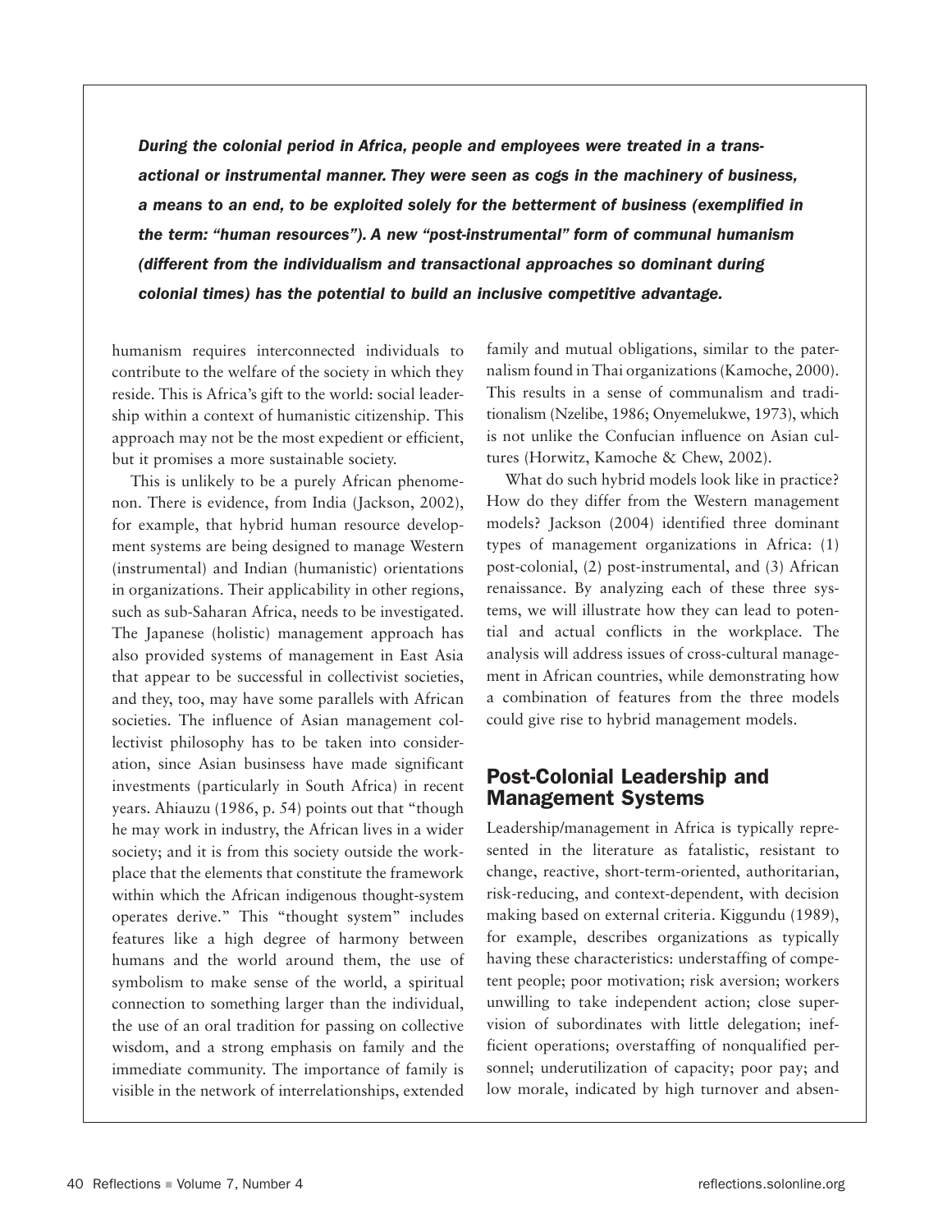*During the colonial period in Africa, people and employees were treated in a transactional or instrumental manner. They were seen as cogs in the machinery of business, a means to an end, to be exploited solely for the betterment of business (exemplified in the term: "human resources"). A new "post-instrumental" form of communal humanism (different from the individualism and transactional approaches so dominant during colonial times) has the potential to build an inclusive competitive advantage.*

humanism requires interconnected individuals to contribute to the welfare of the society in which they reside. This is Africa's gift to the world: social leadership within a context of humanistic citizenship. This approach may not be the most expedient or efficient, but it promises a more sustainable society.

This is unlikely to be a purely African phenomenon. There is evidence, from India (Jackson, 2002), for example, that hybrid human resource development systems are being designed to manage Western (instrumental) and Indian (humanistic) orientations in organizations. Their applicability in other regions, such as sub-Saharan Africa, needs to be investigated. The Japanese (holistic) management approach has also provided systems of management in East Asia that appear to be successful in collectivist societies, and they, too, may have some parallels with African societies. The influence of Asian management collectivist philosophy has to be taken into consideration, since Asian businsess have made significant investments (particularly in South Africa) in recent years. Ahiauzu (1986, p. 54) points out that "though he may work in industry, the African lives in a wider society; and it is from this society outside the workplace that the elements that constitute the framework within which the African indigenous thought-system operates derive." This "thought system" includes features like a high degree of harmony between humans and the world around them, the use of symbolism to make sense of the world, a spiritual connection to something larger than the individual, the use of an oral tradition for passing on collective wisdom, and a strong emphasis on family and the immediate community. The importance of family is visible in the network of interrelationships, extended family and mutual obligations, similar to the paternalism found in Thai organizations (Kamoche, 2000). This results in a sense of communalism and traditionalism (Nzelibe, 1986; Onyemelukwe, 1973), which is not unlike the Confucian influence on Asian cultures (Horwitz, Kamoche & Chew, 2002).

What do such hybrid models look like in practice? How do they differ from the Western management models? Jackson (2004) identified three dominant types of management organizations in Africa: (1) post-colonial, (2) post-instrumental, and (3) African renaissance. By analyzing each of these three systems, we will illustrate how they can lead to potential and actual conflicts in the workplace. The analysis will address issues of cross-cultural management in African countries, while demonstrating how a combination of features from the three models could give rise to hybrid management models.

## Post-Colonial Leadership and Management Systems

Leadership/management in Africa is typically represented in the literature as fatalistic, resistant to change, reactive, short-term-oriented, authoritarian, risk-reducing, and context-dependent, with decision making based on external criteria. Kiggundu (1989), for example, describes organizations as typically having these characteristics: understaffing of competent people; poor motivation; risk aversion; workers unwilling to take independent action; close supervision of subordinates with little delegation; inefficient operations; overstaffing of nonqualified personnel; underutilization of capacity; poor pay; and low morale, indicated by high turnover and absen-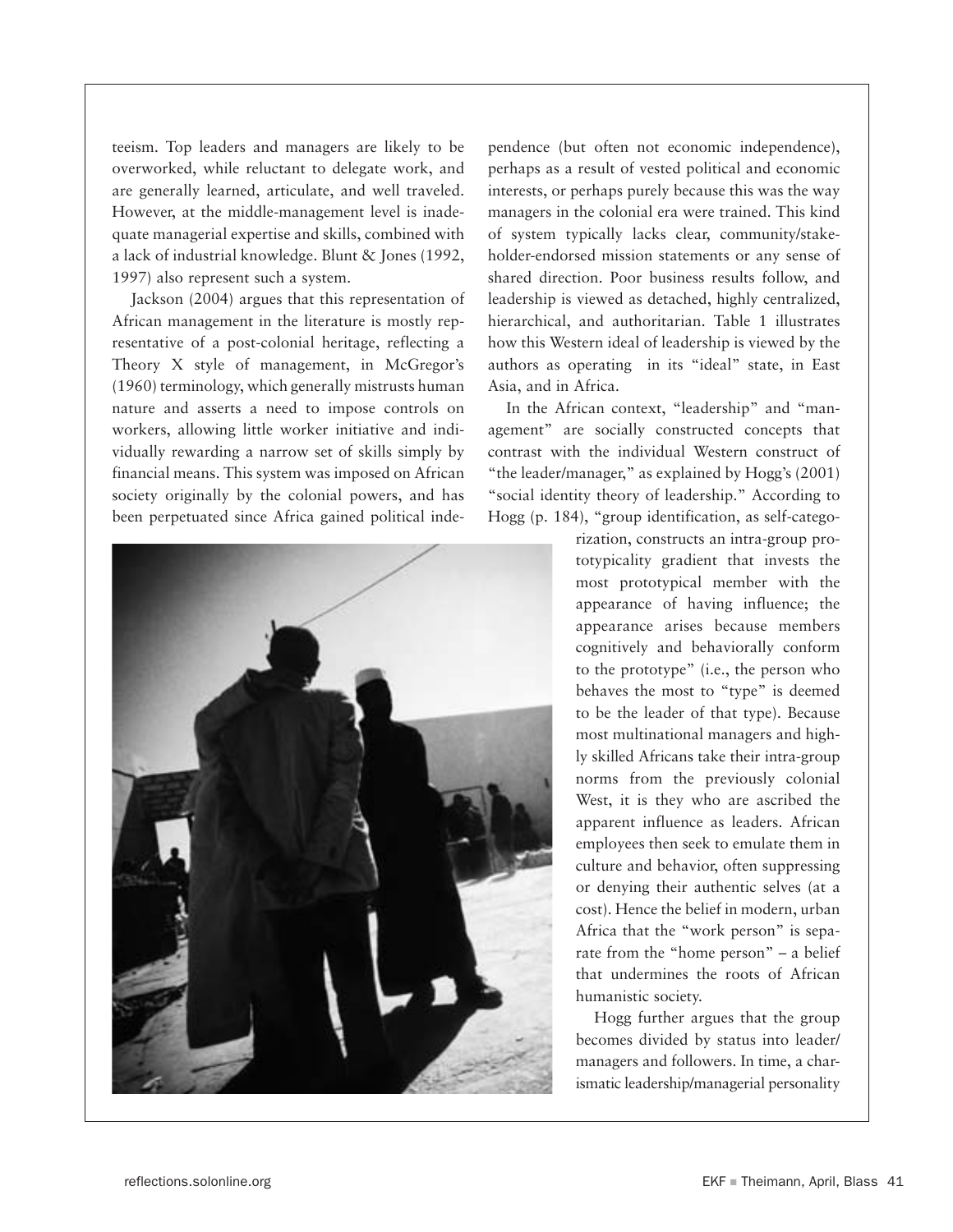teeism. Top leaders and managers are likely to be overworked, while reluctant to delegate work, and are generally learned, articulate, and well traveled. However, at the middle-management level is inadequate managerial expertise and skills, combined with a lack of industrial knowledge. Blunt & Jones (1992, 1997) also represent such a system.

Jackson (2004) argues that this representation of African management in the literature is mostly representative of a post-colonial heritage, reflecting a Theory X style of management, in McGregor's (1960) terminology, which generally mistrusts human nature and asserts a need to impose controls on workers, allowing little worker initiative and individually rewarding a narrow set of skills simply by financial means. This system was imposed on African society originally by the colonial powers, and has been perpetuated since Africa gained political independence (but often not economic independence), perhaps as a result of vested political and economic interests, or perhaps purely because this was the way managers in the colonial era were trained. This kind of system typically lacks clear, community/stakeholder-endorsed mission statements or any sense of shared direction. Poor business results follow, and leadership is viewed as detached, highly centralized, hierarchical, and authoritarian. Table 1 illustrates how this Western ideal of leadership is viewed by the authors as operating in its "ideal" state, in East Asia, and in Africa.

In the African context, "leadership" and "management" are socially constructed concepts that contrast with the individual Western construct of "the leader/manager," as explained by Hogg's (2001) "social identity theory of leadership." According to Hogg (p. 184), "group identification, as self-categorization, constructs an intra-group prototypicality gradient that invests the most prototypical member with the appearance of having influence; the appearance arises because members cognitively and behaviorally conform to the prototype" (i.e., the person who behaves the most to "type" is deemed to be the leader of that type). Because most multinational managers and highly skilled Africans take their intra-group norms from the previously colonial West, it is they who are ascribed the apparent influence as leaders. African employees then seek to emulate them in culture and behavior, often suppressing or denying their authentic selves (at a cost). Hence the belief in modern, urban Africa that the "work person" is separate from the "home person" – a belief that undermines the roots of African humanistic society.

Hogg further argues that the group becomes divided by status into leader/managers and followers. In time, a charismatic leadership/managerial personality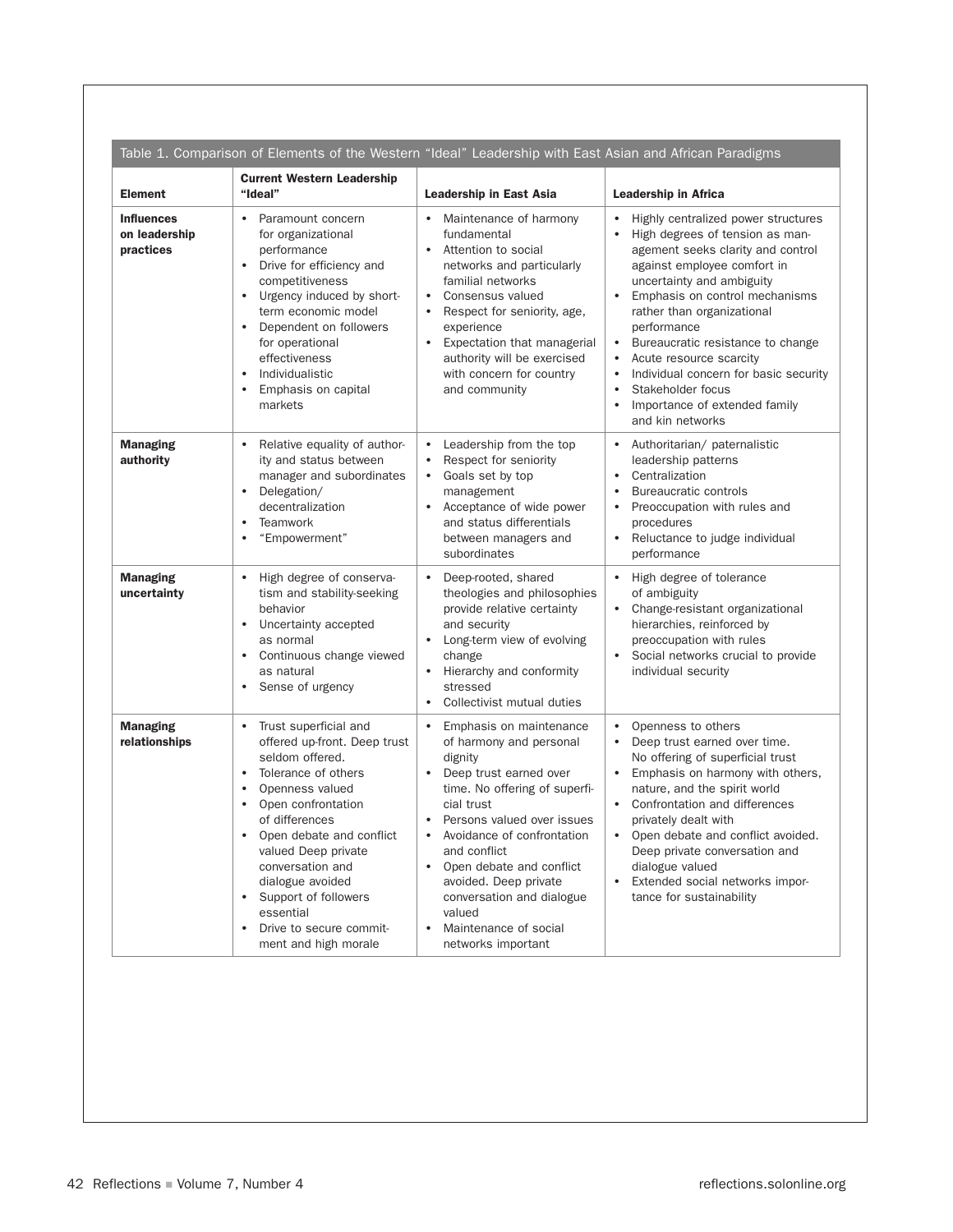Table 1. Comparison of Elements of the Western "Ideal" Leadership with East Asian and African Paradigms

| Element | Current Western Leadership "Ideal" | Leadership in East Asia | Leadership in Africa |
|---|---|---|---|
| **Influences on leadership practices** | • Paramount concern for organizational performance<br>• Drive for efficiency and competitiveness<br>• Urgency induced by short-term economic model<br>• Dependent on followers for operational effectiveness<br>• Individualistic<br>• Emphasis on capital markets | • Maintenance of harmony fundamental<br>• Attention to social networks and particularly familial networks<br>• Consensus valued<br>• Respect for seniority, age, experience<br>• Expectation that managerial authority will be exercised with concern for country and community | • Highly centralized power structures<br>• High degrees of tension as management seeks clarity and control against employee comfort in uncertainty and ambiguity<br>• Emphasis on control mechanisms rather than organizational performance<br>• Bureaucratic resistance to change<br>• Acute resource scarcity<br>• Individual concern for basic security<br>• Stakeholder focus<br>• Importance of extended family and kin networks |
| **Managing authority** | • Relative equality of authority and status between manager and subordinates<br>• Delegation/ decentralization<br>• Teamwork<br>• "Empowerment" | • Leadership from the top<br>• Respect for seniority<br>• Goals set by top management<br>• Acceptance of wide power and status differentials between managers and subordinates | • Authoritarian/ paternalistic leadership patterns<br>• Centralization<br>• Bureaucratic controls<br>• Preoccupation with rules and procedures<br>• Reluctance to judge individual performance |
| **Managing uncertainty** | • High degree of conservatism and stability-seeking behavior<br>• Uncertainty accepted as normal<br>• Continuous change viewed as natural<br>• Sense of urgency | • Deep-rooted, shared theologies and philosophies provide relative certainty and security<br>• Long-term view of evolving change<br>• Hierarchy and conformity stressed<br>• Collectivist mutual duties | • High degree of tolerance of ambiguity<br>• Change-resistant organizational hierarchies, reinforced by preoccupation with rules<br>• Social networks crucial to provide individual security |
| **Managing relationships** | • Trust superficial and offered up-front. Deep trust seldom offered.<br>• Tolerance of others<br>• Openness valued<br>• Open confrontation of differences<br>• Open debate and conflict valued Deep private conversation and dialogue avoided<br>• Support of followers essential<br>• Drive to secure commitment and high morale | • Emphasis on maintenance of harmony and personal dignity<br>• Deep trust earned over time. No offering of superficial trust<br>• Persons valued over issues<br>• Avoidance of confrontation and conflict<br>• Open debate and conflict avoided. Deep private conversation and dialogue valued<br>• Maintenance of social networks important | • Openness to others<br>• Deep trust earned over time. No offering of superficial trust<br>• Emphasis on harmony with others, nature, and the spirit world<br>• Confrontation and differences privately dealt with<br>• Open debate and conflict avoided. Deep private conversation and dialogue valued<br>• Extended social networks importance for sustainability |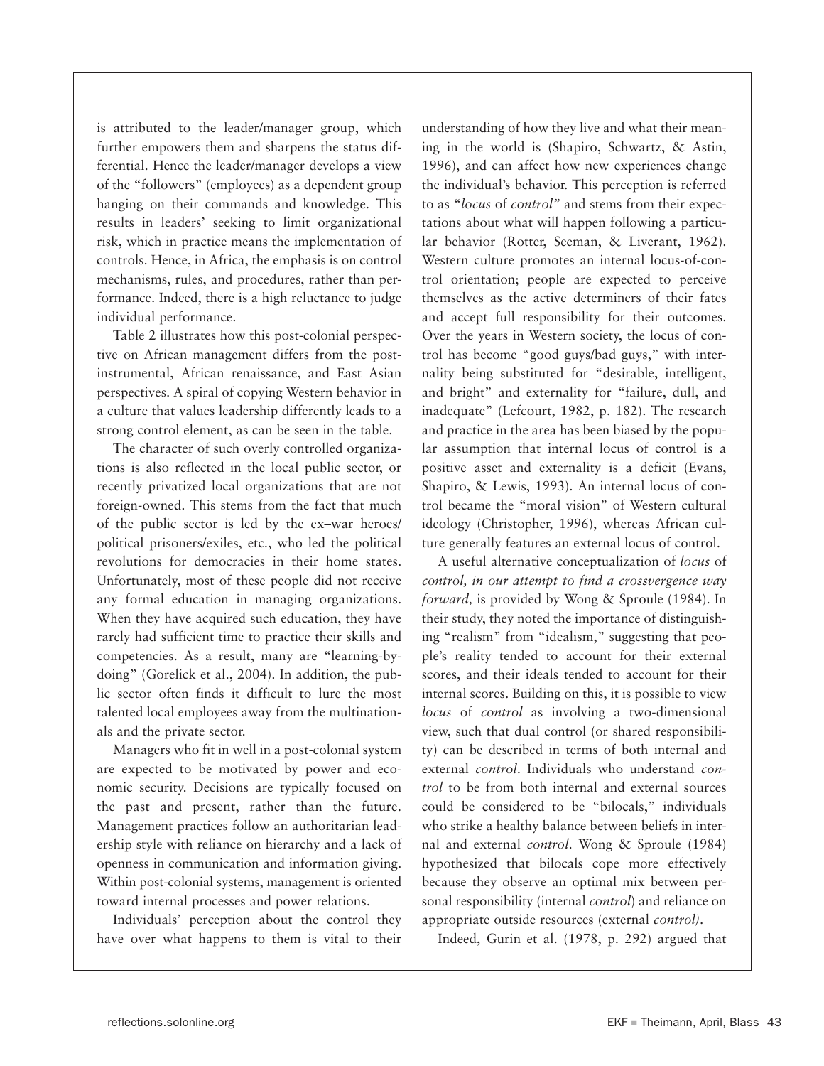is attributed to the leader/manager group, which further empowers them and sharpens the status differential. Hence the leader/manager develops a view of the "followers" (employees) as a dependent group hanging on their commands and knowledge. This results in leaders' seeking to limit organizational risk, which in practice means the implementation of controls. Hence, in Africa, the emphasis is on control mechanisms, rules, and procedures, rather than performance. Indeed, there is a high reluctance to judge individual performance.

Table 2 illustrates how this post-colonial perspective on African management differs from the post-instrumental, African renaissance, and East Asian perspectives. A spiral of copying Western behavior in a culture that values leadership differently leads to a strong control element, as can be seen in the table.

The character of such overly controlled organizations is also reflected in the local public sector, or recently privatized local organizations that are not foreign-owned. This stems from the fact that much of the public sector is led by the ex–war heroes/political prisoners/exiles, etc., who led the political revolutions for democracies in their home states. Unfortunately, most of these people did not receive any formal education in managing organizations. When they have acquired such education, they have rarely had sufficient time to practice their skills and competencies. As a result, many are "learning-by-doing" (Gorelick et al., 2004). In addition, the public sector often finds it difficult to lure the most talented local employees away from the multinationals and the private sector.

Managers who fit in well in a post-colonial system are expected to be motivated by power and economic security. Decisions are typically focused on the past and present, rather than the future. Management practices follow an authoritarian leadership style with reliance on hierarchy and a lack of openness in communication and information giving. Within post-colonial systems, management is oriented toward internal processes and power relations.

Individuals' perception about the control they have over what happens to them is vital to their understanding of how they live and what their meaning in the world is (Shapiro, Schwartz, & Astin, 1996), and can affect how new experiences change the individual's behavior. This perception is referred to as "*locus* of *control"* and stems from their expectations about what will happen following a particular behavior (Rotter, Seeman, & Liverant, 1962). Western culture promotes an internal locus-of-control orientation; people are expected to perceive themselves as the active determiners of their fates and accept full responsibility for their outcomes. Over the years in Western society, the locus of control has become "good guys/bad guys," with internality being substituted for "desirable, intelligent, and bright" and externality for "failure, dull, and inadequate" (Lefcourt, 1982, p. 182). The research and practice in the area has been biased by the popular assumption that internal locus of control is a positive asset and externality is a deficit (Evans, Shapiro, & Lewis, 1993). An internal locus of control became the "moral vision" of Western cultural ideology (Christopher, 1996), whereas African culture generally features an external locus of control.

A useful alternative conceptualization of *locus* of *control, in our attempt to find a crossvergence way forward,* is provided by Wong & Sproule (1984). In their study, they noted the importance of distinguishing "realism" from "idealism," suggesting that people's reality tended to account for their external scores, and their ideals tended to account for their internal scores. Building on this, it is possible to view *locus* of *control* as involving a two-dimensional view, such that dual control (or shared responsibility) can be described in terms of both internal and external *control*. Individuals who understand *control* to be from both internal and external sources could be considered to be "bilocals," individuals who strike a healthy balance between beliefs in internal and external *control*. Wong & Sproule (1984) hypothesized that bilocals cope more effectively because they observe an optimal mix between personal responsibility (internal *control*) and reliance on appropriate outside resources (external *control)*.

Indeed, Gurin et al. (1978, p. 292) argued that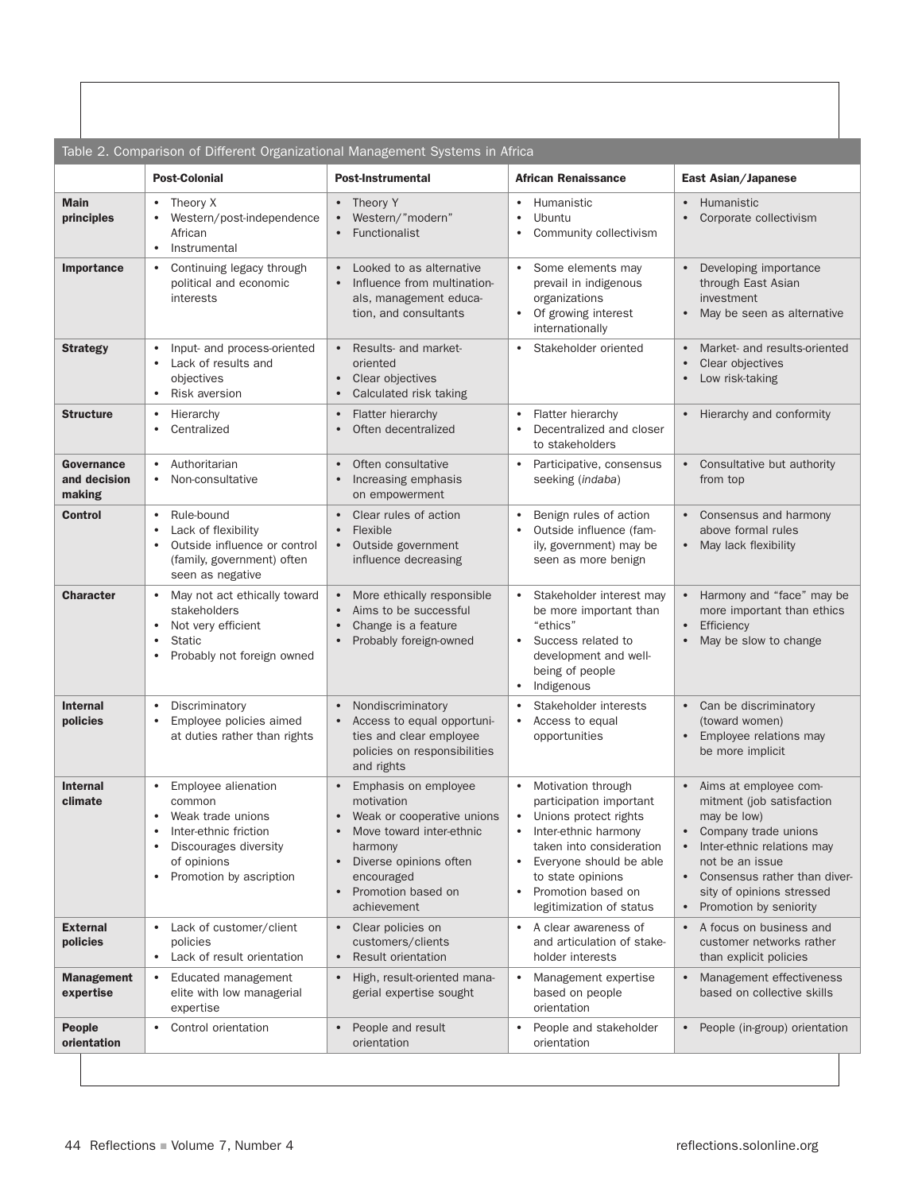Table 2. Comparison of Different Organizational Management Systems in Africa

| | Post-Colonial | Post-Instrumental | African Renaissance | East Asian/Japanese |
|---|---|---|---|---|
| **Main principles** | • Theory X<br>• Western/post-independence African<br>• Instrumental | • Theory Y<br>• Western/"modern"<br>• Functionalist | • Humanistic<br>• Ubuntu<br>• Community collectivism | • Humanistic<br>• Corporate collectivism |
| **Importance** | • Continuing legacy through political and economic interests | • Looked to as alternative<br>• Influence from multinationals, management education, and consultants | • Some elements may prevail in indigenous organizations<br>• Of growing interest internationally | • Developing importance through East Asian investment<br>• May be seen as alternative |
| **Strategy** | • Input- and process-oriented<br>• Lack of results and objectives<br>• Risk aversion | • Results- and market-oriented<br>• Clear objectives<br>• Calculated risk taking | • Stakeholder oriented | • Market- and results-oriented<br>• Clear objectives<br>• Low risk-taking |
| **Structure** | • Hierarchy<br>• Centralized | • Flatter hierarchy<br>• Often decentralized | • Flatter hierarchy<br>• Decentralized and closer to stakeholders | • Hierarchy and conformity |
| **Governance and decision making** | • Authoritarian<br>• Non-consultative | • Often consultative<br>• Increasing emphasis on empowerment | • Participative, consensus seeking (*indaba*) | • Consultative but authority from top |
| **Control** | • Rule-bound<br>• Lack of flexibility<br>• Outside influence or control (family, government) often seen as negative | • Clear rules of action<br>• Flexible<br>• Outside government influence decreasing | • Benign rules of action<br>• Outside influence (family, government) may be seen as more benign | • Consensus and harmony above formal rules<br>• May lack flexibility |
| **Character** | • May not act ethically toward stakeholders<br>• Not very efficient<br>• Static<br>• Probably not foreign owned | • More ethically responsible<br>• Aims to be successful<br>• Change is a feature<br>• Probably foreign-owned | • Stakeholder interest may be more important than "ethics"<br>• Success related to development and well-being of people<br>• Indigenous | • Harmony and "face" may be more important than ethics<br>• Efficiency<br>• May be slow to change |
| **Internal policies** | • Discriminatory<br>• Employee policies aimed at duties rather than rights | • Nondiscriminatory<br>• Access to equal opportunities and clear employee policies on responsibilities and rights | • Stakeholder interests<br>• Access to equal opportunities | • Can be discriminatory (toward women)<br>• Employee relations may be more implicit |
| **Internal climate** | • Employee alienation common<br>• Weak trade unions<br>• Inter-ethnic friction<br>• Discourages diversity of opinions<br>• Promotion by ascription | • Emphasis on employee motivation<br>• Weak or cooperative unions<br>• Move toward inter-ethnic harmony<br>• Diverse opinions often encouraged<br>• Promotion based on achievement | • Motivation through participation important<br>• Unions protect rights<br>• Inter-ethnic harmony taken into consideration<br>• Everyone should be able to state opinions<br>• Promotion based on legitimization of status | • Aims at employee commitment (job satisfaction may be low)<br>• Company trade unions<br>• Inter-ethnic relations may not be an issue<br>• Consensus rather than diversity of opinions stressed<br>• Promotion by seniority |
| **External policies** | • Lack of customer/client policies<br>• Lack of result orientation | • Clear policies on customers/clients<br>• Result orientation | • A clear awareness of and articulation of stakeholder interests | • A focus on business and customer networks rather than explicit policies |
| **Management expertise** | • Educated management elite with low managerial expertise | • High, result-oriented managerial expertise sought | • Management expertise based on people orientation | • Management effectiveness based on collective skills |
| **People orientation** | • Control orientation | • People and result orientation | • People and stakeholder orientation | • People (in-group) orientation |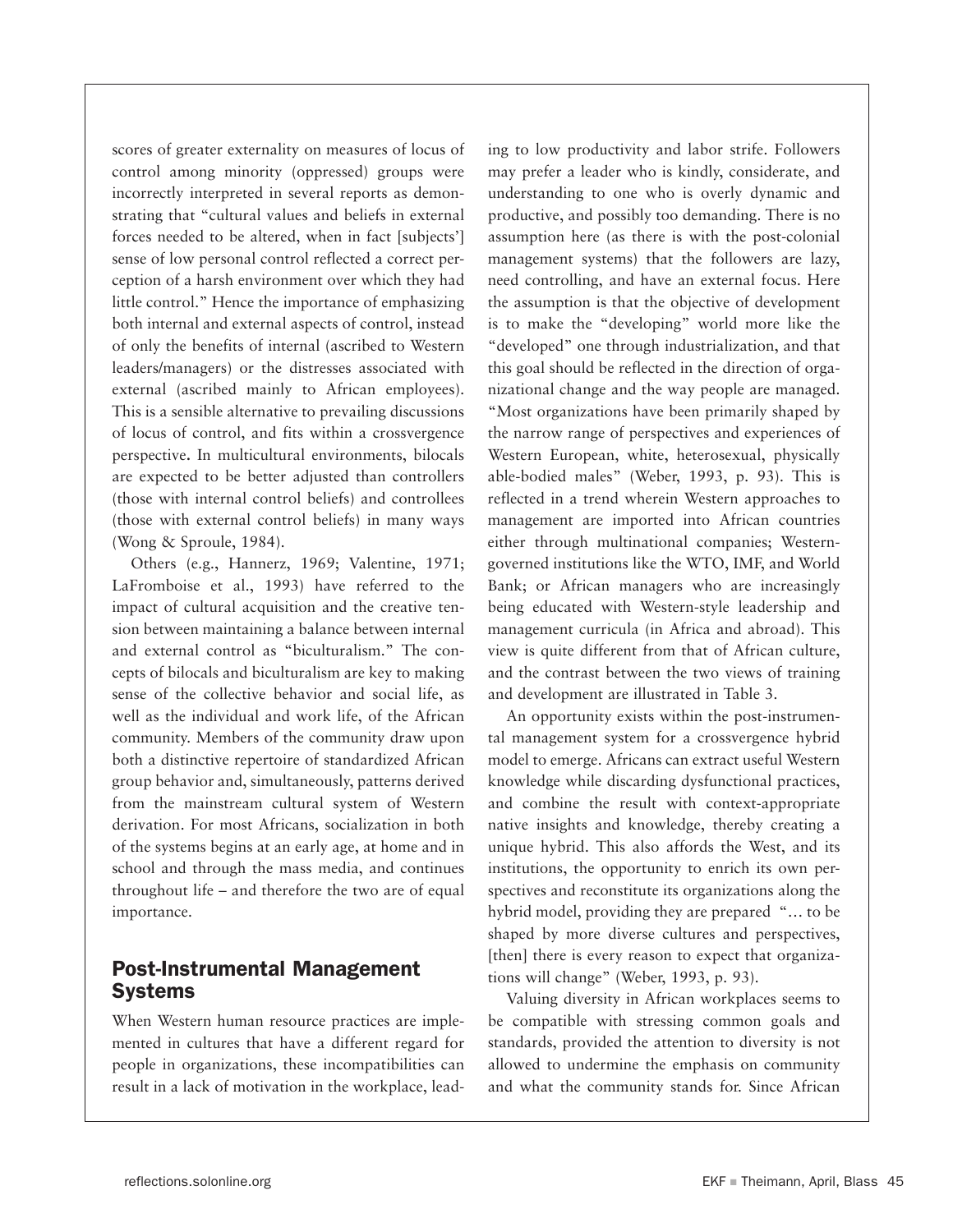scores of greater externality on measures of locus of control among minority (oppressed) groups were incorrectly interpreted in several reports as demonstrating that "cultural values and beliefs in external forces needed to be altered, when in fact [subjects'] sense of low personal control reflected a correct perception of a harsh environment over which they had little control." Hence the importance of emphasizing both internal and external aspects of control, instead of only the benefits of internal (ascribed to Western leaders/managers) or the distresses associated with external (ascribed mainly to African employees). This is a sensible alternative to prevailing discussions of locus of control, and fits within a crossvergence perspective. In multicultural environments, bilocals are expected to be better adjusted than controllers (those with internal control beliefs) and controllees (those with external control beliefs) in many ways (Wong & Sproule, 1984).

Others (e.g., Hannerz, 1969; Valentine, 1971; LaFromboise et al., 1993) have referred to the impact of cultural acquisition and the creative tension between maintaining a balance between internal and external control as "biculturalism." The concepts of bilocals and biculturalism are key to making sense of the collective behavior and social life, as well as the individual and work life, of the African community. Members of the community draw upon both a distinctive repertoire of standardized African group behavior and, simultaneously, patterns derived from the mainstream cultural system of Western derivation. For most Africans, socialization in both of the systems begins at an early age, at home and in school and through the mass media, and continues throughout life – and therefore the two are of equal importance.

## Post-Instrumental Management Systems

When Western human resource practices are implemented in cultures that have a different regard for people in organizations, these incompatibilities can result in a lack of motivation in the workplace, leading to low productivity and labor strife. Followers may prefer a leader who is kindly, considerate, and understanding to one who is overly dynamic and productive, and possibly too demanding. There is no assumption here (as there is with the post-colonial management systems) that the followers are lazy, need controlling, and have an external focus. Here the assumption is that the objective of development is to make the "developing" world more like the "developed" one through industrialization, and that this goal should be reflected in the direction of organizational change and the way people are managed. "Most organizations have been primarily shaped by the narrow range of perspectives and experiences of Western European, white, heterosexual, physically able-bodied males" (Weber, 1993, p. 93). This is reflected in a trend wherein Western approaches to management are imported into African countries either through multinational companies; Western-governed institutions like the WTO, IMF, and World Bank; or African managers who are increasingly being educated with Western-style leadership and management curricula (in Africa and abroad). This view is quite different from that of African culture, and the contrast between the two views of training and development are illustrated in Table 3.

An opportunity exists within the post-instrumental management system for a crossvergence hybrid model to emerge. Africans can extract useful Western knowledge while discarding dysfunctional practices, and combine the result with context-appropriate native insights and knowledge, thereby creating a unique hybrid. This also affords the West, and its institutions, the opportunity to enrich its own perspectives and reconstitute its organizations along the hybrid model, providing they are prepared "… to be shaped by more diverse cultures and perspectives, [then] there is every reason to expect that organizations will change" (Weber, 1993, p. 93).

Valuing diversity in African workplaces seems to be compatible with stressing common goals and standards, provided the attention to diversity is not allowed to undermine the emphasis on community and what the community stands for. Since African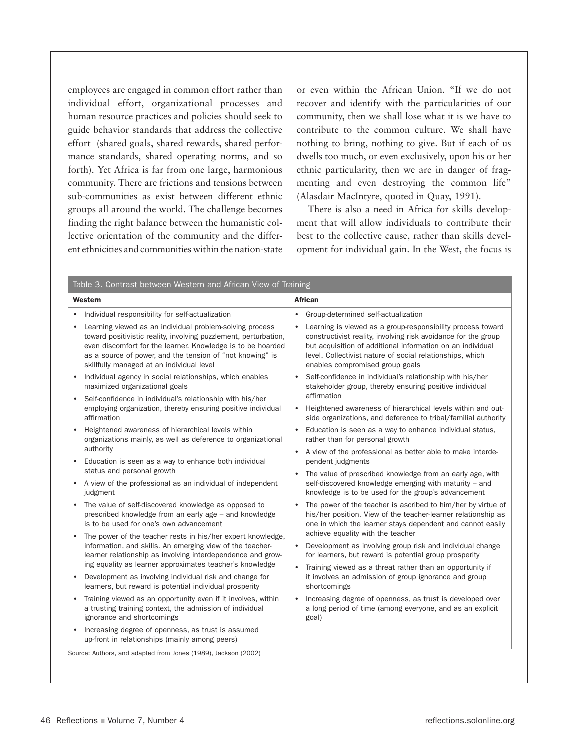employees are engaged in common effort rather than individual effort, organizational processes and human resource practices and policies should seek to guide behavior standards that address the collective effort (shared goals, shared rewards, shared performance standards, shared operating norms, and so forth). Yet Africa is far from one large, harmonious community. There are frictions and tensions between sub-communities as exist between different ethnic groups all around the world. The challenge becomes finding the right balance between the humanistic collective orientation of the community and the different ethnicities and communities within the nation-state or even within the African Union. "If we do not recover and identify with the particularities of our community, then we shall lose what it is we have to contribute to the common culture. We shall have nothing to bring, nothing to give. But if each of us dwells too much, or even exclusively, upon his or her ethnic particularity, then we are in danger of fragmenting and even destroying the common life" (Alasdair MacIntyre, quoted in Quay, 1991).

There is also a need in Africa for skills development that will allow individuals to contribute their best to the collective cause, rather than skills development for individual gain. In the West, the focus is

Table 3. Contrast between Western and African View of Training

| Western | African |
|---|---|
| • Individual responsibility for self-actualization<br>• Learning viewed as an individual problem-solving process toward positivistic reality, involving puzzlement, perturbation, even discomfort for the learner. Knowledge is to be hoarded as a source of power, and the tension of "not knowing" is skillfully managed at an individual level<br>• Individual agency in social relationships, which enables maximized organizational goals<br>• Self-confidence in individual's relationship with his/her employing organization, thereby ensuring positive individual affirmation<br>• Heightened awareness of hierarchical levels within organizations mainly, as well as deference to organizational authority<br>• Education is seen as a way to enhance both individual status and personal growth<br>• A view of the professional as an individual of independent judgment<br>• The value of self-discovered knowledge as opposed to prescribed knowledge from an early age – and knowledge is to be used for one's own advancement<br>• The power of the teacher rests in his/her expert knowledge, information, and skills. An emerging view of the teacher-learner relationship as involving interdependence and growing equality as learner approximates teacher's knowledge<br>• Development as involving individual risk and change for learners, but reward is potential individual prosperity<br>• Training viewed as an opportunity even if it involves, within a trusting training context, the admission of individual ignorance and shortcomings<br>• Increasing degree of openness, as trust is assumed up-front in relationships (mainly among peers) | • Group-determined self-actualization<br>• Learning is viewed as a group-responsibility process toward constructivist reality, involving risk avoidance for the group but acquisition of additional information on an individual level. Collectivist nature of social relationships, which enables compromised group goals<br>• Self-confidence in individual's relationship with his/her stakeholder group, thereby ensuring positive individual affirmation<br>• Heightened awareness of hierarchical levels within and outside organizations, and deference to tribal/familial authority<br>• Education is seen as a way to enhance individual status, rather than for personal growth<br>• A view of the professional as better able to make interdependent judgments<br>• The value of prescribed knowledge from an early age, with self-discovered knowledge emerging with maturity – and knowledge is to be used for the group's advancement<br>• The power of the teacher is ascribed to him/her by virtue of his/her position. View of the teacher-learner relationship as one in which the learner stays dependent and cannot easily achieve equality with the teacher<br>• Development as involving group risk and individual change for learners, but reward is potential group prosperity<br>• Training viewed as a threat rather than an opportunity if it involves an admission of group ignorance and group shortcomings<br>• Increasing degree of openness, as trust is developed over a long period of time (among everyone, and as an explicit goal) |

Source: Authors, and adapted from Jones (1989), Jackson (2002)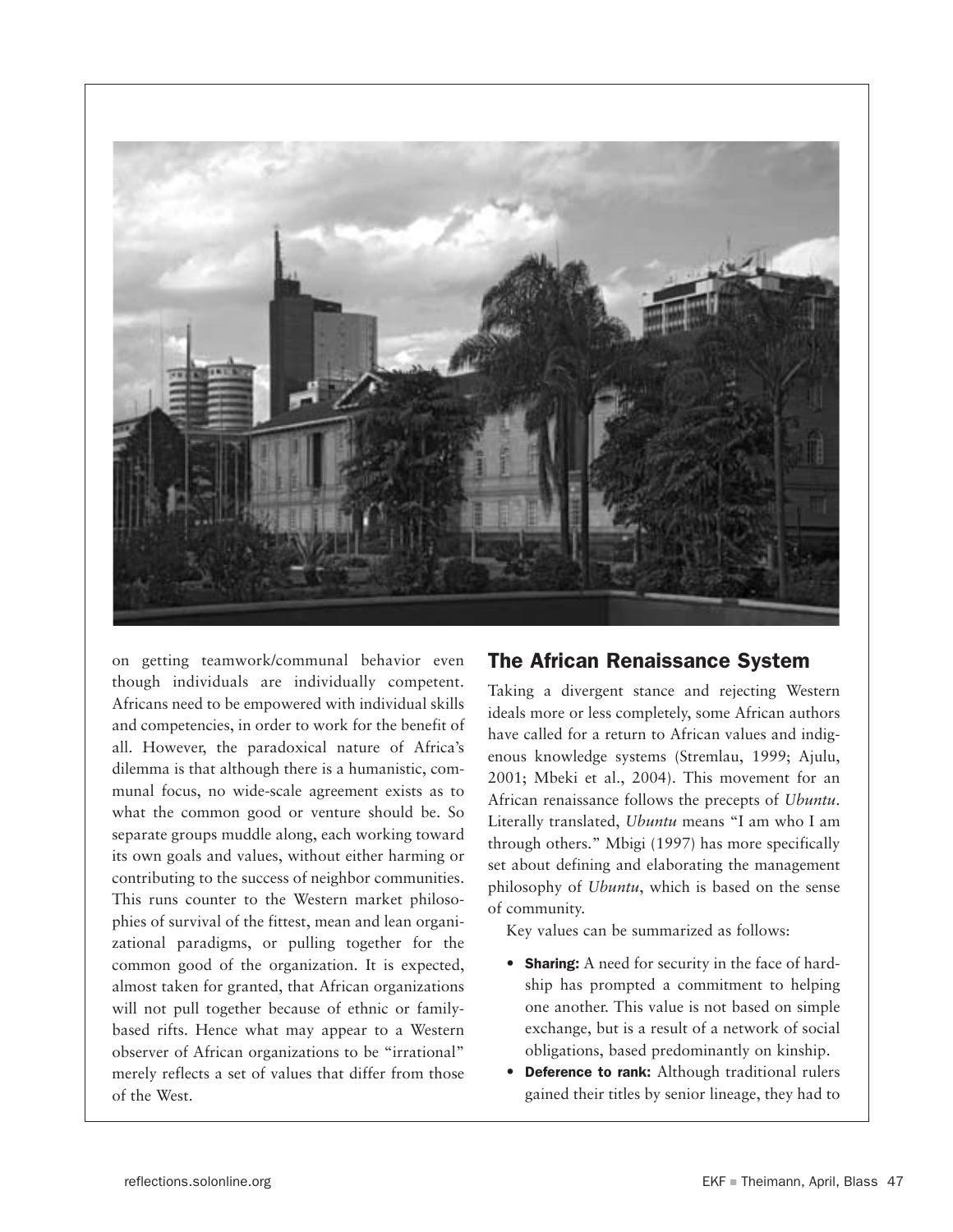on getting teamwork/communal behavior even though individuals are individually competent. Africans need to be empowered with individual skills and competencies, in order to work for the benefit of all. However, the paradoxical nature of Africa's dilemma is that although there is a humanistic, communal focus, no wide-scale agreement exists as to what the common good or venture should be. So separate groups muddle along, each working toward its own goals and values, without either harming or contributing to the success of neighbor communities. This runs counter to the Western market philosophies of survival of the fittest, mean and lean organizational paradigms, or pulling together for the common good of the organization. It is expected, almost taken for granted, that African organizations will not pull together because of ethnic or family-based rifts. Hence what may appear to a Western observer of African organizations to be "irrational" merely reflects a set of values that differ from those of the West.

## The African Renaissance System

Taking a divergent stance and rejecting Western ideals more or less completely, some African authors have called for a return to African values and indigenous knowledge systems (Stremlau, 1999; Ajulu, 2001; Mbeki et al., 2004). This movement for an African renaissance follows the precepts of *Ubuntu*. Literally translated, *Ubuntu* means "I am who I am through others." Mbigi (1997) has more specifically set about defining and elaborating the management philosophy of *Ubuntu*, which is based on the sense of community.

Key values can be summarized as follows:

- **Sharing:** A need for security in the face of hardship has prompted a commitment to helping one another. This value is not based on simple exchange, but is a result of a network of social obligations, based predominantly on kinship.
- **Deference to rank:** Although traditional rulers gained their titles by senior lineage, they had to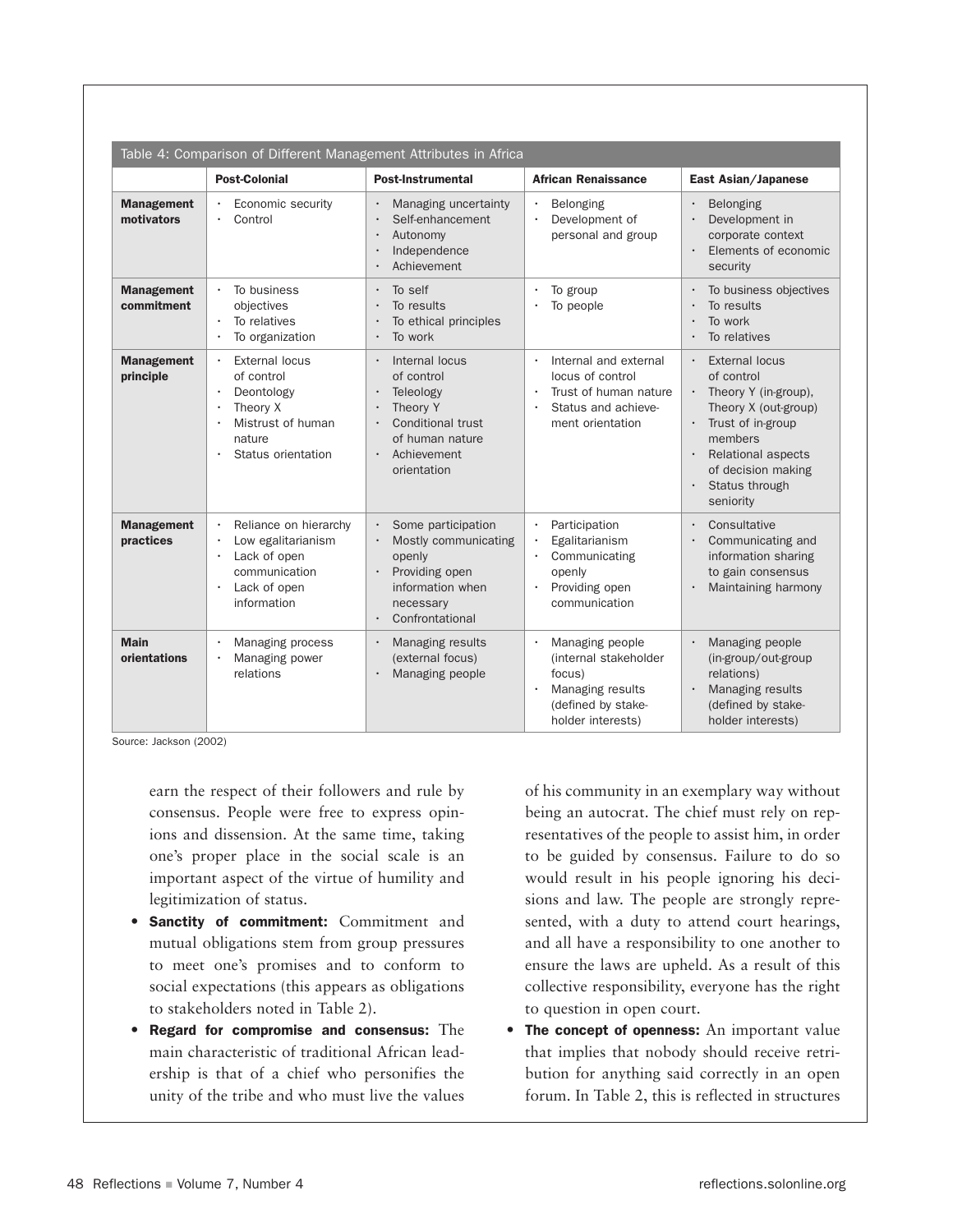Table 4: Comparison of Different Management Attributes in Africa

| | Post-Colonial | Post-Instrumental | African Renaissance | East Asian/Japanese |
|---|---|---|---|---|
| **Management motivators** | • Economic security<br>• Control | • Managing uncertainty<br>• Self-enhancement<br>• Autonomy<br>• Independence<br>• Achievement | • Belonging<br>• Development of personal and group | • Belonging<br>• Development in corporate context<br>• Elements of economic security |
| **Management commitment** | • To business objectives<br>• To relatives<br>• To organization | • To self<br>• To results<br>• To ethical principles<br>• To work | • To group<br>• To people | • To business objectives<br>• To results<br>• To work<br>• To relatives |
| **Management principle** | • External locus of control<br>• Deontology<br>• Theory X<br>• Mistrust of human nature<br>• Status orientation | • Internal locus of control<br>• Teleology<br>• Theory Y<br>• Conditional trust of human nature<br>• Achievement orientation | • Internal and external locus of control<br>• Trust of human nature<br>• Status and achievement orientation | • External locus of control<br>• Theory Y (in-group), Theory X (out-group)<br>• Trust of in-group members<br>• Relational aspects of decision making<br>• Status through seniority |
| **Management practices** | • Reliance on hierarchy<br>• Low egalitarianism<br>• Lack of open communication<br>• Lack of open information | • Some participation<br>• Mostly communicating openly<br>• Providing open information when necessary<br>• Confrontational | • Participation<br>• Egalitarianism<br>• Communicating openly<br>• Providing open communication | • Consultative<br>• Communicating and information sharing to gain consensus<br>• Maintaining harmony |
| **Main orientations** | • Managing process<br>• Managing power relations | • Managing results (external focus)<br>• Managing people | • Managing people (internal stakeholder focus)<br>• Managing results (defined by stakeholder interests) | • Managing people (in-group/out-group relations)<br>• Managing results (defined by stakeholder interests) |

Source: Jackson (2002)

earn the respect of their followers and rule by consensus. People were free to express opinions and dissension. At the same time, taking one's proper place in the social scale is an important aspect of the virtue of humility and legitimization of status.

- **Sanctity of commitment:** Commitment and mutual obligations stem from group pressures to meet one's promises and to conform to social expectations (this appears as obligations to stakeholders noted in Table 2).
- **Regard for compromise and consensus:** The main characteristic of traditional African leadership is that of a chief who personifies the unity of the tribe and who must live the values of his community in an exemplary way without being an autocrat. The chief must rely on representatives of the people to assist him, in order to be guided by consensus. Failure to do so would result in his people ignoring his decisions and law. The people are strongly represented, with a duty to attend court hearings, and all have a responsibility to one another to ensure the laws are upheld. As a result of this collective responsibility, everyone has the right to question in open court.
- **The concept of openness:** An important value that implies that nobody should receive retribution for anything said correctly in an open forum. In Table 2, this is reflected in structures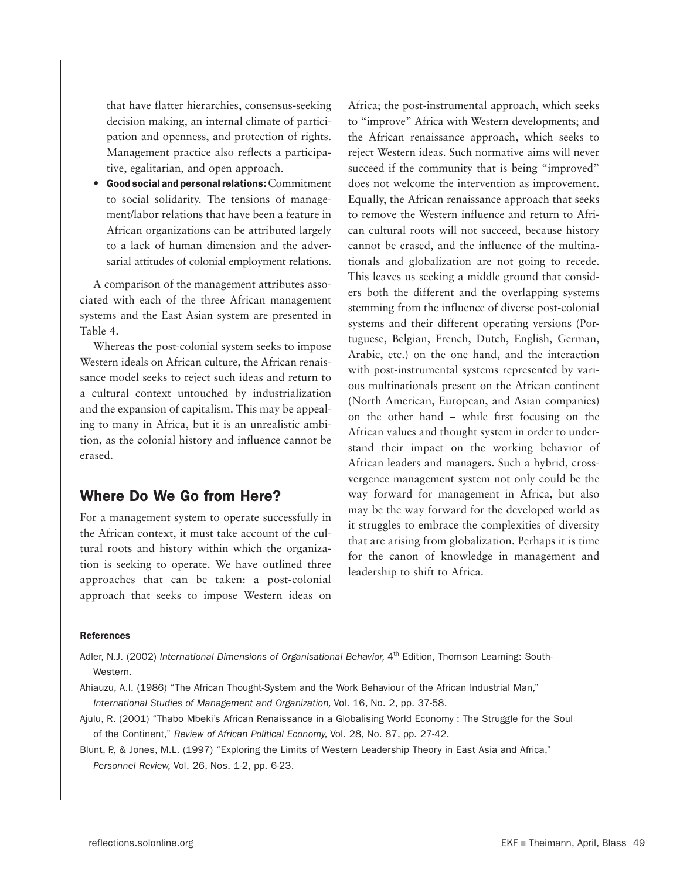that have flatter hierarchies, consensus-seeking decision making, an internal climate of participation and openness, and protection of rights. Management practice also reflects a participative, egalitarian, and open approach.

- **Good social and personal relations:** Commitment to social solidarity. The tensions of management/labor relations that have been a feature in African organizations can be attributed largely to a lack of human dimension and the adversarial attitudes of colonial employment relations.

A comparison of the management attributes associated with each of the three African management systems and the East Asian system are presented in Table 4.

Whereas the post-colonial system seeks to impose Western ideals on African culture, the African renaissance model seeks to reject such ideas and return to a cultural context untouched by industrialization and the expansion of capitalism. This may be appealing to many in Africa, but it is an unrealistic ambition, as the colonial history and influence cannot be erased.

## Where Do We Go from Here?

For a management system to operate successfully in the African context, it must take account of the cultural roots and history within which the organization is seeking to operate. We have outlined three approaches that can be taken: a post-colonial approach that seeks to impose Western ideas on Africa; the post-instrumental approach, which seeks to "improve" Africa with Western developments; and the African renaissance approach, which seeks to reject Western ideas. Such normative aims will never succeed if the community that is being "improved" does not welcome the intervention as improvement. Equally, the African renaissance approach that seeks to remove the Western influence and return to African cultural roots will not succeed, because history cannot be erased, and the influence of the multinationals and globalization are not going to recede. This leaves us seeking a middle ground that considers both the different and the overlapping systems stemming from the influence of diverse post-colonial systems and their different operating versions (Portuguese, Belgian, French, Dutch, English, German, Arabic, etc.) on the one hand, and the interaction with post-instrumental systems represented by various multinationals present on the African continent (North American, European, and Asian companies) on the other hand – while first focusing on the African values and thought system in order to understand their impact on the working behavior of African leaders and managers. Such a hybrid, crossvergence management system not only could be the way forward for management in Africa, but also may be the way forward for the developed world as it struggles to embrace the complexities of diversity that are arising from globalization. Perhaps it is time for the canon of knowledge in management and leadership to shift to Africa.

#### References

Adler, N.J. (2002) *International Dimensions of Organisational Behavior,* 4th Edition, Thomson Learning: South-Western.

Ahiauzu, A.I. (1986) "The African Thought-System and the Work Behaviour of the African Industrial Man," *International Studies of Management and Organization,* Vol. 16, No. 2, pp. 37-58.

Ajulu, R. (2001) "Thabo Mbeki's African Renaissance in a Globalising World Economy : The Struggle for the Soul of the Continent," *Review of African Political Economy,* Vol. 28, No. 87, pp. 27-42.

Blunt, P., & Jones, M.L. (1997) "Exploring the Limits of Western Leadership Theory in East Asia and Africa," *Personnel Review,* Vol. 26, Nos. 1-2, pp. 6-23.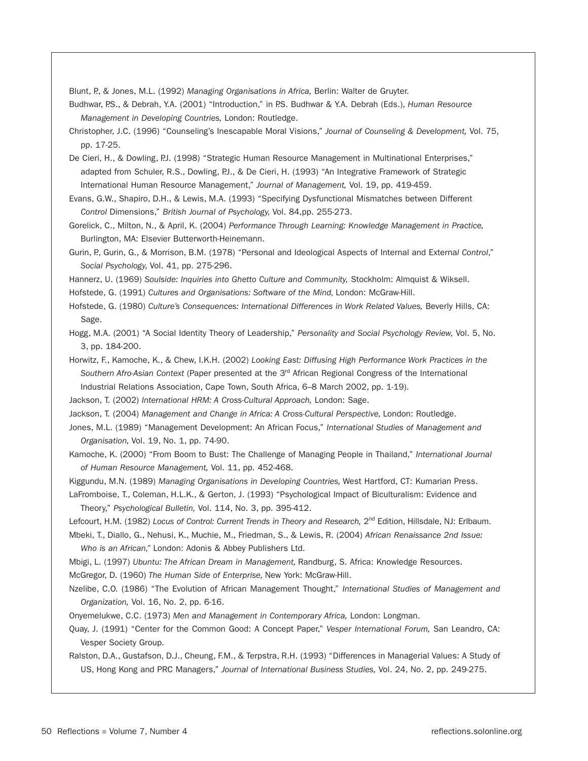Blunt, P., & Jones, M.L. (1992) *Managing Organisations in Africa,* Berlin: Walter de Gruyter.

Budhwar, P.S., & Debrah, Y.A. (2001) "Introduction," in P.S. Budhwar & Y.A. Debrah (Eds.), *Human Resource Management in Developing Countries,* London: Routledge.

Christopher, J.C. (1996) "Counseling's Inescapable Moral Visions," *Journal of Counseling & Development,* Vol. 75, pp. 17-25.

De Cieri, H., & Dowling, P.J. (1998) "Strategic Human Resource Management in Multinational Enterprises," adapted from Schuler, R.S., Dowling, P.J., & De Cieri, H. (1993) "An Integrative Framework of Strategic International Human Resource Management," *Journal of Management,* Vol. 19, pp. 419-459.

Evans, G.W., Shapiro, D.H., & Lewis, M.A. (1993) "Specifying Dysfunctional Mismatches between Different *Control* Dimensions," *British Journal of Psychology,* Vol. 84,pp. 255-273.

Gorelick, C., Milton, N., & April, K. (2004) *Performance Through Learning: Knowledge Management in Practice,* Burlington, MA: Elsevier Butterworth-Heinemann.

Gurin, P., Gurin, G., & Morrison, B.M. (1978) "Personal and Ideological Aspects of Internal and Externa*l Control*," *Social Psychology,* Vol. 41, pp. 275-296.

Hannerz, U. (1969) *Soulside: Inquiries into Ghetto Culture and Community,* Stockholm: Almquist & Wiksell.

Hofstede, G. (1991) *Cultures and Organisations: Software of the Mind,* London: McGraw-Hill.

Hofstede, G. (1980) *Culture's Consequences: International Differences in Work Related Values,* Beverly Hills, CA: Sage.

Hogg, M.A. (2001) "A Social Identity Theory of Leadership," *Personality and Social Psychology Review,* Vol. 5, No. 3, pp. 184-200.

Horwitz, F., Kamoche, K., & Chew, I.K.H. (2002) *Looking East: Diffusing High Performance Work Practices in the Southern Afro-Asian Context* (Paper presented at the 3rd African Regional Congress of the International Industrial Relations Association, Cape Town, South Africa, 6–8 March 2002, pp. 1-19).

Jackson, T. (2002) *International HRM: A Cross-Cultural Approach,* London: Sage.

Jackson, T. (2004) *Management and Change in Africa: A Cross-Cultural Perspective,* London: Routledge.

Jones, M.L. (1989) "Management Development: An African Focus," *International Studies of Management and Organisation,* Vol. 19, No. 1, pp. 74-90.

Kamoche, K. (2000) "From Boom to Bust: The Challenge of Managing People in Thailand," *International Journal of Human Resource Management,* Vol. 11, pp. 452-468.

Kiggundu, M.N. (1989) *Managing Organisations in Developing Countries,* West Hartford, CT: Kumarian Press.

LaFromboise, T., Coleman, H.L.K., & Gerton, J. (1993) "Psychological Impact of Biculturalism: Evidence and Theory," *Psychological Bulletin,* Vol. 114, No. 3, pp. 395-412.

Lefcourt, H.M. (1982) *Locus of Control: Current Trends in Theory and Research,* 2nd Edition, Hillsdale, NJ: Erlbaum.

Mbeki, T., Diallo, G., Nehusi, K., Muchie, M., Friedman, S., & Lewis, R. (2004) *African Renaissance 2nd Issue: Who is an African,"* London: Adonis & Abbey Publishers Ltd.

Mbigi, L. (1997) *Ubuntu: The African Dream in Management,* Randburg, S. Africa: Knowledge Resources.

McGregor, D. (1960) *The Human Side of Enterprise,* New York: McGraw-Hill.

Nzelibe, C.O. (1986) "The Evolution of African Management Thought," *International Studies of Management and Organization,* Vol. 16, No. 2, pp. 6-16.

Onyemelukwe, C.C. (1973) *Men and Management in Contemporary Africa,* London: Longman.

Quay, J. (1991) "Center for the Common Good: A Concept Paper," *Vesper International Forum,* San Leandro, CA: Vesper Society Group.

Ralston, D.A., Gustafson, D.J., Cheung, F.M., & Terpstra, R.H. (1993) "Differences in Managerial Values: A Study of US, Hong Kong and PRC Managers," *Journal of International Business Studies,* Vol. 24, No. 2, pp. 249-275.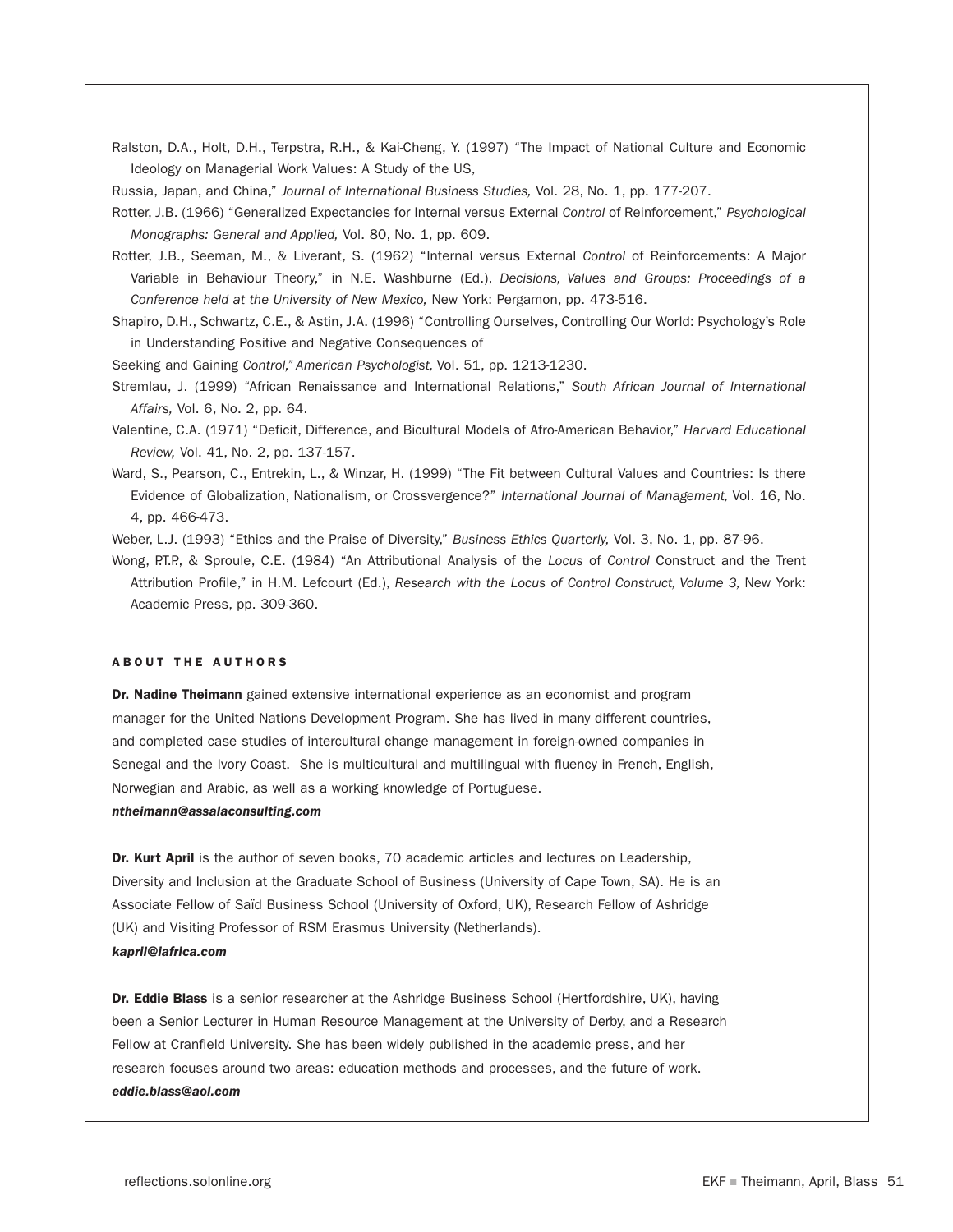Ralston, D.A., Holt, D.H., Terpstra, R.H., & Kai-Cheng, Y. (1997) "The Impact of National Culture and Economic Ideology on Managerial Work Values: A Study of the US,

Russia, Japan, and China," *Journal of International Business Studies,* Vol. 28, No. 1, pp. 177-207.

Rotter, J.B. (1966) "Generalized Expectancies for Internal versus External *Control* of Reinforcement," *Psychological Monographs: General and Applied,* Vol. 80, No. 1, pp. 609.

Rotter, J.B., Seeman, M., & Liverant, S. (1962) "Internal versus External *Control* of Reinforcements: A Major Variable in Behaviour Theory," in N.E. Washburne (Ed.), *Decisions, Values and Groups: Proceedings of a Conference held at the University of New Mexico,* New York: Pergamon, pp. 473-516.

Shapiro, D.H., Schwartz, C.E., & Astin, J.A. (1996) "Controlling Ourselves, Controlling Our World: Psychology's Role in Understanding Positive and Negative Consequences of

Seeking and Gaining *Control," American Psychologist,* Vol. 51, pp. 1213-1230.

Stremlau, J. (1999) "African Renaissance and International Relations," *South African Journal of International Affairs,* Vol. 6, No. 2, pp. 64.

Valentine, C.A. (1971) "Deficit, Difference, and Bicultural Models of Afro-American Behavior," *Harvard Educational Review,* Vol. 41, No. 2, pp. 137-157.

Ward, S., Pearson, C., Entrekin, L., & Winzar, H. (1999) "The Fit between Cultural Values and Countries: Is there Evidence of Globalization, Nationalism, or Crossvergence?" *International Journal of Management,* Vol. 16, No. 4, pp. 466-473.

Weber, L.J. (1993) "Ethics and the Praise of Diversity," *Business Ethics Quarterly,* Vol. 3, No. 1, pp. 87-96.

Wong, P.T.P., & Sproule, C.E. (1984) "An Attributional Analysis of the *Locus* of *Control* Construct and the Trent Attribution Profile," in H.M. Lefcourt (Ed.), *Research with the Locus of Control Construct, Volume 3,* New York: Academic Press, pp. 309-360.

## ABOUT THE AUTHORS

**Dr. Nadine Theimann** gained extensive international experience as an economist and program manager for the United Nations Development Program. She has lived in many different countries, and completed case studies of intercultural change management in foreign-owned companies in Senegal and the Ivory Coast. She is multicultural and multilingual with fluency in French, English, Norwegian and Arabic, as well as a working knowledge of Portuguese.
***ntheimann@assalaconsulting.com***

**Dr. Kurt April** is the author of seven books, 70 academic articles and lectures on Leadership, Diversity and Inclusion at the Graduate School of Business (University of Cape Town, SA). He is an Associate Fellow of Saïd Business School (University of Oxford, UK), Research Fellow of Ashridge (UK) and Visiting Professor of RSM Erasmus University (Netherlands).
***kapril@iafrica.com***

**Dr. Eddie Blass** is a senior researcher at the Ashridge Business School (Hertfordshire, UK), having been a Senior Lecturer in Human Resource Management at the University of Derby, and a Research Fellow at Cranfield University. She has been widely published in the academic press, and her research focuses around two areas: education methods and processes, and the future of work.
***eddie.blass@aol.com***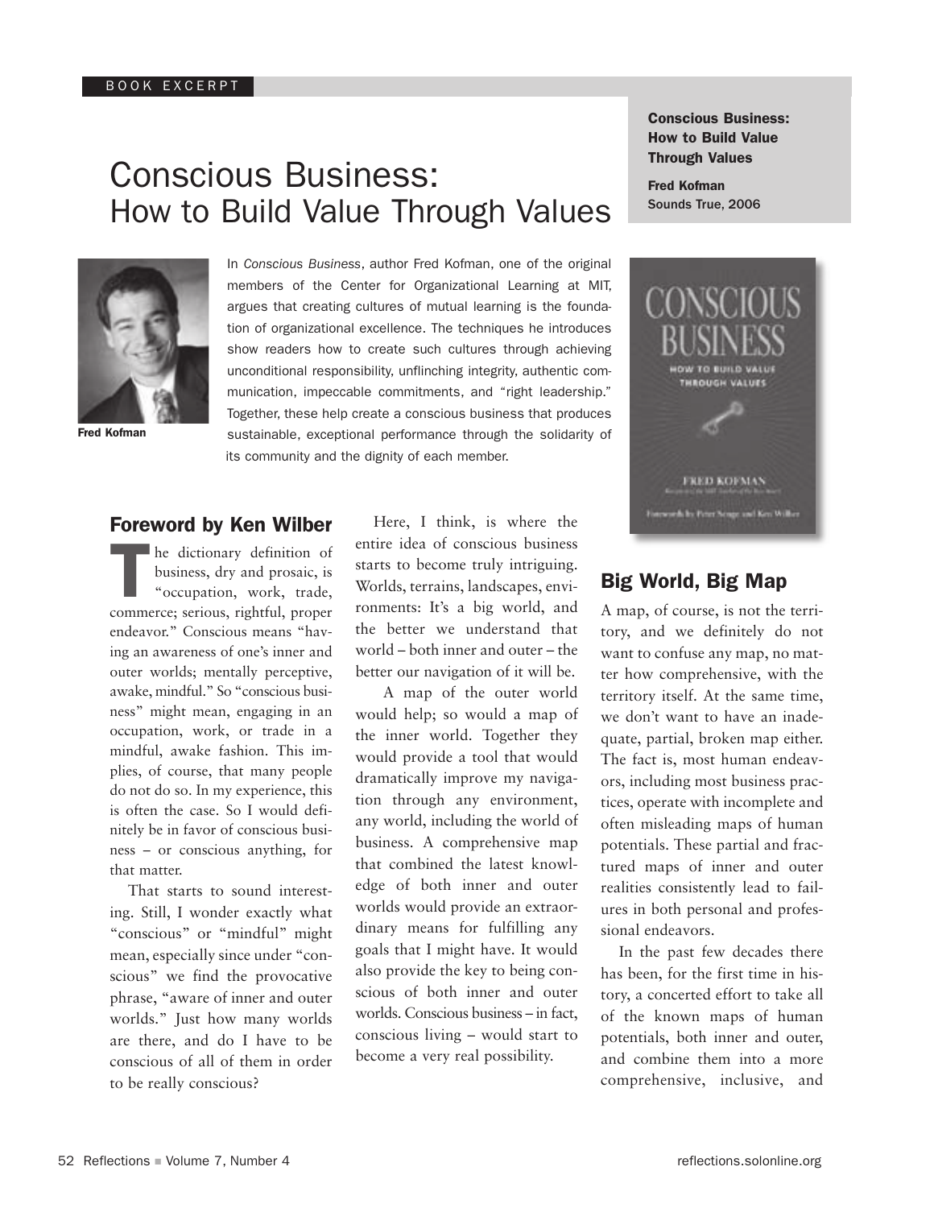BOOK EXCERPT

# Conscious Business: How to Build Value Through Values

**Conscious Business: How to Build Value Through Values**

**Fred Kofman**
Sounds True, 2006

**Fred Kofman**

In *Conscious Business*, author Fred Kofman, one of the original members of the Center for Organizational Learning at MIT, argues that creating cultures of mutual learning is the foundation of organizational excellence. The techniques he introduces show readers how to create such cultures through achieving unconditional responsibility, unflinching integrity, authentic communication, impeccable commitments, and "right leadership." Together, these help create a conscious business that produces sustainable, exceptional performance through the solidarity of its community and the dignity of each member.

## Foreword by Ken Wilber

The dictionary definition of business, dry and prosaic, is "occupation, work, trade, commerce; serious, rightful, proper endeavor." Conscious means "having an awareness of one's inner and outer worlds; mentally perceptive, awake, mindful." So "conscious business" might mean, engaging in an occupation, work, or trade in a mindful, awake fashion. This implies, of course, that many people do not do so. In my experience, this is often the case. So I would definitely be in favor of conscious business – or conscious anything, for that matter.

That starts to sound interesting. Still, I wonder exactly what "conscious" or "mindful" might mean, especially since under "conscious" we find the provocative phrase, "aware of inner and outer worlds." Just how many worlds are there, and do I have to be conscious of all of them in order to be really conscious?

Here, I think, is where the entire idea of conscious business starts to become truly intriguing. Worlds, terrains, landscapes, environments: It's a big world, and the better we understand that world – both inner and outer – the better our navigation of it will be.

A map of the outer world would help; so would a map of the inner world. Together they would provide a tool that would dramatically improve my navigation through any environment, any world, including the world of business. A comprehensive map that combined the latest knowledge of both inner and outer worlds would provide an extraordinary means for fulfilling any goals that I might have. It would also provide the key to being conscious of both inner and outer worlds. Conscious business – in fact, conscious living – would start to become a very real possibility.

## Big World, Big Map

A map, of course, is not the territory, and we definitely do not want to confuse any map, no matter how comprehensive, with the territory itself. At the same time, we don't want to have an inadequate, partial, broken map either. The fact is, most human endeavors, including most business practices, operate with incomplete and often misleading maps of human potentials. These partial and fractured maps of inner and outer realities consistently lead to failures in both personal and professional endeavors.

In the past few decades there has been, for the first time in history, a concerted effort to take all of the known maps of human potentials, both inner and outer, and combine them into a more comprehensive, inclusive, and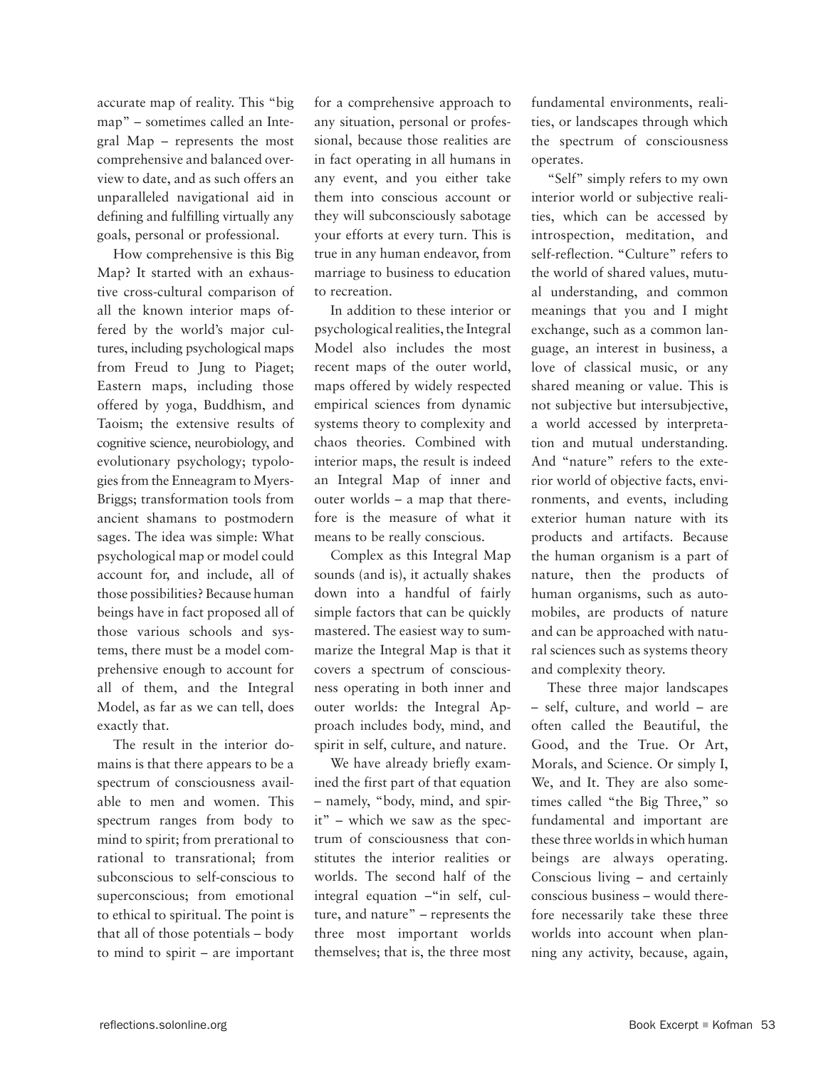accurate map of reality. This "big map" – sometimes called an Integral Map – represents the most comprehensive and balanced overview to date, and as such offers an unparalleled navigational aid in defining and fulfilling virtually any goals, personal or professional.

How comprehensive is this Big Map? It started with an exhaustive cross-cultural comparison of all the known interior maps offered by the world's major cultures, including psychological maps from Freud to Jung to Piaget; Eastern maps, including those offered by yoga, Buddhism, and Taoism; the extensive results of cognitive science, neurobiology, and evolutionary psychology; typologies from the Enneagram to Myers-Briggs; transformation tools from ancient shamans to postmodern sages. The idea was simple: What psychological map or model could account for, and include, all of those possibilities? Because human beings have in fact proposed all of those various schools and systems, there must be a model comprehensive enough to account for all of them, and the Integral Model, as far as we can tell, does exactly that.

The result in the interior domains is that there appears to be a spectrum of consciousness available to men and women. This spectrum ranges from body to mind to spirit; from prerational to rational to transrational; from subconscious to self-conscious to superconscious; from emotional to ethical to spiritual. The point is that all of those potentials – body to mind to spirit – are important for a comprehensive approach to any situation, personal or professional, because those realities are in fact operating in all humans in any event, and you either take them into conscious account or they will subconsciously sabotage your efforts at every turn. This is true in any human endeavor, from marriage to business to education to recreation.

In addition to these interior or psychological realities, the Integral Model also includes the most recent maps of the outer world, maps offered by widely respected empirical sciences from dynamic systems theory to complexity and chaos theories. Combined with interior maps, the result is indeed an Integral Map of inner and outer worlds – a map that therefore is the measure of what it means to be really conscious.

Complex as this Integral Map sounds (and is), it actually shakes down into a handful of fairly simple factors that can be quickly mastered. The easiest way to summarize the Integral Map is that it covers a spectrum of consciousness operating in both inner and outer worlds: the Integral Approach includes body, mind, and spirit in self, culture, and nature.

We have already briefly examined the first part of that equation – namely, "body, mind, and spirit" – which we saw as the spectrum of consciousness that constitutes the interior realities or worlds. The second half of the integral equation –"in self, culture, and nature" – represents the three most important worlds themselves; that is, the three most fundamental environments, realities, or landscapes through which the spectrum of consciousness operates.

"Self" simply refers to my own interior world or subjective realities, which can be accessed by introspection, meditation, and self-reflection. "Culture" refers to the world of shared values, mutual understanding, and common meanings that you and I might exchange, such as a common language, an interest in business, a love of classical music, or any shared meaning or value. This is not subjective but intersubjective, a world accessed by interpretation and mutual understanding. And "nature" refers to the exterior world of objective facts, environments, and events, including exterior human nature with its products and artifacts. Because the human organism is a part of nature, then the products of human organisms, such as automobiles, are products of nature and can be approached with natural sciences such as systems theory and complexity theory.

These three major landscapes – self, culture, and world – are often called the Beautiful, the Good, and the True. Or Art, Morals, and Science. Or simply I, We, and It. They are also sometimes called "the Big Three," so fundamental and important are these three worlds in which human beings are always operating. Conscious living – and certainly conscious business – would therefore necessarily take these three worlds into account when planning any activity, because, again,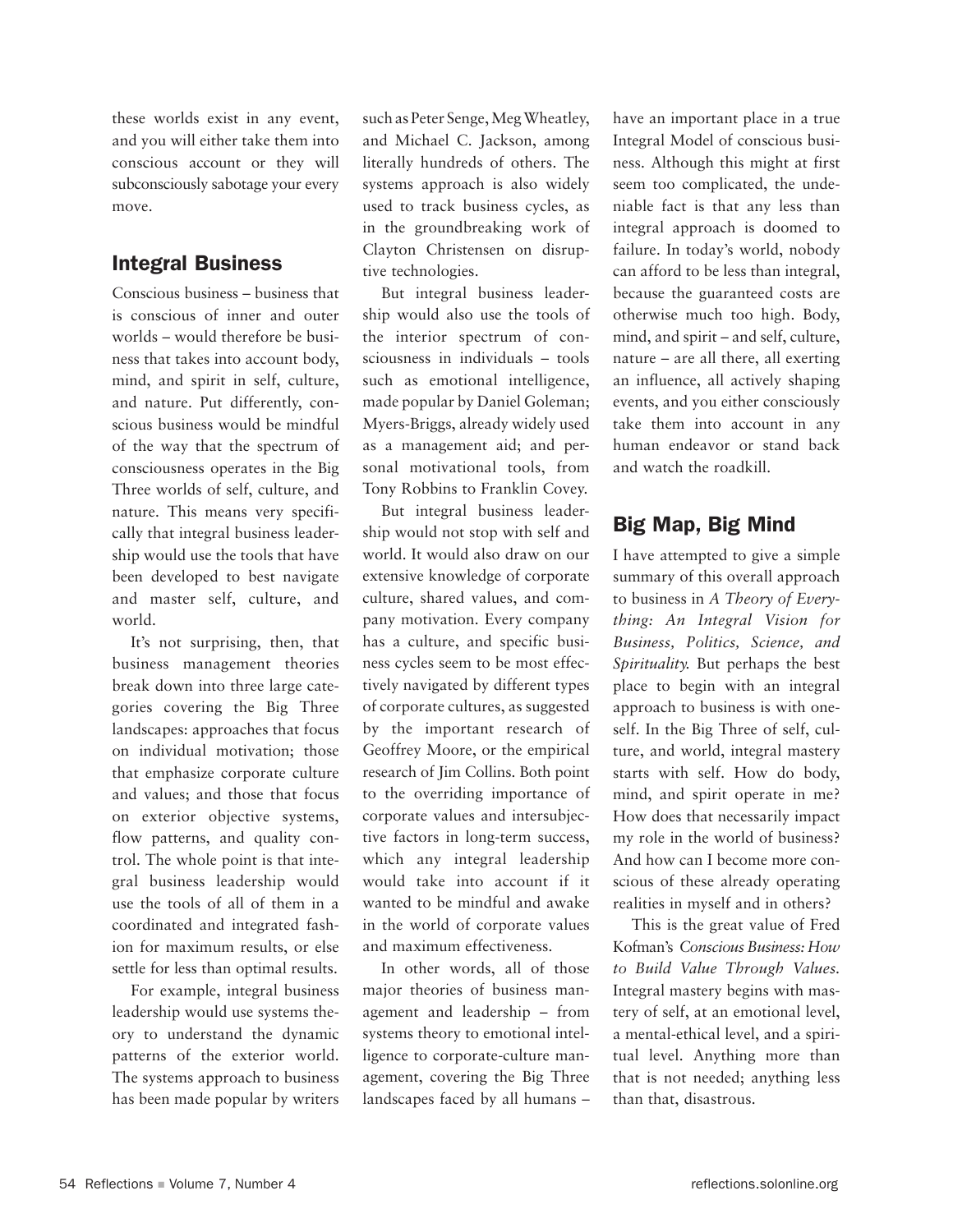these worlds exist in any event, and you will either take them into conscious account or they will subconsciously sabotage your every move.

## Integral Business

Conscious business – business that is conscious of inner and outer worlds – would therefore be business that takes into account body, mind, and spirit in self, culture, and nature. Put differently, conscious business would be mindful of the way that the spectrum of consciousness operates in the Big Three worlds of self, culture, and nature. This means very specifically that integral business leadership would use the tools that have been developed to best navigate and master self, culture, and world.

It's not surprising, then, that business management theories break down into three large categories covering the Big Three landscapes: approaches that focus on individual motivation; those that emphasize corporate culture and values; and those that focus on exterior objective systems, flow patterns, and quality control. The whole point is that integral business leadership would use the tools of all of them in a coordinated and integrated fashion for maximum results, or else settle for less than optimal results.

For example, integral business leadership would use systems theory to understand the dynamic patterns of the exterior world. The systems approach to business has been made popular by writers such as Peter Senge, Meg Wheatley, and Michael C. Jackson, among literally hundreds of others. The systems approach is also widely used to track business cycles, as in the groundbreaking work of Clayton Christensen on disruptive technologies.

But integral business leadership would also use the tools of the interior spectrum of consciousness in individuals – tools such as emotional intelligence, made popular by Daniel Goleman; Myers-Briggs, already widely used as a management aid; and personal motivational tools, from Tony Robbins to Franklin Covey.

But integral business leadership would not stop with self and world. It would also draw on our extensive knowledge of corporate culture, shared values, and company motivation. Every company has a culture, and specific business cycles seem to be most effectively navigated by different types of corporate cultures, as suggested by the important research of Geoffrey Moore, or the empirical research of Jim Collins. Both point to the overriding importance of corporate values and intersubjective factors in long-term success, which any integral leadership would take into account if it wanted to be mindful and awake in the world of corporate values and maximum effectiveness.

In other words, all of those major theories of business management and leadership – from systems theory to emotional intelligence to corporate-culture management, covering the Big Three landscapes faced by all humans – have an important place in a true Integral Model of conscious business. Although this might at first seem too complicated, the undeniable fact is that any less than integral approach is doomed to failure. In today's world, nobody can afford to be less than integral, because the guaranteed costs are otherwise much too high. Body, mind, and spirit – and self, culture, nature – are all there, all exerting an influence, all actively shaping events, and you either consciously take them into account in any human endeavor or stand back and watch the roadkill.

## Big Map, Big Mind

I have attempted to give a simple summary of this overall approach to business in *A Theory of Everything: An Integral Vision for Business, Politics, Science, and Spirituality.* But perhaps the best place to begin with an integral approach to business is with oneself. In the Big Three of self, culture, and world, integral mastery starts with self. How do body, mind, and spirit operate in me? How does that necessarily impact my role in the world of business? And how can I become more conscious of these already operating realities in myself and in others?

This is the great value of Fred Kofman's *Conscious Business: How to Build Value Through Values.* Integral mastery begins with mastery of self, at an emotional level, a mental-ethical level, and a spiritual level. Anything more than that is not needed; anything less than that, disastrous.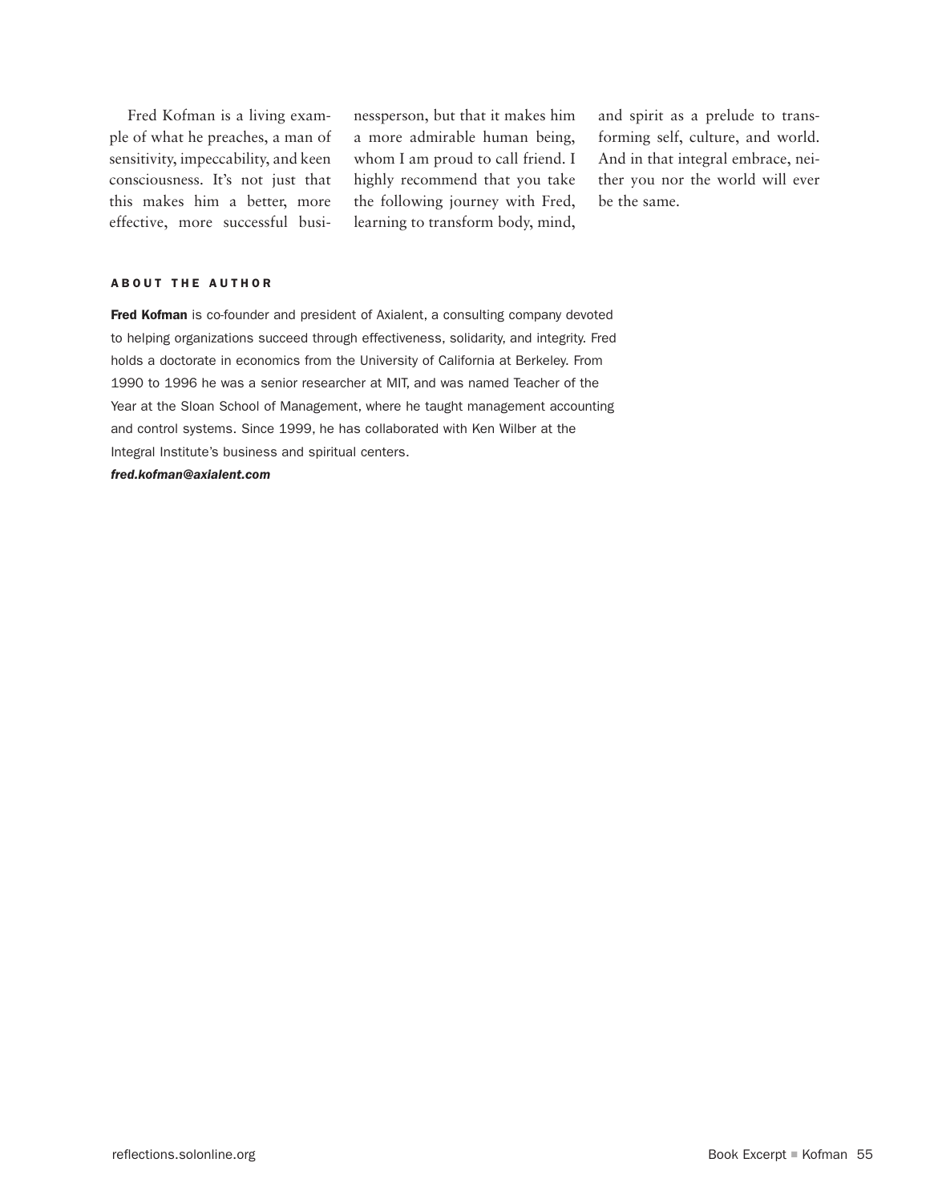Fred Kofman is a living example of what he preaches, a man of sensitivity, impeccability, and keen consciousness. It's not just that this makes him a better, more effective, more successful businessperson, but that it makes him a more admirable human being, whom I am proud to call friend. I highly recommend that you take the following journey with Fred, learning to transform body, mind, and spirit as a prelude to transforming self, culture, and world. And in that integral embrace, neither you nor the world will ever be the same.

#### ABOUT THE AUTHOR

**Fred Kofman** is co-founder and president of Axialent, a consulting company devoted to helping organizations succeed through effectiveness, solidarity, and integrity. Fred holds a doctorate in economics from the University of California at Berkeley. From 1990 to 1996 he was a senior researcher at MIT, and was named Teacher of the Year at the Sloan School of Management, where he taught management accounting and control systems. Since 1999, he has collaborated with Ken Wilber at the Integral Institute's business and spiritual centers.

***fred.kofman@axialent.com***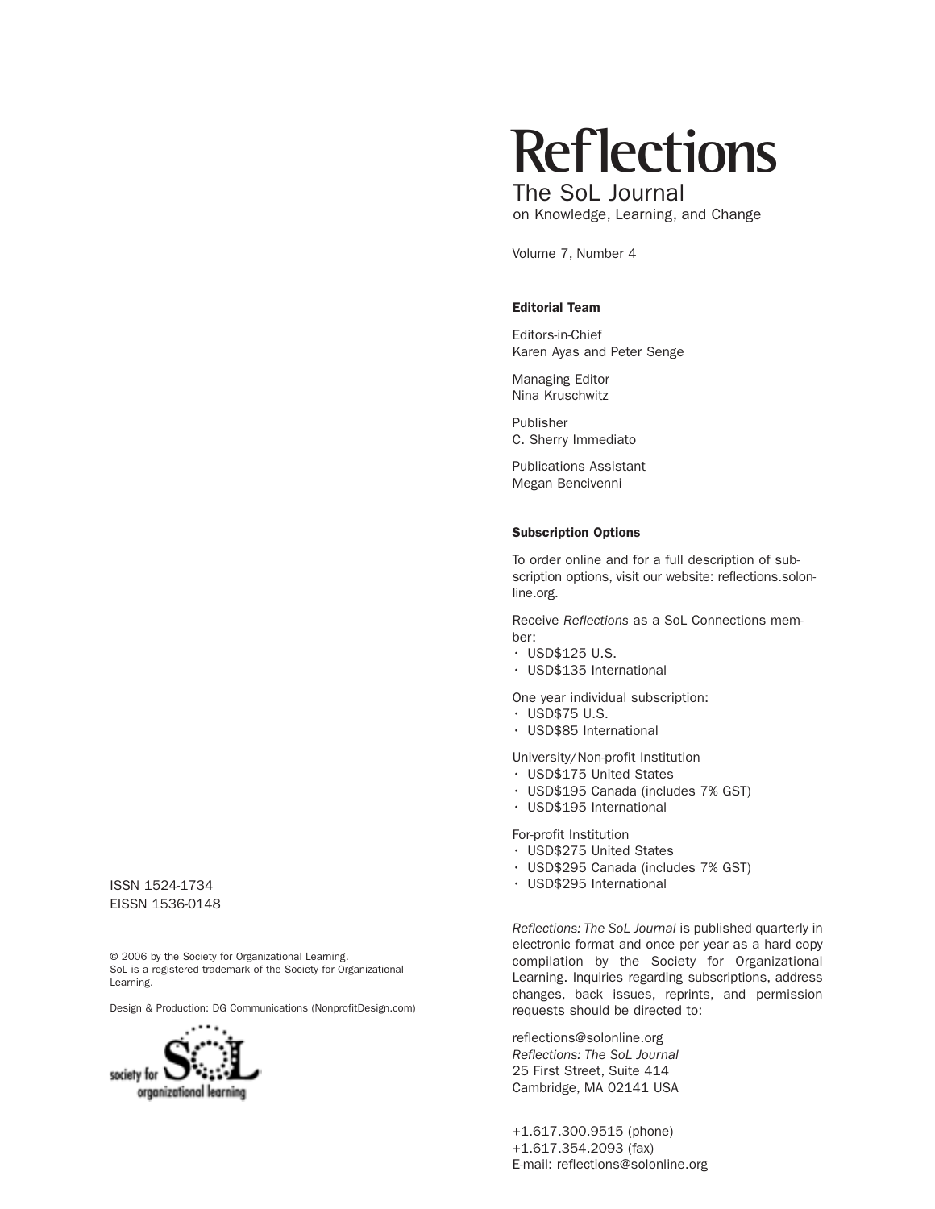# Reflections

## The SoL Journal

on Knowledge, Learning, and Change

Volume 7, Number 4

**Editorial Team**

Editors-in-Chief
Karen Ayas and Peter Senge

Managing Editor
Nina Kruschwitz

Publisher
C. Sherry Immediato

Publications Assistant
Megan Bencivenni

**Subscription Options**

To order online and for a full description of subscription options, visit our website: reflections.solonline.org.

Receive *Reflections* as a SoL Connections member:
- USD$125 U.S.
- USD$135 International

One year individual subscription:
- USD$75 U.S.
- USD$85 International

University/Non-profit Institution
- USD$175 United States
- USD$195 Canada (includes 7% GST)
- USD$195 International

For-profit Institution
- USD$275 United States
- USD$295 Canada (includes 7% GST)
- USD$295 International

*Reflections: The SoL Journal* is published quarterly in electronic format and once per year as a hard copy compilation by the Society for Organizational Learning. Inquiries regarding subscriptions, address changes, back issues, reprints, and permission requests should be directed to:

reflections@solonline.org
*Reflections: The SoL Journal*
25 First Street, Suite 414
Cambridge, MA 02141 USA

+1.617.300.9515 (phone)
+1.617.354.2093 (fax)
E-mail: reflections@solonline.org

ISSN 1524-1734
EISSN 1536-0148

© 2006 by the Society for Organizational Learning.
SoL is a registered trademark of the Society for Organizational Learning.

Design & Production: DG Communications (NonprofitDesign.com)

society for SoL organizational learning